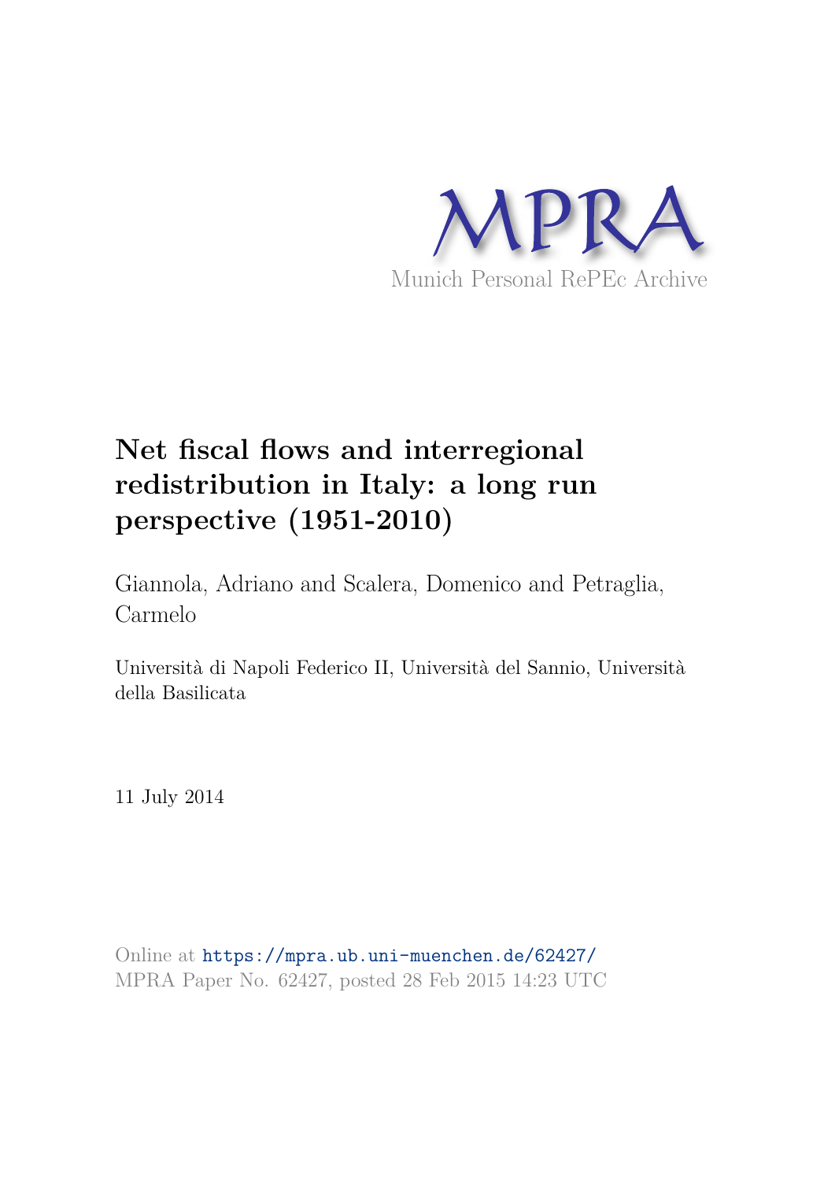MPRA

Munich Personal RePEc Archive

# Net fiscal flows and interregional redistribution in Italy: a long run perspective (1951-2010)

Giannola, Adriano and Scalera, Domenico and Petraglia, Carmelo

Università di Napoli Federico II, Università del Sannio, Università della Basilicata

11 July 2014

Online at https://mpra.ub.uni-muenchen.de/62427/
MPRA Paper No. 62427, posted 28 Feb 2015 14:23 UTC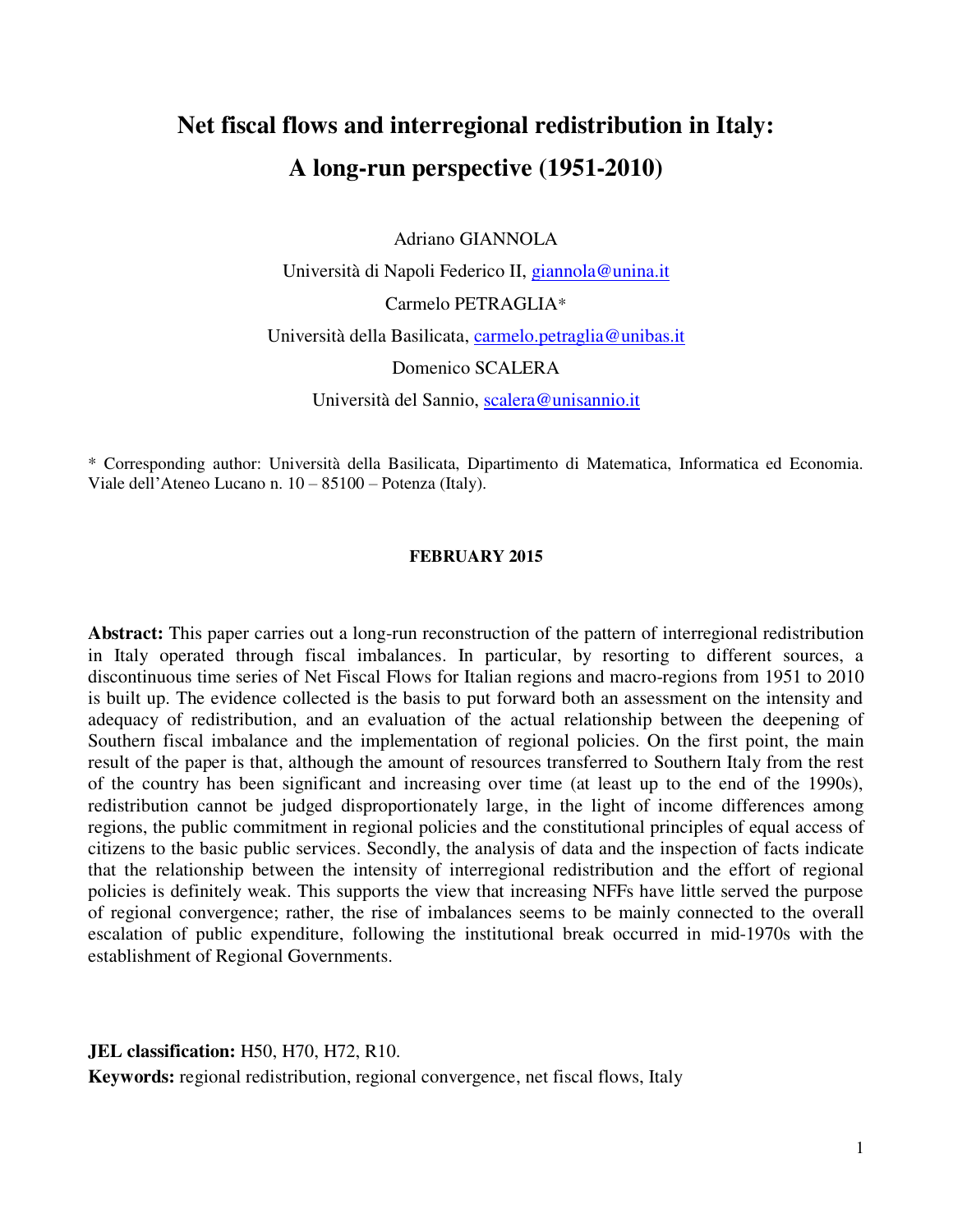# Net fiscal flows and interregional redistribution in Italy: A long-run perspective (1951-2010)

Adriano GIANNOLA

Università di Napoli Federico II, giannola@unina.it

Carmelo PETRAGLIA*

Università della Basilicata, carmelo.petraglia@unibas.it

Domenico SCALERA

Università del Sannio, scalera@unisannio.it

* Corresponding author: Università della Basilicata, Dipartimento di Matematica, Informatica ed Economia. Viale dell'Ateneo Lucano n. 10 – 85100 – Potenza (Italy).

**FEBRUARY 2015**

**Abstract:** This paper carries out a long-run reconstruction of the pattern of interregional redistribution in Italy operated through fiscal imbalances. In particular, by resorting to different sources, a discontinuous time series of Net Fiscal Flows for Italian regions and macro-regions from 1951 to 2010 is built up. The evidence collected is the basis to put forward both an assessment on the intensity and adequacy of redistribution, and an evaluation of the actual relationship between the deepening of Southern fiscal imbalance and the implementation of regional policies. On the first point, the main result of the paper is that, although the amount of resources transferred to Southern Italy from the rest of the country has been significant and increasing over time (at least up to the end of the 1990s), redistribution cannot be judged disproportionately large, in the light of income differences among regions, the public commitment in regional policies and the constitutional principles of equal access of citizens to the basic public services. Secondly, the analysis of data and the inspection of facts indicate that the relationship between the intensity of interregional redistribution and the effort of regional policies is definitely weak. This supports the view that increasing NFFs have little served the purpose of regional convergence; rather, the rise of imbalances seems to be mainly connected to the overall escalation of public expenditure, following the institutional break occurred in mid-1970s with the establishment of Regional Governments.

**JEL classification:** H50, H70, H72, R10.

**Keywords:** regional redistribution, regional convergence, net fiscal flows, Italy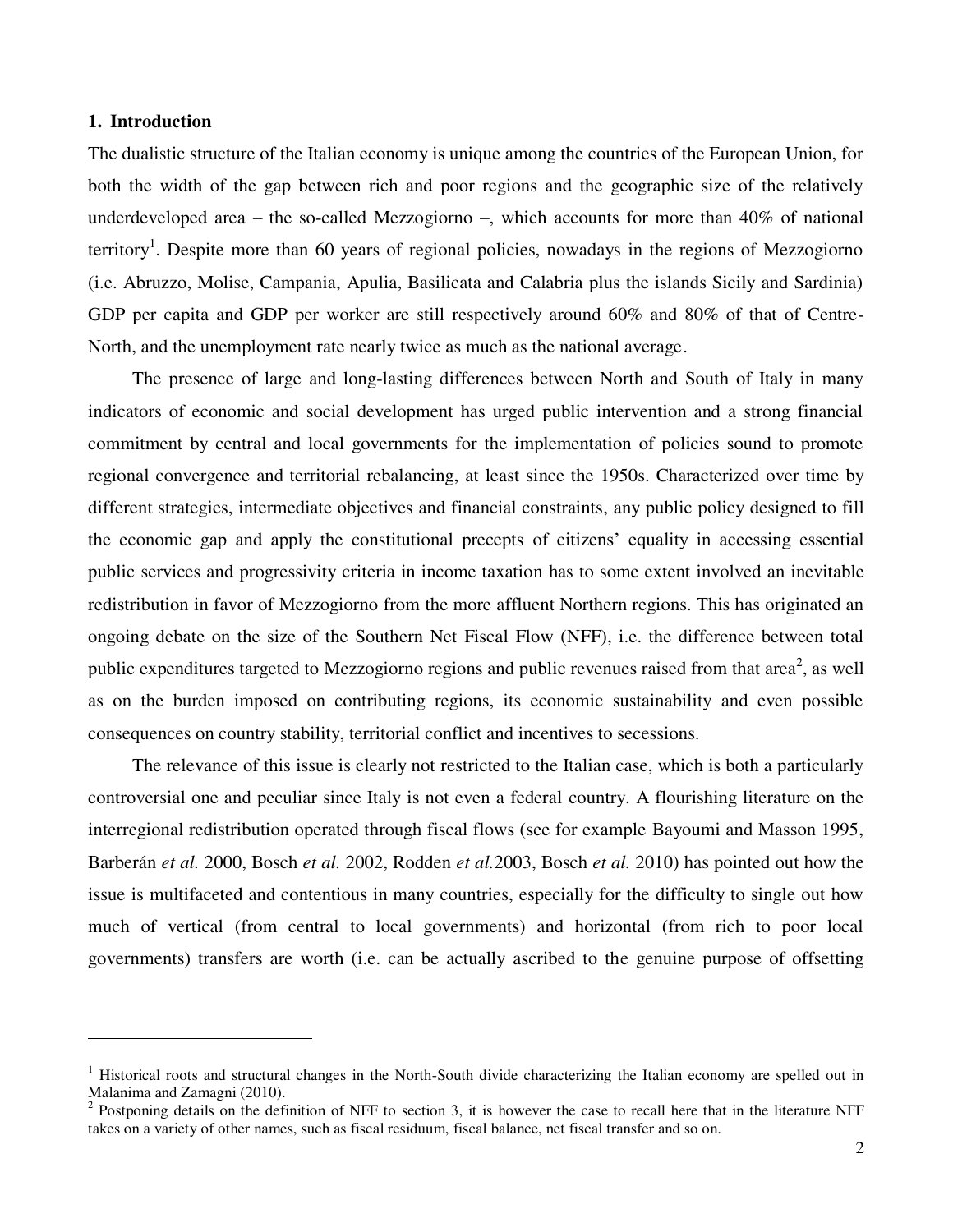## 1. Introduction

The dualistic structure of the Italian economy is unique among the countries of the European Union, for both the width of the gap between rich and poor regions and the geographic size of the relatively underdeveloped area – the so-called Mezzogiorno –, which accounts for more than 40% of national territory[1]. Despite more than 60 years of regional policies, nowadays in the regions of Mezzogiorno (i.e. Abruzzo, Molise, Campania, Apulia, Basilicata and Calabria plus the islands Sicily and Sardinia) GDP per capita and GDP per worker are still respectively around 60% and 80% of that of Centre-North, and the unemployment rate nearly twice as much as the national average.

The presence of large and long-lasting differences between North and South of Italy in many indicators of economic and social development has urged public intervention and a strong financial commitment by central and local governments for the implementation of policies sound to promote regional convergence and territorial rebalancing, at least since the 1950s. Characterized over time by different strategies, intermediate objectives and financial constraints, any public policy designed to fill the economic gap and apply the constitutional precepts of citizens' equality in accessing essential public services and progressivity criteria in income taxation has to some extent involved an inevitable redistribution in favor of Mezzogiorno from the more affluent Northern regions. This has originated an ongoing debate on the size of the Southern Net Fiscal Flow (NFF), i.e. the difference between total public expenditures targeted to Mezzogiorno regions and public revenues raised from that area[2], as well as on the burden imposed on contributing regions, its economic sustainability and even possible consequences on country stability, territorial conflict and incentives to secessions.

The relevance of this issue is clearly not restricted to the Italian case, which is both a particularly controversial one and peculiar since Italy is not even a federal country. A flourishing literature on the interregional redistribution operated through fiscal flows (see for example Bayoumi and Masson 1995, Barberán *et al.* 2000, Bosch *et al.* 2002, Rodden *et al.*2003, Bosch *et al.* 2010) has pointed out how the issue is multifaceted and contentious in many countries, especially for the difficulty to single out how much of vertical (from central to local governments) and horizontal (from rich to poor local governments) transfers are worth (i.e. can be actually ascribed to the genuine purpose of offsetting

---

[1] Historical roots and structural changes in the North-South divide characterizing the Italian economy are spelled out in Malanima and Zamagni (2010).

[2] Postponing details on the definition of NFF to section 3, it is however the case to recall here that in the literature NFF takes on a variety of other names, such as fiscal residuum, fiscal balance, net fiscal transfer and so on.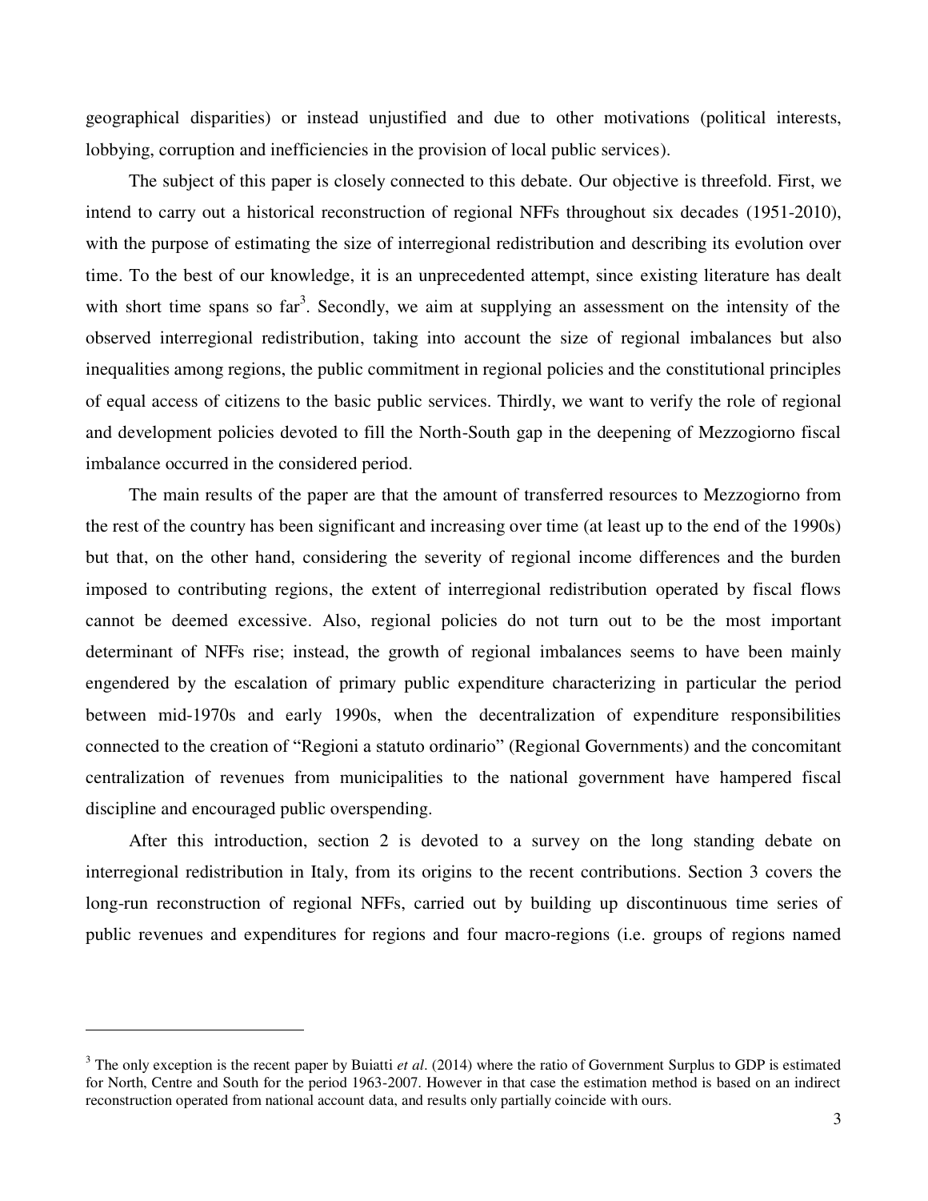geographical disparities) or instead unjustified and due to other motivations (political interests, lobbying, corruption and inefficiencies in the provision of local public services).

The subject of this paper is closely connected to this debate. Our objective is threefold. First, we intend to carry out a historical reconstruction of regional NFFs throughout six decades (1951-2010), with the purpose of estimating the size of interregional redistribution and describing its evolution over time. To the best of our knowledge, it is an unprecedented attempt, since existing literature has dealt with short time spans so far[3]. Secondly, we aim at supplying an assessment on the intensity of the observed interregional redistribution, taking into account the size of regional imbalances but also inequalities among regions, the public commitment in regional policies and the constitutional principles of equal access of citizens to the basic public services. Thirdly, we want to verify the role of regional and development policies devoted to fill the North-South gap in the deepening of Mezzogiorno fiscal imbalance occurred in the considered period.

The main results of the paper are that the amount of transferred resources to Mezzogiorno from the rest of the country has been significant and increasing over time (at least up to the end of the 1990s) but that, on the other hand, considering the severity of regional income differences and the burden imposed to contributing regions, the extent of interregional redistribution operated by fiscal flows cannot be deemed excessive. Also, regional policies do not turn out to be the most important determinant of NFFs rise; instead, the growth of regional imbalances seems to have been mainly engendered by the escalation of primary public expenditure characterizing in particular the period between mid-1970s and early 1990s, when the decentralization of expenditure responsibilities connected to the creation of "Regioni a statuto ordinario" (Regional Governments) and the concomitant centralization of revenues from municipalities to the national government have hampered fiscal discipline and encouraged public overspending.

After this introduction, section 2 is devoted to a survey on the long standing debate on interregional redistribution in Italy, from its origins to the recent contributions. Section 3 covers the long-run reconstruction of regional NFFs, carried out by building up discontinuous time series of public revenues and expenditures for regions and four macro-regions (i.e. groups of regions named

---

[3] The only exception is the recent paper by Buiatti *et al*. (2014) where the ratio of Government Surplus to GDP is estimated for North, Centre and South for the period 1963-2007. However in that case the estimation method is based on an indirect reconstruction operated from national account data, and results only partially coincide with ours.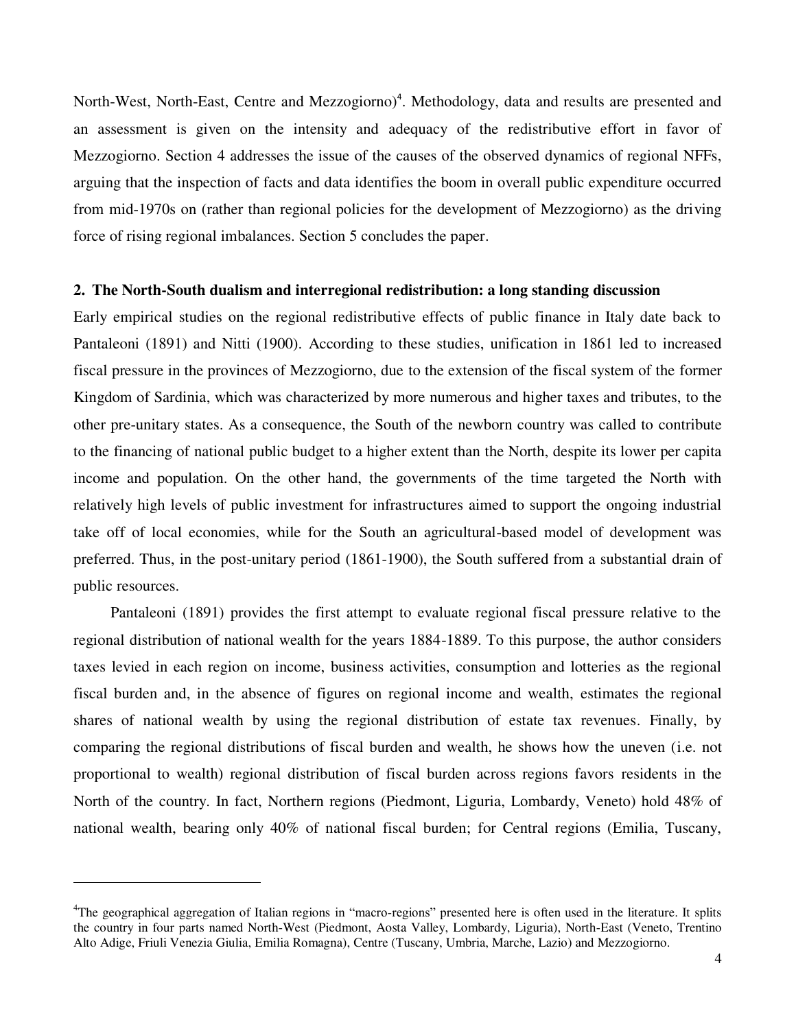North-West, North-East, Centre and Mezzogiorno)[4]. Methodology, data and results are presented and an assessment is given on the intensity and adequacy of the redistributive effort in favor of Mezzogiorno. Section 4 addresses the issue of the causes of the observed dynamics of regional NFFs, arguing that the inspection of facts and data identifies the boom in overall public expenditure occurred from mid-1970s on (rather than regional policies for the development of Mezzogiorno) as the driving force of rising regional imbalances. Section 5 concludes the paper.

## 2. The North-South dualism and interregional redistribution: a long standing discussion

Early empirical studies on the regional redistributive effects of public finance in Italy date back to Pantaleoni (1891) and Nitti (1900). According to these studies, unification in 1861 led to increased fiscal pressure in the provinces of Mezzogiorno, due to the extension of the fiscal system of the former Kingdom of Sardinia, which was characterized by more numerous and higher taxes and tributes, to the other pre-unitary states. As a consequence, the South of the newborn country was called to contribute to the financing of national public budget to a higher extent than the North, despite its lower per capita income and population. On the other hand, the governments of the time targeted the North with relatively high levels of public investment for infrastructures aimed to support the ongoing industrial take off of local economies, while for the South an agricultural-based model of development was preferred. Thus, in the post-unitary period (1861-1900), the South suffered from a substantial drain of public resources.

Pantaleoni (1891) provides the first attempt to evaluate regional fiscal pressure relative to the regional distribution of national wealth for the years 1884-1889. To this purpose, the author considers taxes levied in each region on income, business activities, consumption and lotteries as the regional fiscal burden and, in the absence of figures on regional income and wealth, estimates the regional shares of national wealth by using the regional distribution of estate tax revenues. Finally, by comparing the regional distributions of fiscal burden and wealth, he shows how the uneven (i.e. not proportional to wealth) regional distribution of fiscal burden across regions favors residents in the North of the country. In fact, Northern regions (Piedmont, Liguria, Lombardy, Veneto) hold 48% of national wealth, bearing only 40% of national fiscal burden; for Central regions (Emilia, Tuscany,

---

[4] The geographical aggregation of Italian regions in "macro-regions" presented here is often used in the literature. It splits the country in four parts named North-West (Piedmont, Aosta Valley, Lombardy, Liguria), North-East (Veneto, Trentino Alto Adige, Friuli Venezia Giulia, Emilia Romagna), Centre (Tuscany, Umbria, Marche, Lazio) and Mezzogiorno.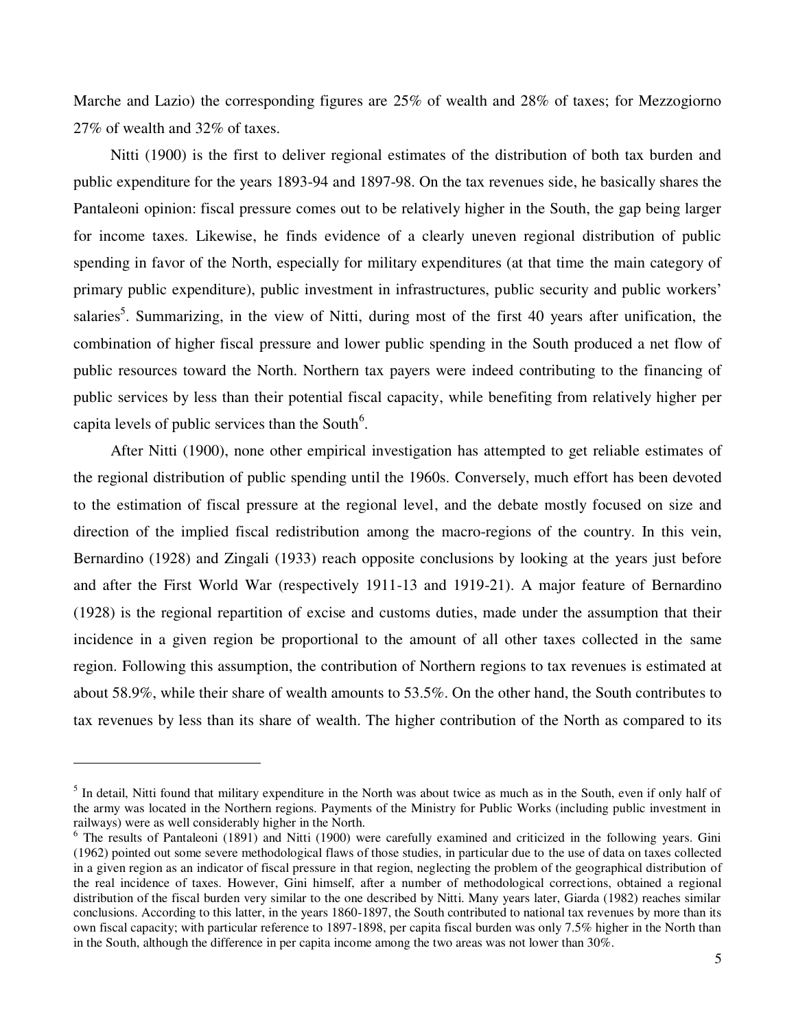Marche and Lazio) the corresponding figures are 25% of wealth and 28% of taxes; for Mezzogiorno 27% of wealth and 32% of taxes.

Nitti (1900) is the first to deliver regional estimates of the distribution of both tax burden and public expenditure for the years 1893-94 and 1897-98. On the tax revenues side, he basically shares the Pantaleoni opinion: fiscal pressure comes out to be relatively higher in the South, the gap being larger for income taxes. Likewise, he finds evidence of a clearly uneven regional distribution of public spending in favor of the North, especially for military expenditures (at that time the main category of primary public expenditure), public investment in infrastructures, public security and public workers' salaries[5]. Summarizing, in the view of Nitti, during most of the first 40 years after unification, the combination of higher fiscal pressure and lower public spending in the South produced a net flow of public resources toward the North. Northern tax payers were indeed contributing to the financing of public services by less than their potential fiscal capacity, while benefiting from relatively higher per capita levels of public services than the South[6].

After Nitti (1900), none other empirical investigation has attempted to get reliable estimates of the regional distribution of public spending until the 1960s. Conversely, much effort has been devoted to the estimation of fiscal pressure at the regional level, and the debate mostly focused on size and direction of the implied fiscal redistribution among the macro-regions of the country. In this vein, Bernardino (1928) and Zingali (1933) reach opposite conclusions by looking at the years just before and after the First World War (respectively 1911-13 and 1919-21). A major feature of Bernardino (1928) is the regional repartition of excise and customs duties, made under the assumption that their incidence in a given region be proportional to the amount of all other taxes collected in the same region. Following this assumption, the contribution of Northern regions to tax revenues is estimated at about 58.9%, while their share of wealth amounts to 53.5%. On the other hand, the South contributes to tax revenues by less than its share of wealth. The higher contribution of the North as compared to its

---

[5] In detail, Nitti found that military expenditure in the North was about twice as much as in the South, even if only half of the army was located in the Northern regions. Payments of the Ministry for Public Works (including public investment in railways) were as well considerably higher in the North.

[6] The results of Pantaleoni (1891) and Nitti (1900) were carefully examined and criticized in the following years. Gini (1962) pointed out some severe methodological flaws of those studies, in particular due to the use of data on taxes collected in a given region as an indicator of fiscal pressure in that region, neglecting the problem of the geographical distribution of the real incidence of taxes. However, Gini himself, after a number of methodological corrections, obtained a regional distribution of the fiscal burden very similar to the one described by Nitti. Many years later, Giarda (1982) reaches similar conclusions. According to this latter, in the years 1860-1897, the South contributed to national tax revenues by more than its own fiscal capacity; with particular reference to 1897-1898, per capita fiscal burden was only 7.5% higher in the North than in the South, although the difference in per capita income among the two areas was not lower than 30%.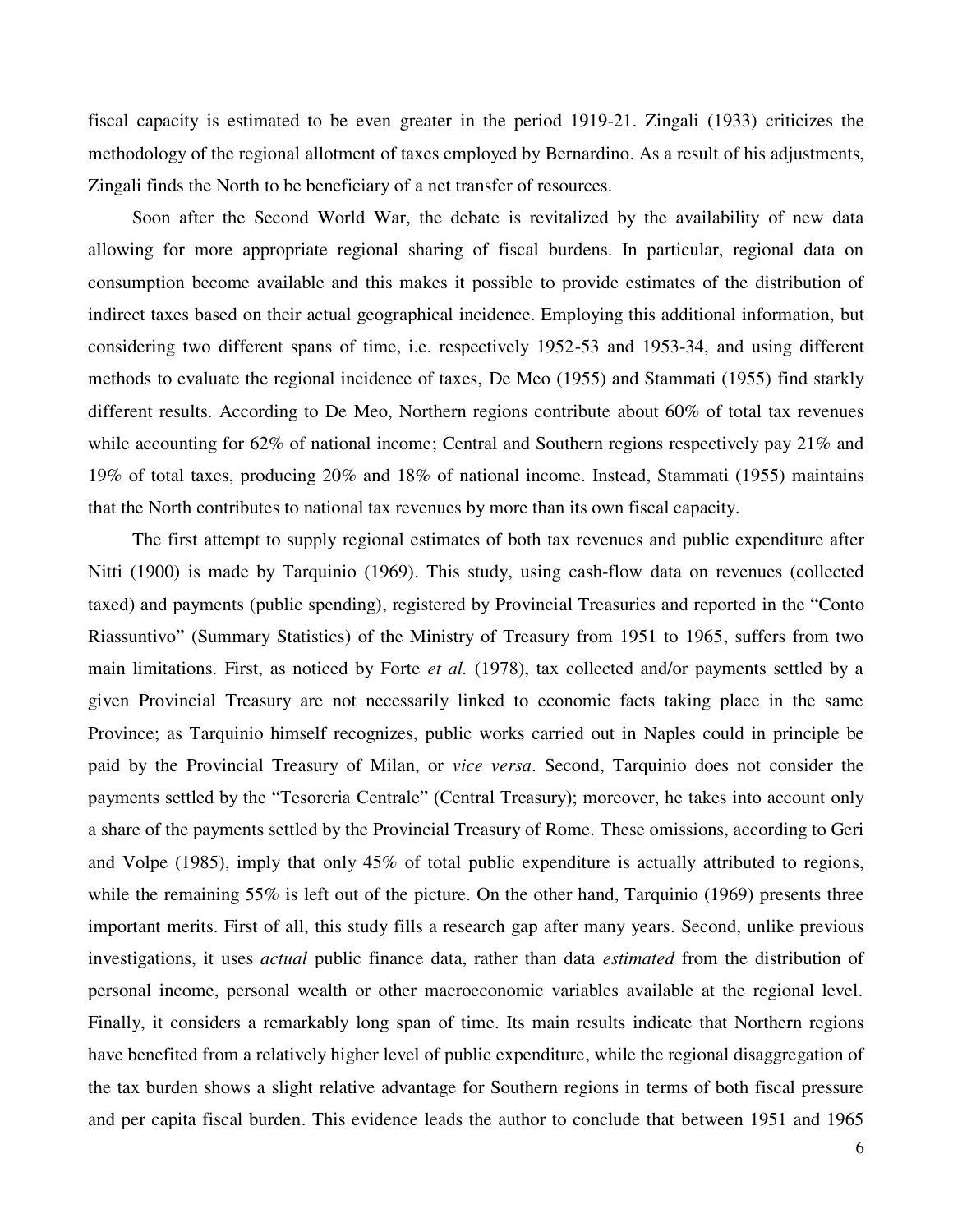fiscal capacity is estimated to be even greater in the period 1919-21. Zingali (1933) criticizes the methodology of the regional allotment of taxes employed by Bernardino. As a result of his adjustments, Zingali finds the North to be beneficiary of a net transfer of resources.

Soon after the Second World War, the debate is revitalized by the availability of new data allowing for more appropriate regional sharing of fiscal burdens. In particular, regional data on consumption become available and this makes it possible to provide estimates of the distribution of indirect taxes based on their actual geographical incidence. Employing this additional information, but considering two different spans of time, i.e. respectively 1952-53 and 1953-34, and using different methods to evaluate the regional incidence of taxes, De Meo (1955) and Stammati (1955) find starkly different results. According to De Meo, Northern regions contribute about 60% of total tax revenues while accounting for 62% of national income; Central and Southern regions respectively pay 21% and 19% of total taxes, producing 20% and 18% of national income. Instead, Stammati (1955) maintains that the North contributes to national tax revenues by more than its own fiscal capacity.

The first attempt to supply regional estimates of both tax revenues and public expenditure after Nitti (1900) is made by Tarquinio (1969). This study, using cash-flow data on revenues (collected taxed) and payments (public spending), registered by Provincial Treasuries and reported in the "Conto Riassuntivo" (Summary Statistics) of the Ministry of Treasury from 1951 to 1965, suffers from two main limitations. First, as noticed by Forte *et al.* (1978), tax collected and/or payments settled by a given Provincial Treasury are not necessarily linked to economic facts taking place in the same Province; as Tarquinio himself recognizes, public works carried out in Naples could in principle be paid by the Provincial Treasury of Milan, or *vice versa*. Second, Tarquinio does not consider the payments settled by the "Tesoreria Centrale" (Central Treasury); moreover, he takes into account only a share of the payments settled by the Provincial Treasury of Rome. These omissions, according to Geri and Volpe (1985), imply that only 45% of total public expenditure is actually attributed to regions, while the remaining 55% is left out of the picture. On the other hand, Tarquinio (1969) presents three important merits. First of all, this study fills a research gap after many years. Second, unlike previous investigations, it uses *actual* public finance data, rather than data *estimated* from the distribution of personal income, personal wealth or other macroeconomic variables available at the regional level. Finally, it considers a remarkably long span of time. Its main results indicate that Northern regions have benefited from a relatively higher level of public expenditure, while the regional disaggregation of the tax burden shows a slight relative advantage for Southern regions in terms of both fiscal pressure and per capita fiscal burden. This evidence leads the author to conclude that between 1951 and 1965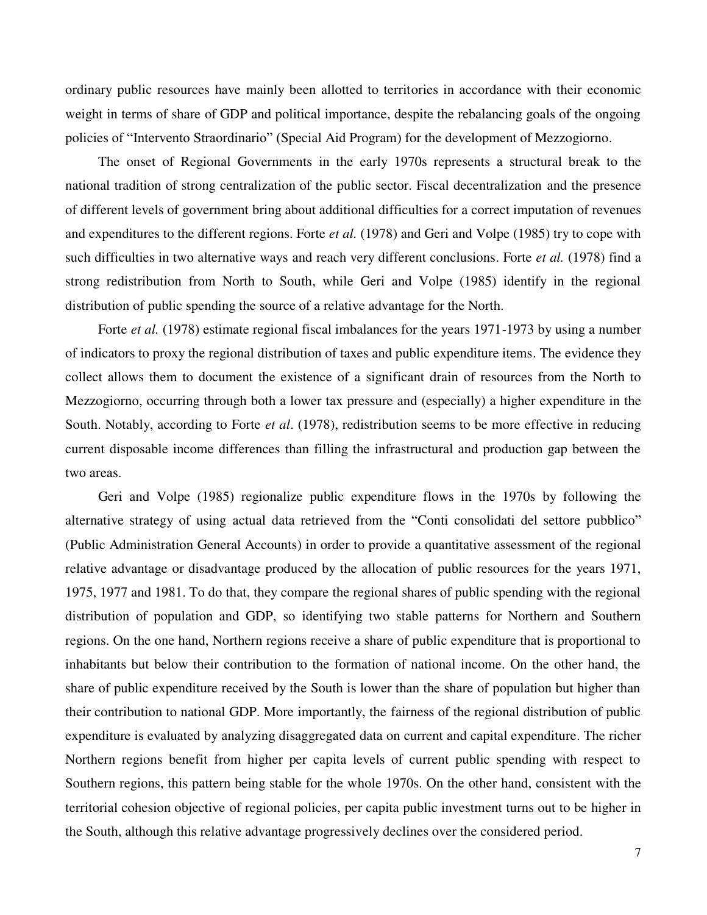ordinary public resources have mainly been allotted to territories in accordance with their economic weight in terms of share of GDP and political importance, despite the rebalancing goals of the ongoing policies of "Intervento Straordinario" (Special Aid Program) for the development of Mezzogiorno.

The onset of Regional Governments in the early 1970s represents a structural break to the national tradition of strong centralization of the public sector. Fiscal decentralization and the presence of different levels of government bring about additional difficulties for a correct imputation of revenues and expenditures to the different regions. Forte *et al.* (1978) and Geri and Volpe (1985) try to cope with such difficulties in two alternative ways and reach very different conclusions. Forte *et al.* (1978) find a strong redistribution from North to South, while Geri and Volpe (1985) identify in the regional distribution of public spending the source of a relative advantage for the North.

Forte *et al.* (1978) estimate regional fiscal imbalances for the years 1971-1973 by using a number of indicators to proxy the regional distribution of taxes and public expenditure items. The evidence they collect allows them to document the existence of a significant drain of resources from the North to Mezzogiorno, occurring through both a lower tax pressure and (especially) a higher expenditure in the South. Notably, according to Forte *et al*. (1978), redistribution seems to be more effective in reducing current disposable income differences than filling the infrastructural and production gap between the two areas.

Geri and Volpe (1985) regionalize public expenditure flows in the 1970s by following the alternative strategy of using actual data retrieved from the "Conti consolidati del settore pubblico" (Public Administration General Accounts) in order to provide a quantitative assessment of the regional relative advantage or disadvantage produced by the allocation of public resources for the years 1971, 1975, 1977 and 1981. To do that, they compare the regional shares of public spending with the regional distribution of population and GDP, so identifying two stable patterns for Northern and Southern regions. On the one hand, Northern regions receive a share of public expenditure that is proportional to inhabitants but below their contribution to the formation of national income. On the other hand, the share of public expenditure received by the South is lower than the share of population but higher than their contribution to national GDP. More importantly, the fairness of the regional distribution of public expenditure is evaluated by analyzing disaggregated data on current and capital expenditure. The richer Northern regions benefit from higher per capita levels of current public spending with respect to Southern regions, this pattern being stable for the whole 1970s. On the other hand, consistent with the territorial cohesion objective of regional policies, per capita public investment turns out to be higher in the South, although this relative advantage progressively declines over the considered period.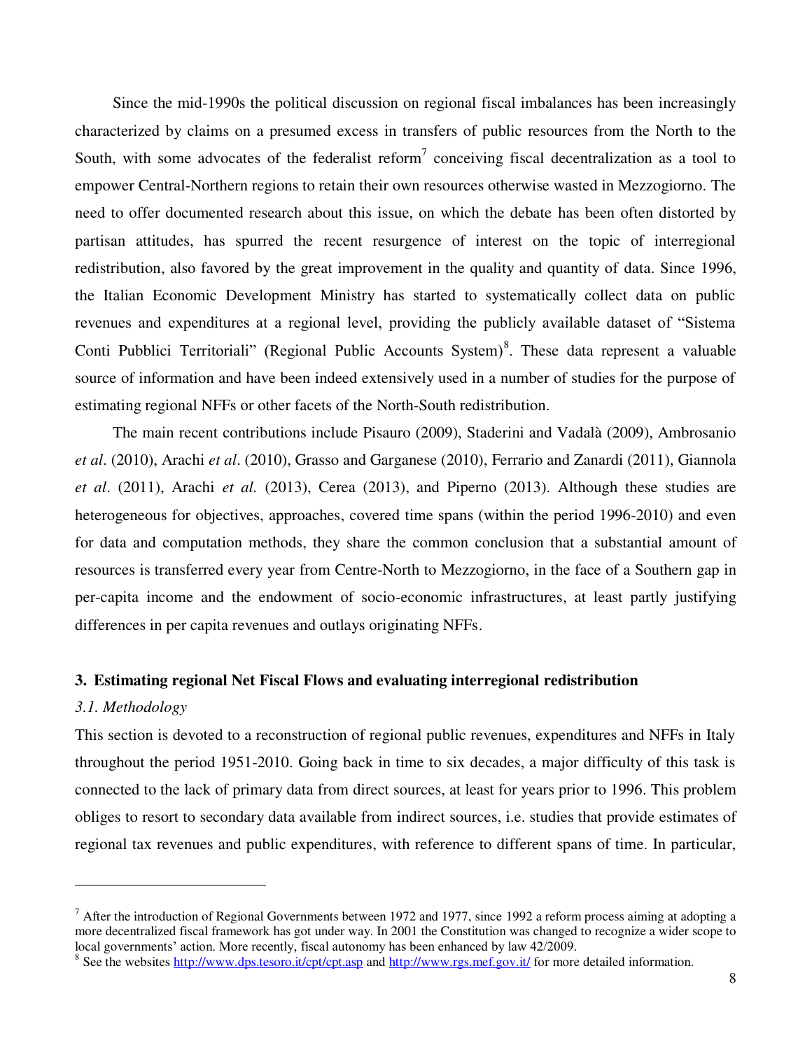Since the mid-1990s the political discussion on regional fiscal imbalances has been increasingly characterized by claims on a presumed excess in transfers of public resources from the North to the South, with some advocates of the federalist reform[7] conceiving fiscal decentralization as a tool to empower Central-Northern regions to retain their own resources otherwise wasted in Mezzogiorno. The need to offer documented research about this issue, on which the debate has been often distorted by partisan attitudes, has spurred the recent resurgence of interest on the topic of interregional redistribution, also favored by the great improvement in the quality and quantity of data. Since 1996, the Italian Economic Development Ministry has started to systematically collect data on public revenues and expenditures at a regional level, providing the publicly available dataset of "Sistema Conti Pubblici Territoriali" (Regional Public Accounts System)[8]. These data represent a valuable source of information and have been indeed extensively used in a number of studies for the purpose of estimating regional NFFs or other facets of the North-South redistribution.

The main recent contributions include Pisauro (2009), Staderini and Vadalà (2009), Ambrosanio *et al*. (2010), Arachi *et al*. (2010), Grasso and Garganese (2010), Ferrario and Zanardi (2011), Giannola *et al*. (2011), Arachi *et al.* (2013), Cerea (2013), and Piperno (2013). Although these studies are heterogeneous for objectives, approaches, covered time spans (within the period 1996-2010) and even for data and computation methods, they share the common conclusion that a substantial amount of resources is transferred every year from Centre-North to Mezzogiorno, in the face of a Southern gap in per-capita income and the endowment of socio-economic infrastructures, at least partly justifying differences in per capita revenues and outlays originating NFFs.

## 3. Estimating regional Net Fiscal Flows and evaluating interregional redistribution

### *3.1. Methodology*

This section is devoted to a reconstruction of regional public revenues, expenditures and NFFs in Italy throughout the period 1951-2010. Going back in time to six decades, a major difficulty of this task is connected to the lack of primary data from direct sources, at least for years prior to 1996. This problem obliges to resort to secondary data available from indirect sources, i.e. studies that provide estimates of regional tax revenues and public expenditures, with reference to different spans of time. In particular,

---

[7] After the introduction of Regional Governments between 1972 and 1977, since 1992 a reform process aiming at adopting a more decentralized fiscal framework has got under way. In 2001 the Constitution was changed to recognize a wider scope to local governments' action. More recently, fiscal autonomy has been enhanced by law 42/2009.

[8] See the websites http://www.dps.tesoro.it/cpt/cpt.asp and http://www.rgs.mef.gov.it/ for more detailed information.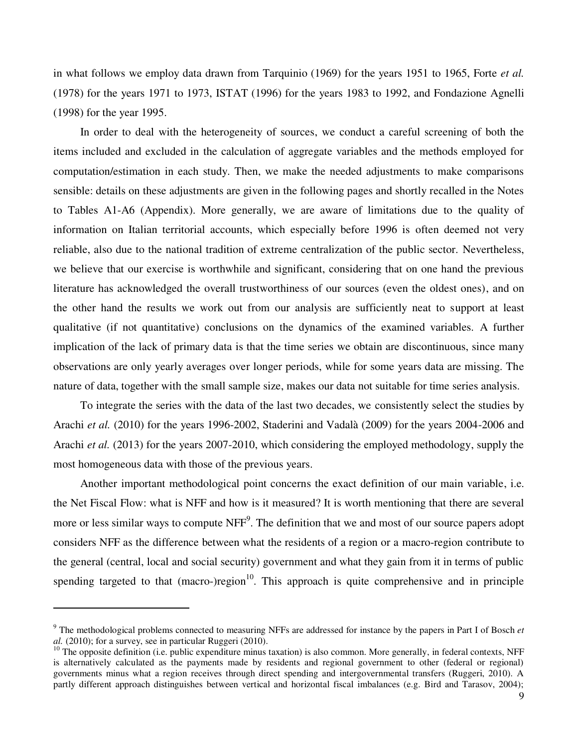in what follows we employ data drawn from Tarquinio (1969) for the years 1951 to 1965, Forte *et al.* (1978) for the years 1971 to 1973, ISTAT (1996) for the years 1983 to 1992, and Fondazione Agnelli (1998) for the year 1995.

In order to deal with the heterogeneity of sources, we conduct a careful screening of both the items included and excluded in the calculation of aggregate variables and the methods employed for computation/estimation in each study. Then, we make the needed adjustments to make comparisons sensible: details on these adjustments are given in the following pages and shortly recalled in the Notes to Tables A1-A6 (Appendix). More generally, we are aware of limitations due to the quality of information on Italian territorial accounts, which especially before 1996 is often deemed not very reliable, also due to the national tradition of extreme centralization of the public sector. Nevertheless, we believe that our exercise is worthwhile and significant, considering that on one hand the previous literature has acknowledged the overall trustworthiness of our sources (even the oldest ones), and on the other hand the results we work out from our analysis are sufficiently neat to support at least qualitative (if not quantitative) conclusions on the dynamics of the examined variables. A further implication of the lack of primary data is that the time series we obtain are discontinuous, since many observations are only yearly averages over longer periods, while for some years data are missing. The nature of data, together with the small sample size, makes our data not suitable for time series analysis.

To integrate the series with the data of the last two decades, we consistently select the studies by Arachi *et al.* (2010) for the years 1996-2002, Staderini and Vadalà (2009) for the years 2004-2006 and Arachi *et al.* (2013) for the years 2007-2010, which considering the employed methodology, supply the most homogeneous data with those of the previous years.

Another important methodological point concerns the exact definition of our main variable, i.e. the Net Fiscal Flow: what is NFF and how is it measured? It is worth mentioning that there are several more or less similar ways to compute NFF[9]. The definition that we and most of our source papers adopt considers NFF as the difference between what the residents of a region or a macro-region contribute to the general (central, local and social security) government and what they gain from it in terms of public spending targeted to that (macro-)region[10]. This approach is quite comprehensive and in principle

---

[9] The methodological problems connected to measuring NFFs are addressed for instance by the papers in Part I of Bosch *et al.* (2010); for a survey, see in particular Ruggeri (2010).

[10] The opposite definition (i.e. public expenditure minus taxation) is also common. More generally, in federal contexts, NFF is alternatively calculated as the payments made by residents and regional government to other (federal or regional) governments minus what a region receives through direct spending and intergovernmental transfers (Ruggeri, 2010). A partly different approach distinguishes between vertical and horizontal fiscal imbalances (e.g. Bird and Tarasov, 2004);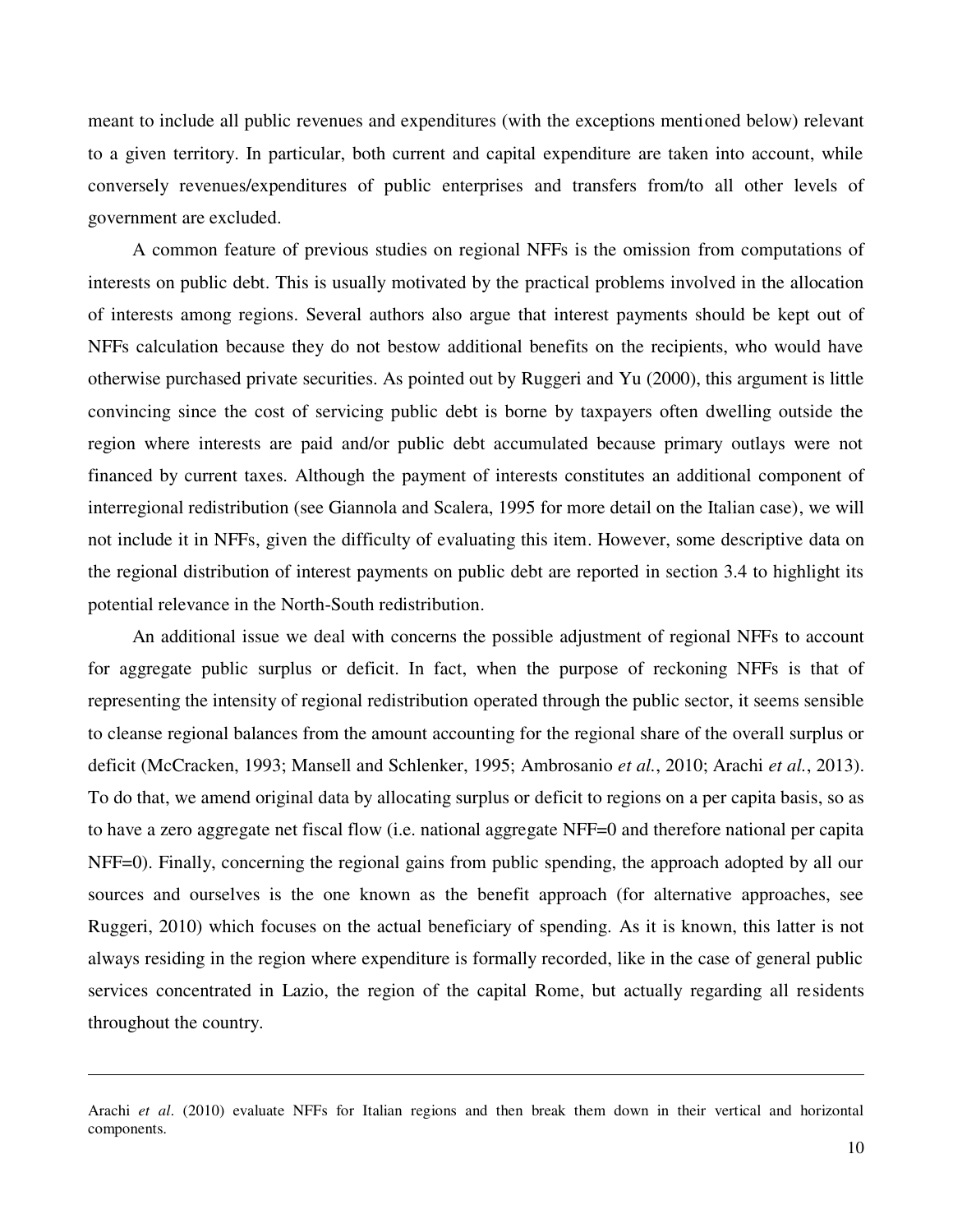meant to include all public revenues and expenditures (with the exceptions mentioned below) relevant to a given territory. In particular, both current and capital expenditure are taken into account, while conversely revenues/expenditures of public enterprises and transfers from/to all other levels of government are excluded.

A common feature of previous studies on regional NFFs is the omission from computations of interests on public debt. This is usually motivated by the practical problems involved in the allocation of interests among regions. Several authors also argue that interest payments should be kept out of NFFs calculation because they do not bestow additional benefits on the recipients, who would have otherwise purchased private securities. As pointed out by Ruggeri and Yu (2000), this argument is little convincing since the cost of servicing public debt is borne by taxpayers often dwelling outside the region where interests are paid and/or public debt accumulated because primary outlays were not financed by current taxes. Although the payment of interests constitutes an additional component of interregional redistribution (see Giannola and Scalera, 1995 for more detail on the Italian case), we will not include it in NFFs, given the difficulty of evaluating this item. However, some descriptive data on the regional distribution of interest payments on public debt are reported in section 3.4 to highlight its potential relevance in the North-South redistribution.

An additional issue we deal with concerns the possible adjustment of regional NFFs to account for aggregate public surplus or deficit. In fact, when the purpose of reckoning NFFs is that of representing the intensity of regional redistribution operated through the public sector, it seems sensible to cleanse regional balances from the amount accounting for the regional share of the overall surplus or deficit (McCracken, 1993; Mansell and Schlenker, 1995; Ambrosanio *et al.*, 2010; Arachi *et al.*, 2013). To do that, we amend original data by allocating surplus or deficit to regions on a per capita basis, so as to have a zero aggregate net fiscal flow (i.e. national aggregate NFF=0 and therefore national per capita NFF=0). Finally, concerning the regional gains from public spending, the approach adopted by all our sources and ourselves is the one known as the benefit approach (for alternative approaches, see Ruggeri, 2010) which focuses on the actual beneficiary of spending. As it is known, this latter is not always residing in the region where expenditure is formally recorded, like in the case of general public services concentrated in Lazio, the region of the capital Rome, but actually regarding all residents throughout the country.

---

Arachi *et al*. (2010) evaluate NFFs for Italian regions and then break them down in their vertical and horizontal components.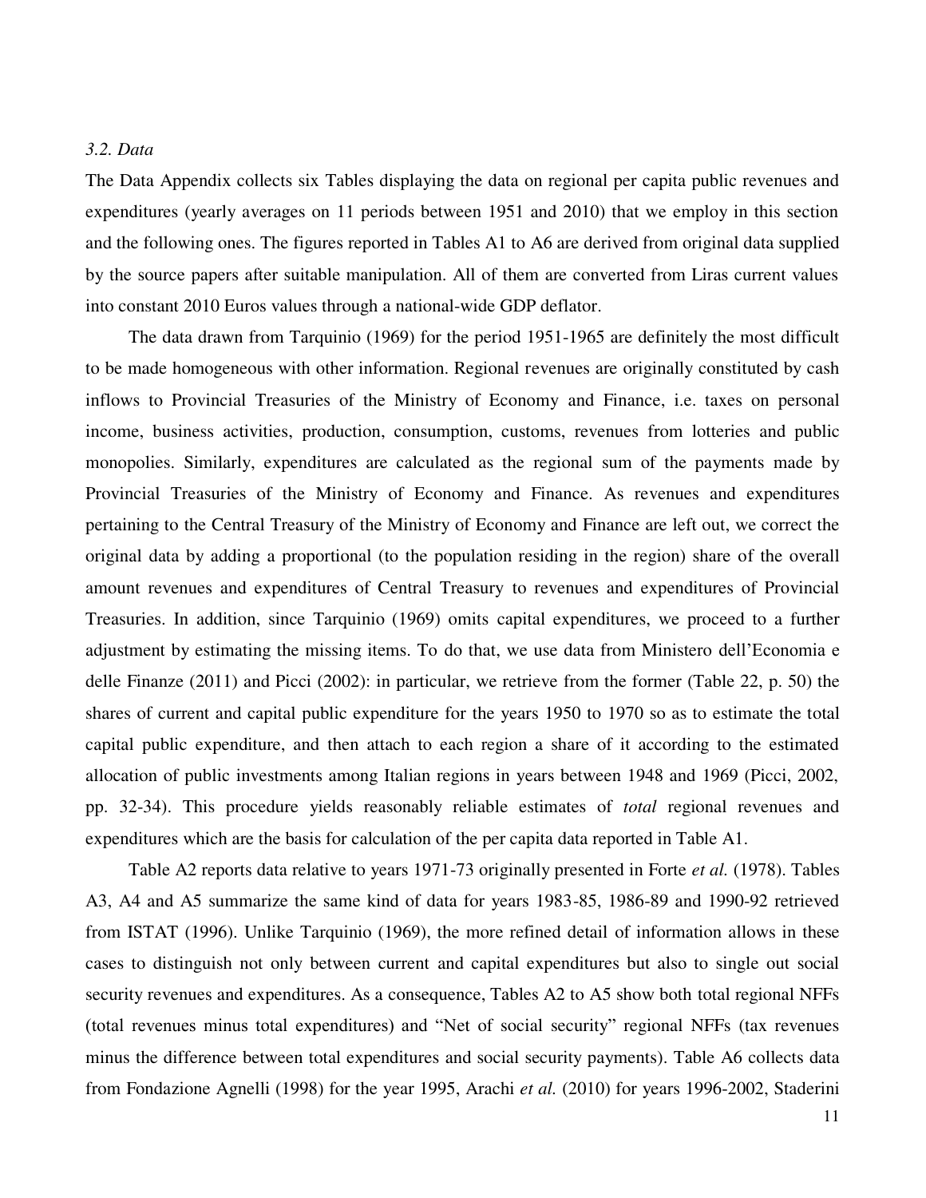*3.2. Data*

The Data Appendix collects six Tables displaying the data on regional per capita public revenues and expenditures (yearly averages on 11 periods between 1951 and 2010) that we employ in this section and the following ones. The figures reported in Tables A1 to A6 are derived from original data supplied by the source papers after suitable manipulation. All of them are converted from Liras current values into constant 2010 Euros values through a national-wide GDP deflator.

The data drawn from Tarquinio (1969) for the period 1951-1965 are definitely the most difficult to be made homogeneous with other information. Regional revenues are originally constituted by cash inflows to Provincial Treasuries of the Ministry of Economy and Finance, i.e. taxes on personal income, business activities, production, consumption, customs, revenues from lotteries and public monopolies. Similarly, expenditures are calculated as the regional sum of the payments made by Provincial Treasuries of the Ministry of Economy and Finance. As revenues and expenditures pertaining to the Central Treasury of the Ministry of Economy and Finance are left out, we correct the original data by adding a proportional (to the population residing in the region) share of the overall amount revenues and expenditures of Central Treasury to revenues and expenditures of Provincial Treasuries. In addition, since Tarquinio (1969) omits capital expenditures, we proceed to a further adjustment by estimating the missing items. To do that, we use data from Ministero dell'Economia e delle Finanze (2011) and Picci (2002): in particular, we retrieve from the former (Table 22, p. 50) the shares of current and capital public expenditure for the years 1950 to 1970 so as to estimate the total capital public expenditure, and then attach to each region a share of it according to the estimated allocation of public investments among Italian regions in years between 1948 and 1969 (Picci, 2002, pp. 32-34). This procedure yields reasonably reliable estimates of *total* regional revenues and expenditures which are the basis for calculation of the per capita data reported in Table A1.

Table A2 reports data relative to years 1971-73 originally presented in Forte *et al.* (1978). Tables A3, A4 and A5 summarize the same kind of data for years 1983-85, 1986-89 and 1990-92 retrieved from ISTAT (1996). Unlike Tarquinio (1969), the more refined detail of information allows in these cases to distinguish not only between current and capital expenditures but also to single out social security revenues and expenditures. As a consequence, Tables A2 to A5 show both total regional NFFs (total revenues minus total expenditures) and "Net of social security" regional NFFs (tax revenues minus the difference between total expenditures and social security payments). Table A6 collects data from Fondazione Agnelli (1998) for the year 1995, Arachi *et al.* (2010) for years 1996-2002, Staderini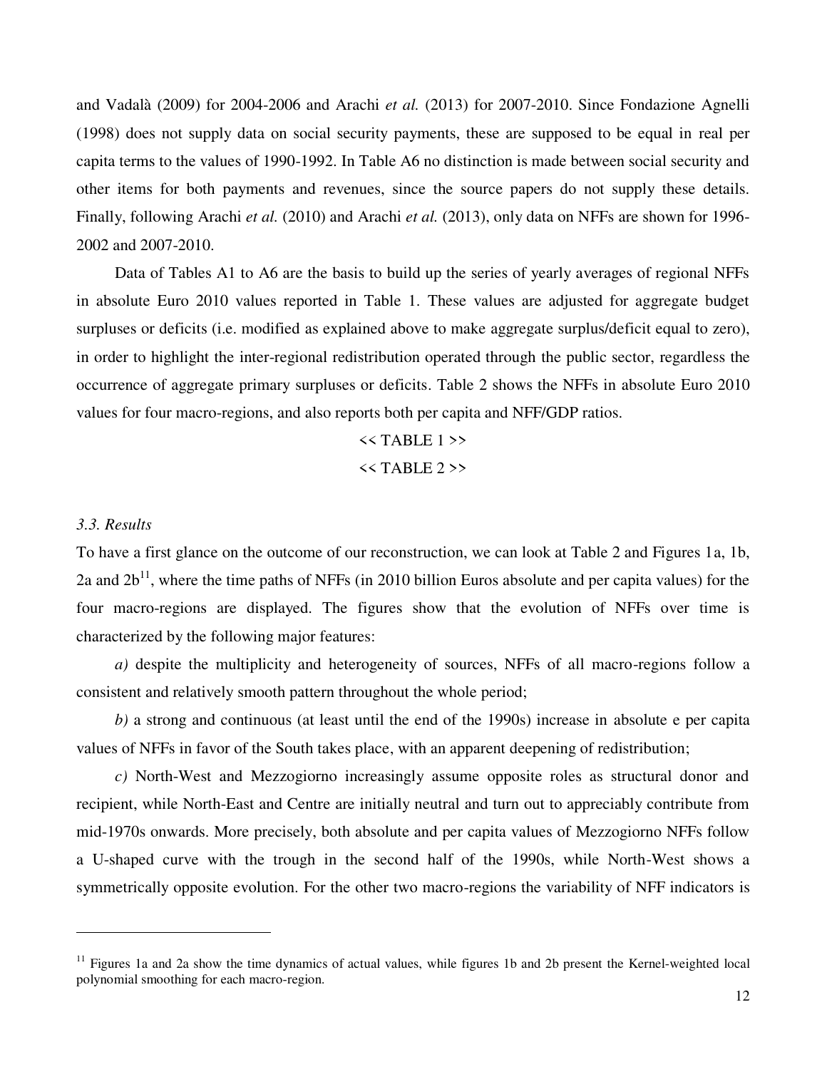and Vadalà (2009) for 2004-2006 and Arachi *et al.* (2013) for 2007-2010. Since Fondazione Agnelli (1998) does not supply data on social security payments, these are supposed to be equal in real per capita terms to the values of 1990-1992. In Table A6 no distinction is made between social security and other items for both payments and revenues, since the source papers do not supply these details. Finally, following Arachi *et al.* (2010) and Arachi *et al.* (2013), only data on NFFs are shown for 1996-2002 and 2007-2010.

Data of Tables A1 to A6 are the basis to build up the series of yearly averages of regional NFFs in absolute Euro 2010 values reported in Table 1. These values are adjusted for aggregate budget surpluses or deficits (i.e. modified as explained above to make aggregate surplus/deficit equal to zero), in order to highlight the inter-regional redistribution operated through the public sector, regardless the occurrence of aggregate primary surpluses or deficits. Table 2 shows the NFFs in absolute Euro 2010 values for four macro-regions, and also reports both per capita and NFF/GDP ratios.

<< TABLE 1 >>

<< TABLE 2 >>

### *3.3. Results*

To have a first glance on the outcome of our reconstruction, we can look at Table 2 and Figures 1a, 1b, 2a and 2b[11], where the time paths of NFFs (in 2010 billion Euros absolute and per capita values) for the four macro-regions are displayed. The figures show that the evolution of NFFs over time is characterized by the following major features:

*a)* despite the multiplicity and heterogeneity of sources, NFFs of all macro-regions follow a consistent and relatively smooth pattern throughout the whole period;

*b)* a strong and continuous (at least until the end of the 1990s) increase in absolute e per capita values of NFFs in favor of the South takes place, with an apparent deepening of redistribution;

*c)* North-West and Mezzogiorno increasingly assume opposite roles as structural donor and recipient, while North-East and Centre are initially neutral and turn out to appreciably contribute from mid-1970s onwards. More precisely, both absolute and per capita values of Mezzogiorno NFFs follow a U-shaped curve with the trough in the second half of the 1990s, while North-West shows a symmetrically opposite evolution. For the other two macro-regions the variability of NFF indicators is

[11] Figures 1a and 2a show the time dynamics of actual values, while figures 1b and 2b present the Kernel-weighted local polynomial smoothing for each macro-region.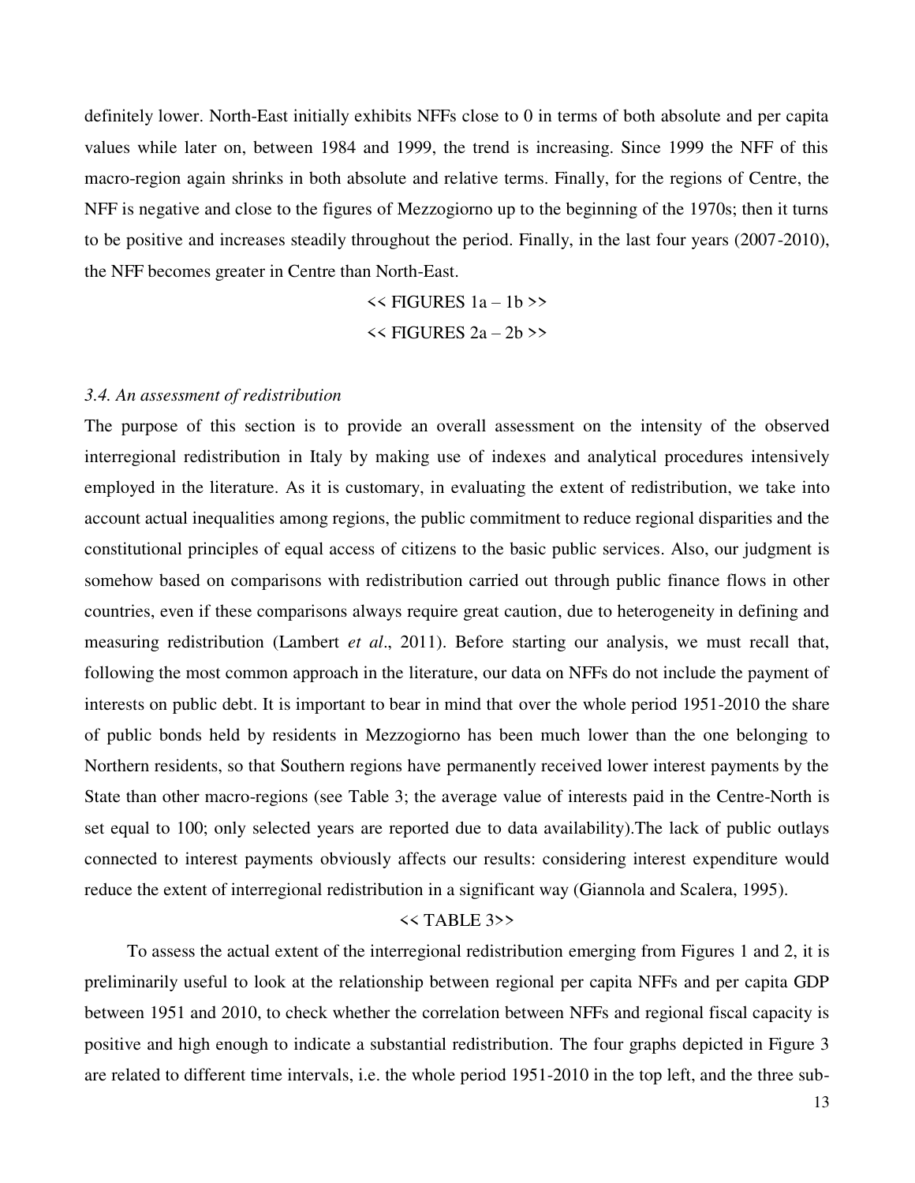definitely lower. North-East initially exhibits NFFs close to 0 in terms of both absolute and per capita values while later on, between 1984 and 1999, the trend is increasing. Since 1999 the NFF of this macro-region again shrinks in both absolute and relative terms. Finally, for the regions of Centre, the NFF is negative and close to the figures of Mezzogiorno up to the beginning of the 1970s; then it turns to be positive and increases steadily throughout the period. Finally, in the last four years (2007-2010), the NFF becomes greater in Centre than North-East.

<< FIGURES 1a – 1b >>

<< FIGURES 2a – 2b >>

### *3.4. An assessment of redistribution*

The purpose of this section is to provide an overall assessment on the intensity of the observed interregional redistribution in Italy by making use of indexes and analytical procedures intensively employed in the literature. As it is customary, in evaluating the extent of redistribution, we take into account actual inequalities among regions, the public commitment to reduce regional disparities and the constitutional principles of equal access of citizens to the basic public services. Also, our judgment is somehow based on comparisons with redistribution carried out through public finance flows in other countries, even if these comparisons always require great caution, due to heterogeneity in defining and measuring redistribution (Lambert *et al*., 2011). Before starting our analysis, we must recall that, following the most common approach in the literature, our data on NFFs do not include the payment of interests on public debt. It is important to bear in mind that over the whole period 1951-2010 the share of public bonds held by residents in Mezzogiorno has been much lower than the one belonging to Northern residents, so that Southern regions have permanently received lower interest payments by the State than other macro-regions (see Table 3; the average value of interests paid in the Centre-North is set equal to 100; only selected years are reported due to data availability).The lack of public outlays connected to interest payments obviously affects our results: considering interest expenditure would reduce the extent of interregional redistribution in a significant way (Giannola and Scalera, 1995).

<< TABLE 3>>

To assess the actual extent of the interregional redistribution emerging from Figures 1 and 2, it is preliminarily useful to look at the relationship between regional per capita NFFs and per capita GDP between 1951 and 2010, to check whether the correlation between NFFs and regional fiscal capacity is positive and high enough to indicate a substantial redistribution. The four graphs depicted in Figure 3 are related to different time intervals, i.e. the whole period 1951-2010 in the top left, and the three sub-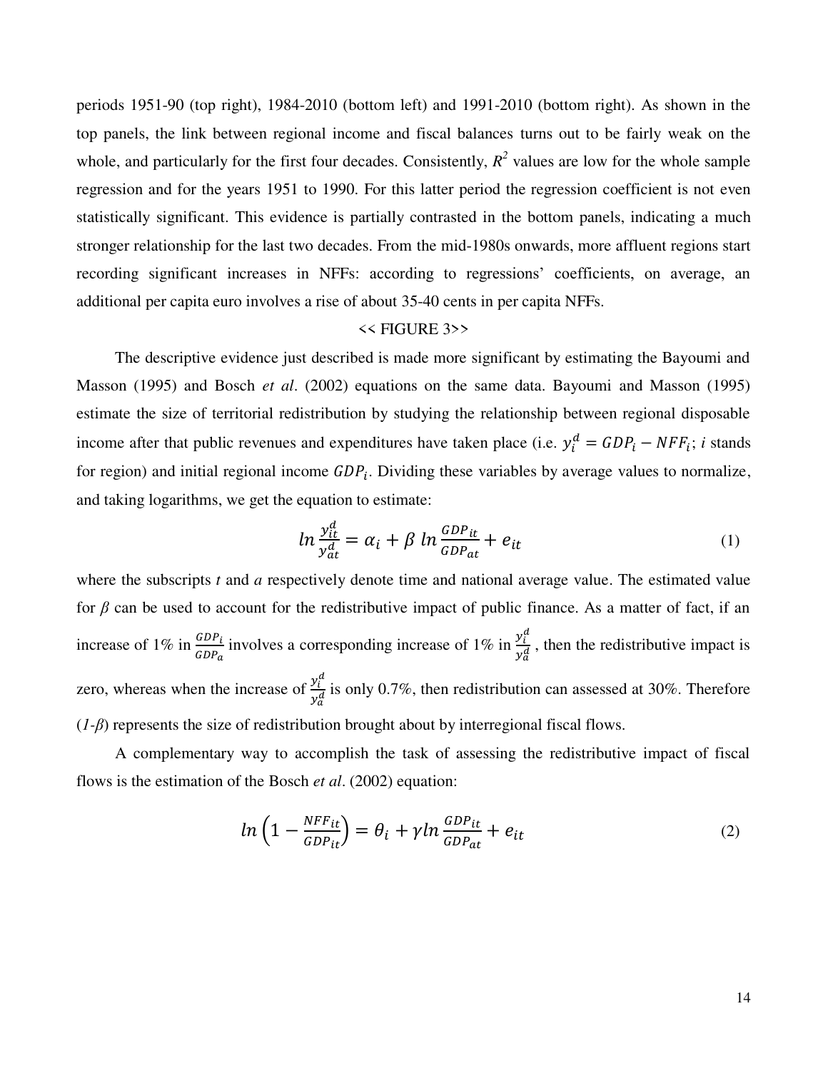periods 1951-90 (top right), 1984-2010 (bottom left) and 1991-2010 (bottom right). As shown in the top panels, the link between regional income and fiscal balances turns out to be fairly weak on the whole, and particularly for the first four decades. Consistently, $R^2$ values are low for the whole sample regression and for the years 1951 to 1990. For this latter period the regression coefficient is not even statistically significant. This evidence is partially contrasted in the bottom panels, indicating a much stronger relationship for the last two decades. From the mid-1980s onwards, more affluent regions start recording significant increases in NFFs: according to regressions' coefficients, on average, an additional per capita euro involves a rise of about 35-40 cents in per capita NFFs.

<< FIGURE 3>>

The descriptive evidence just described is made more significant by estimating the Bayoumi and Masson (1995) and Bosch *et al*. (2002) equations on the same data. Bayoumi and Masson (1995) estimate the size of territorial redistribution by studying the relationship between regional disposable income after that public revenues and expenditures have taken place (i.e. $y_i^d = GDP_i - NFF_i$; $i$ stands for region) and initial regional income $GDP_i$. Dividing these variables by average values to normalize, and taking logarithms, we get the equation to estimate:

$$ln\frac{y_{it}^d}{y_{at}^d} = \alpha_i + \beta\ ln\frac{GDP_{it}}{GDP_{at}} + e_{it} \tag{1}$$

where the subscripts $t$ and $a$ respectively denote time and national average value. The estimated value for $\beta$ can be used to account for the redistributive impact of public finance. As a matter of fact, if an increase of 1% in $\frac{GDP_i}{GDP_a}$ involves a corresponding increase of 1% in $\frac{y_i^d}{y_a^d}$, then the redistributive impact is zero, whereas when the increase of $\frac{y_i^d}{y_a^d}$ is only 0.7%, then redistribution can assessed at 30%. Therefore ($1$-$\beta$) represents the size of redistribution brought about by interregional fiscal flows.

A complementary way to accomplish the task of assessing the redistributive impact of fiscal flows is the estimation of the Bosch *et al*. (2002) equation:

$$ln\left(1 - \frac{NFF_{it}}{GDP_{it}}\right) = \theta_i + \gamma ln\frac{GDP_{it}}{GDP_{at}} + e_{it} \tag{2}$$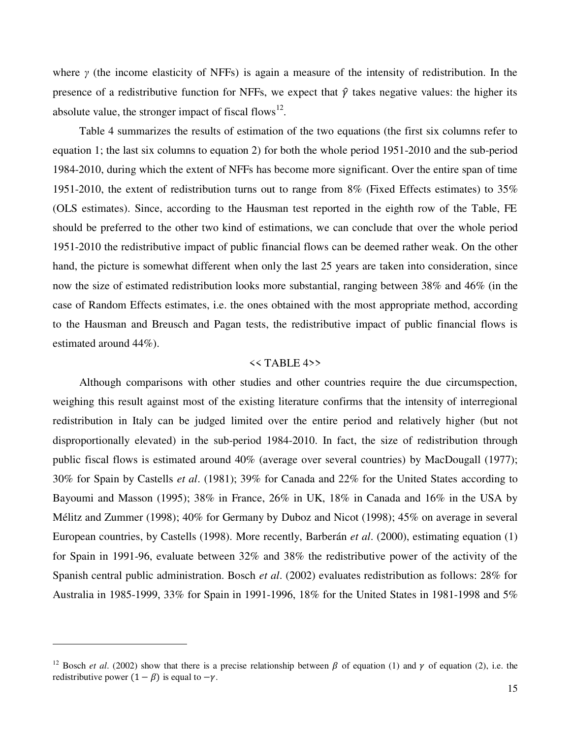where $\gamma$ (the income elasticity of NFFs) is again a measure of the intensity of redistribution. In the presence of a redistributive function for NFFs, we expect that $\hat{\gamma}$ takes negative values: the higher its absolute value, the stronger impact of fiscal flows[12].

Table 4 summarizes the results of estimation of the two equations (the first six columns refer to equation 1; the last six columns to equation 2) for both the whole period 1951-2010 and the sub-period 1984-2010, during which the extent of NFFs has become more significant. Over the entire span of time 1951-2010, the extent of redistribution turns out to range from 8% (Fixed Effects estimates) to 35% (OLS estimates). Since, according to the Hausman test reported in the eighth row of the Table, FE should be preferred to the other two kind of estimations, we can conclude that over the whole period 1951-2010 the redistributive impact of public financial flows can be deemed rather weak. On the other hand, the picture is somewhat different when only the last 25 years are taken into consideration, since now the size of estimated redistribution looks more substantial, ranging between 38% and 46% (in the case of Random Effects estimates, i.e. the ones obtained with the most appropriate method, according to the Hausman and Breusch and Pagan tests, the redistributive impact of public financial flows is estimated around 44%).

<< TABLE 4>>

Although comparisons with other studies and other countries require the due circumspection, weighing this result against most of the existing literature confirms that the intensity of interregional redistribution in Italy can be judged limited over the entire period and relatively higher (but not disproportionally elevated) in the sub-period 1984-2010. In fact, the size of redistribution through public fiscal flows is estimated around 40% (average over several countries) by MacDougall (1977); 30% for Spain by Castells *et al*. (1981); 39% for Canada and 22% for the United States according to Bayoumi and Masson (1995); 38% in France, 26% in UK, 18% in Canada and 16% in the USA by Mélitz and Zummer (1998); 40% for Germany by Duboz and Nicot (1998); 45% on average in several European countries, by Castells (1998). More recently, Barberán *et al*. (2000), estimating equation (1) for Spain in 1991-96, evaluate between 32% and 38% the redistributive power of the activity of the Spanish central public administration. Bosch *et al*. (2002) evaluates redistribution as follows: 28% for Australia in 1985-1999, 33% for Spain in 1991-1996, 18% for the United States in 1981-1998 and 5%

---

[12] Bosch *et al*. (2002) show that there is a precise relationship between $\beta$ of equation (1) and $\gamma$ of equation (2), i.e. the redistributive power $(1 - \beta)$ is equal to $-\gamma$.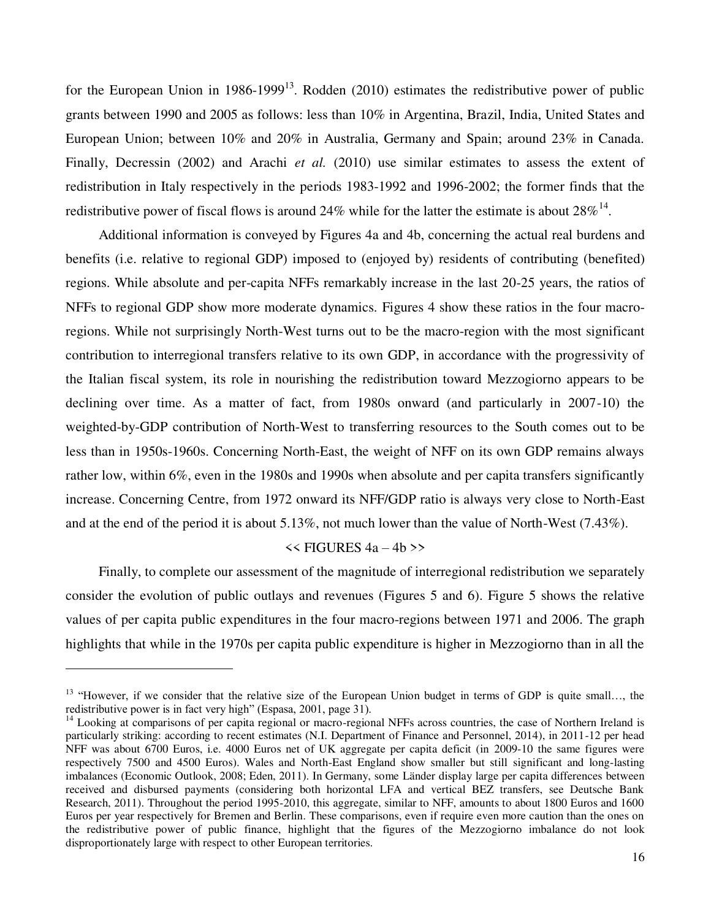for the European Union in 1986-1999[13]. Rodden (2010) estimates the redistributive power of public grants between 1990 and 2005 as follows: less than 10% in Argentina, Brazil, India, United States and European Union; between 10% and 20% in Australia, Germany and Spain; around 23% in Canada. Finally, Decressin (2002) and Arachi *et al.* (2010) use similar estimates to assess the extent of redistribution in Italy respectively in the periods 1983-1992 and 1996-2002; the former finds that the redistributive power of fiscal flows is around 24% while for the latter the estimate is about 28%[14].

Additional information is conveyed by Figures 4a and 4b, concerning the actual real burdens and benefits (i.e. relative to regional GDP) imposed to (enjoyed by) residents of contributing (benefited) regions. While absolute and per-capita NFFs remarkably increase in the last 20-25 years, the ratios of NFFs to regional GDP show more moderate dynamics. Figures 4 show these ratios in the four macro-regions. While not surprisingly North-West turns out to be the macro-region with the most significant contribution to interregional transfers relative to its own GDP, in accordance with the progressivity of the Italian fiscal system, its role in nourishing the redistribution toward Mezzogiorno appears to be declining over time. As a matter of fact, from 1980s onward (and particularly in 2007-10) the weighted-by-GDP contribution of North-West to transferring resources to the South comes out to be less than in 1950s-1960s. Concerning North-East, the weight of NFF on its own GDP remains always rather low, within 6%, even in the 1980s and 1990s when absolute and per capita transfers significantly increase. Concerning Centre, from 1972 onward its NFF/GDP ratio is always very close to North-East and at the end of the period it is about 5.13%, not much lower than the value of North-West (7.43%).

<< FIGURES 4a – 4b >>

Finally, to complete our assessment of the magnitude of interregional redistribution we separately consider the evolution of public outlays and revenues (Figures 5 and 6). Figure 5 shows the relative values of per capita public expenditures in the four macro-regions between 1971 and 2006. The graph highlights that while in the 1970s per capita public expenditure is higher in Mezzogiorno than in all the

---

[13] "However, if we consider that the relative size of the European Union budget in terms of GDP is quite small…, the redistributive power is in fact very high" (Espasa, 2001, page 31).

[14] Looking at comparisons of per capita regional or macro-regional NFFs across countries, the case of Northern Ireland is particularly striking: according to recent estimates (N.I. Department of Finance and Personnel, 2014), in 2011-12 per head NFF was about 6700 Euros, i.e. 4000 Euros net of UK aggregate per capita deficit (in 2009-10 the same figures were respectively 7500 and 4500 Euros). Wales and North-East England show smaller but still significant and long-lasting imbalances (Economic Outlook, 2008; Eden, 2011). In Germany, some Länder display large per capita differences between received and disbursed payments (considering both horizontal LFA and vertical BEZ transfers, see Deutsche Bank Research, 2011). Throughout the period 1995-2010, this aggregate, similar to NFF, amounts to about 1800 Euros and 1600 Euros per year respectively for Bremen and Berlin. These comparisons, even if require even more caution than the ones on the redistributive power of public finance, highlight that the figures of the Mezzogiorno imbalance do not look disproportionately large with respect to other European territories.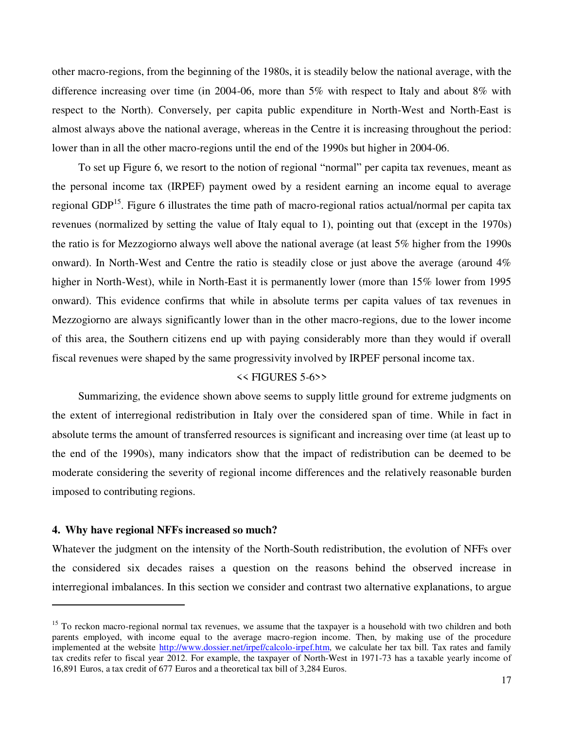other macro-regions, from the beginning of the 1980s, it is steadily below the national average, with the difference increasing over time (in 2004-06, more than 5% with respect to Italy and about 8% with respect to the North). Conversely, per capita public expenditure in North-West and North-East is almost always above the national average, whereas in the Centre it is increasing throughout the period: lower than in all the other macro-regions until the end of the 1990s but higher in 2004-06.

To set up Figure 6, we resort to the notion of regional "normal" per capita tax revenues, meant as the personal income tax (IRPEF) payment owed by a resident earning an income equal to average regional GDP[15]. Figure 6 illustrates the time path of macro-regional ratios actual/normal per capita tax revenues (normalized by setting the value of Italy equal to 1), pointing out that (except in the 1970s) the ratio is for Mezzogiorno always well above the national average (at least 5% higher from the 1990s onward). In North-West and Centre the ratio is steadily close or just above the average (around 4% higher in North-West), while in North-East it is permanently lower (more than 15% lower from 1995 onward). This evidence confirms that while in absolute terms per capita values of tax revenues in Mezzogiorno are always significantly lower than in the other macro-regions, due to the lower income of this area, the Southern citizens end up with paying considerably more than they would if overall fiscal revenues were shaped by the same progressivity involved by IRPEF personal income tax.

<< FIGURES 5-6>>

Summarizing, the evidence shown above seems to supply little ground for extreme judgments on the extent of interregional redistribution in Italy over the considered span of time. While in fact in absolute terms the amount of transferred resources is significant and increasing over time (at least up to the end of the 1990s), many indicators show that the impact of redistribution can be deemed to be moderate considering the severity of regional income differences and the relatively reasonable burden imposed to contributing regions.

## 4. Why have regional NFFs increased so much?

Whatever the judgment on the intensity of the North-South redistribution, the evolution of NFFs over the considered six decades raises a question on the reasons behind the observed increase in interregional imbalances. In this section we consider and contrast two alternative explanations, to argue

---

[15] To reckon macro-regional normal tax revenues, we assume that the taxpayer is a household with two children and both parents employed, with income equal to the average macro-region income. Then, by making use of the procedure implemented at the website http://www.dossier.net/irpef/calcolo-irpef.htm, we calculate her tax bill. Tax rates and family tax credits refer to fiscal year 2012. For example, the taxpayer of North-West in 1971-73 has a taxable yearly income of 16,891 Euros, a tax credit of 677 Euros and a theoretical tax bill of 3,284 Euros.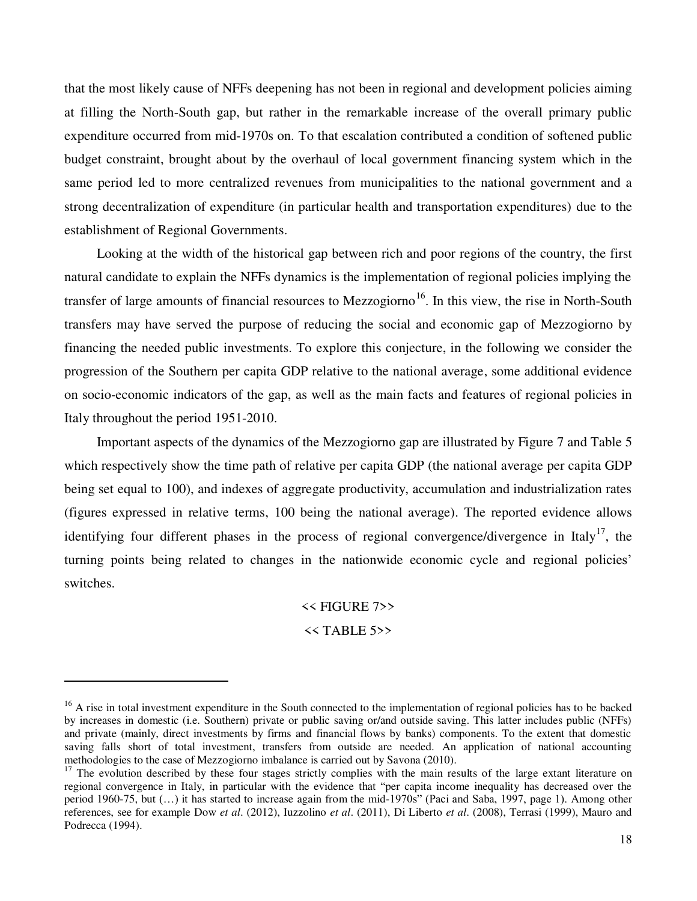that the most likely cause of NFFs deepening has not been in regional and development policies aiming at filling the North-South gap, but rather in the remarkable increase of the overall primary public expenditure occurred from mid-1970s on. To that escalation contributed a condition of softened public budget constraint, brought about by the overhaul of local government financing system which in the same period led to more centralized revenues from municipalities to the national government and a strong decentralization of expenditure (in particular health and transportation expenditures) due to the establishment of Regional Governments.

Looking at the width of the historical gap between rich and poor regions of the country, the first natural candidate to explain the NFFs dynamics is the implementation of regional policies implying the transfer of large amounts of financial resources to Mezzogiorno[16]. In this view, the rise in North-South transfers may have served the purpose of reducing the social and economic gap of Mezzogiorno by financing the needed public investments. To explore this conjecture, in the following we consider the progression of the Southern per capita GDP relative to the national average, some additional evidence on socio-economic indicators of the gap, as well as the main facts and features of regional policies in Italy throughout the period 1951-2010.

Important aspects of the dynamics of the Mezzogiorno gap are illustrated by Figure 7 and Table 5 which respectively show the time path of relative per capita GDP (the national average per capita GDP being set equal to 100), and indexes of aggregate productivity, accumulation and industrialization rates (figures expressed in relative terms, 100 being the national average). The reported evidence allows identifying four different phases in the process of regional convergence/divergence in Italy[17], the turning points being related to changes in the nationwide economic cycle and regional policies' switches.

<< FIGURE 7>>

<< TABLE 5>>

---

[16] A rise in total investment expenditure in the South connected to the implementation of regional policies has to be backed by increases in domestic (i.e. Southern) private or public saving or/and outside saving. This latter includes public (NFFs) and private (mainly, direct investments by firms and financial flows by banks) components. To the extent that domestic saving falls short of total investment, transfers from outside are needed. An application of national accounting methodologies to the case of Mezzogiorno imbalance is carried out by Savona (2010).

[17] The evolution described by these four stages strictly complies with the main results of the large extant literature on regional convergence in Italy, in particular with the evidence that "per capita income inequality has decreased over the period 1960-75, but (…) it has started to increase again from the mid-1970s" (Paci and Saba, 1997, page 1). Among other references, see for example Dow *et al*. (2012), Iuzzolino *et al*. (2011), Di Liberto *et al*. (2008), Terrasi (1999), Mauro and Podrecca (1994).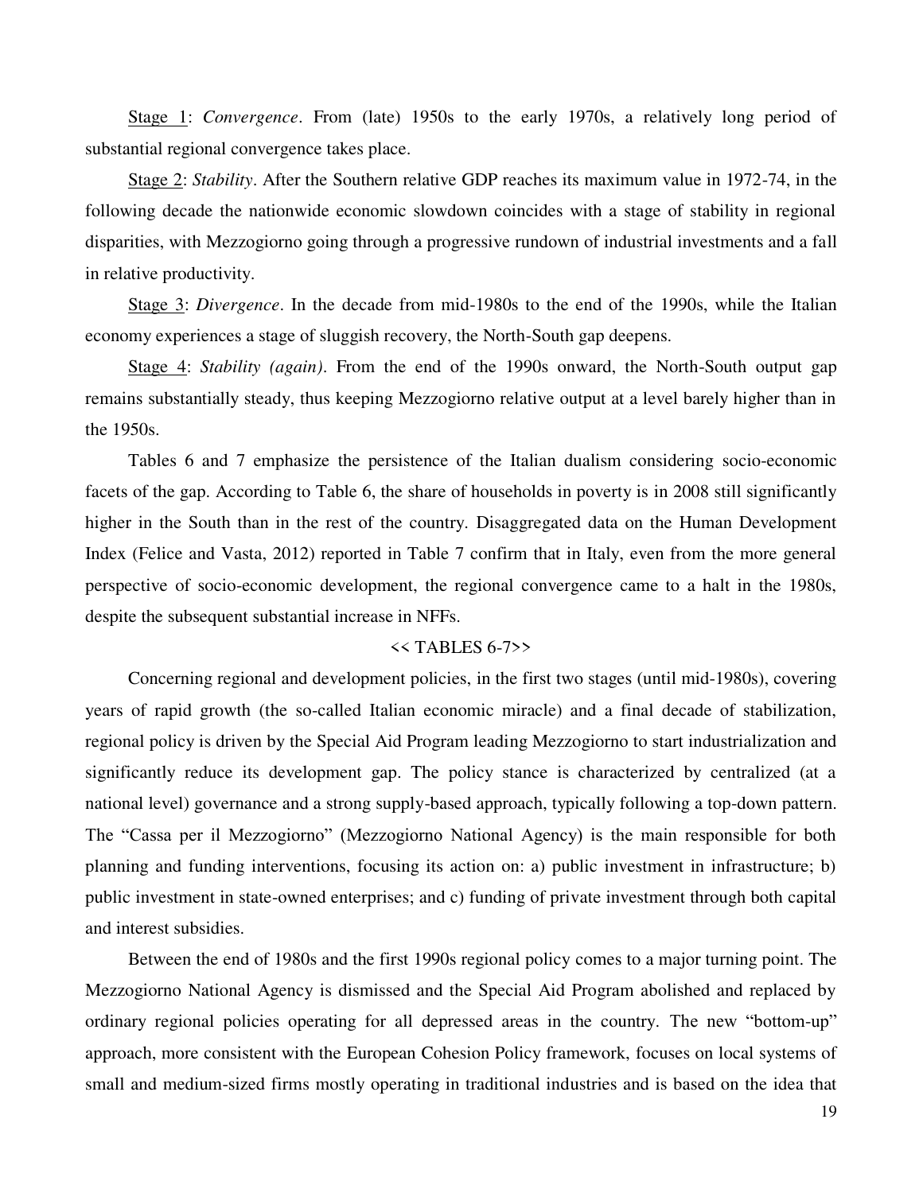Stage 1: *Convergence*. From (late) 1950s to the early 1970s, a relatively long period of substantial regional convergence takes place.

Stage 2: *Stability*. After the Southern relative GDP reaches its maximum value in 1972-74, in the following decade the nationwide economic slowdown coincides with a stage of stability in regional disparities, with Mezzogiorno going through a progressive rundown of industrial investments and a fall in relative productivity.

Stage 3: *Divergence*. In the decade from mid-1980s to the end of the 1990s, while the Italian economy experiences a stage of sluggish recovery, the North-South gap deepens.

Stage 4: *Stability (again)*. From the end of the 1990s onward, the North-South output gap remains substantially steady, thus keeping Mezzogiorno relative output at a level barely higher than in the 1950s.

Tables 6 and 7 emphasize the persistence of the Italian dualism considering socio-economic facets of the gap. According to Table 6, the share of households in poverty is in 2008 still significantly higher in the South than in the rest of the country. Disaggregated data on the Human Development Index (Felice and Vasta, 2012) reported in Table 7 confirm that in Italy, even from the more general perspective of socio-economic development, the regional convergence came to a halt in the 1980s, despite the subsequent substantial increase in NFFs.

<< TABLES 6-7>>

Concerning regional and development policies, in the first two stages (until mid-1980s), covering years of rapid growth (the so-called Italian economic miracle) and a final decade of stabilization, regional policy is driven by the Special Aid Program leading Mezzogiorno to start industrialization and significantly reduce its development gap. The policy stance is characterized by centralized (at a national level) governance and a strong supply-based approach, typically following a top-down pattern. The "Cassa per il Mezzogiorno" (Mezzogiorno National Agency) is the main responsible for both planning and funding interventions, focusing its action on: a) public investment in infrastructure; b) public investment in state-owned enterprises; and c) funding of private investment through both capital and interest subsidies.

Between the end of 1980s and the first 1990s regional policy comes to a major turning point. The Mezzogiorno National Agency is dismissed and the Special Aid Program abolished and replaced by ordinary regional policies operating for all depressed areas in the country. The new "bottom-up" approach, more consistent with the European Cohesion Policy framework, focuses on local systems of small and medium-sized firms mostly operating in traditional industries and is based on the idea that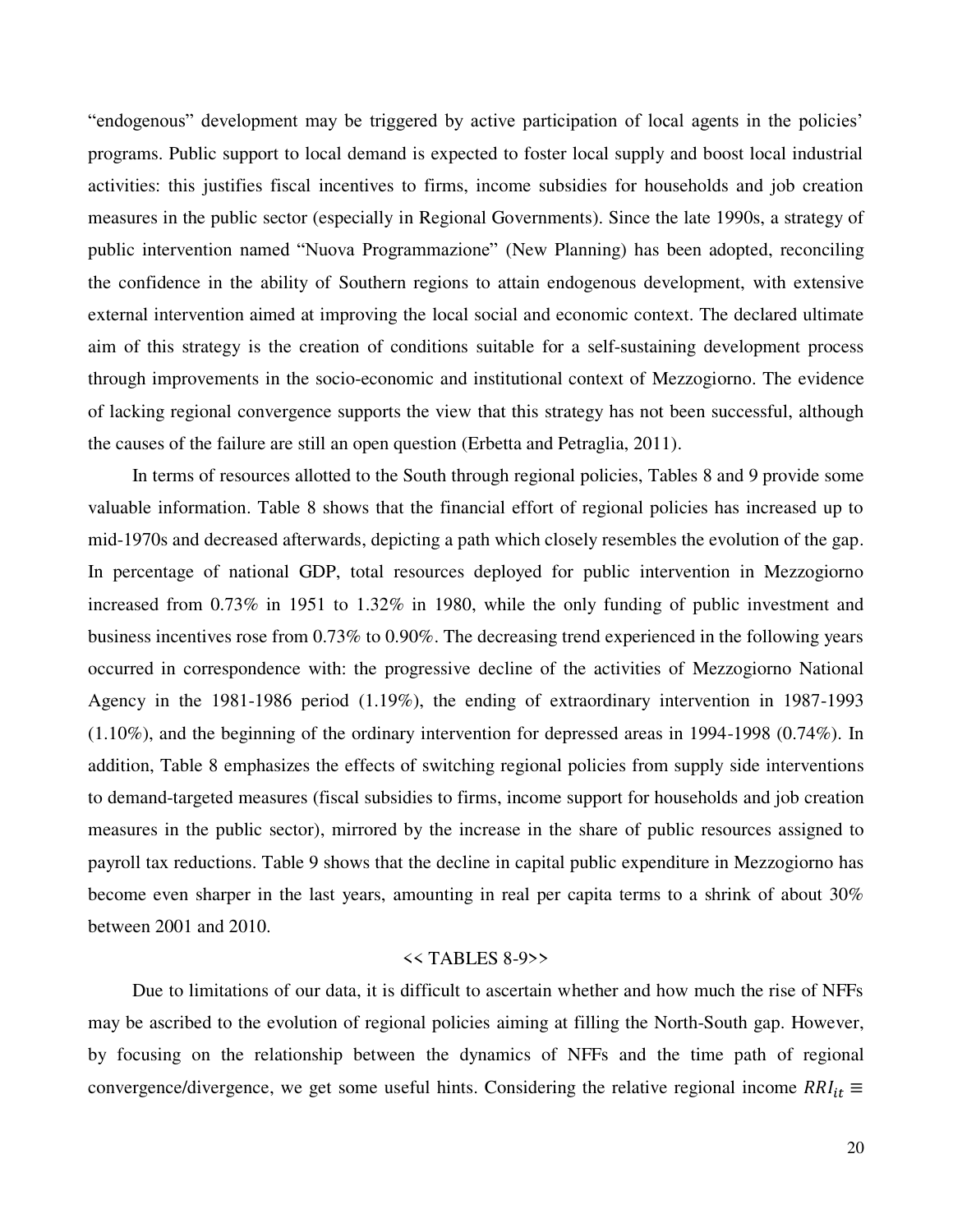"endogenous" development may be triggered by active participation of local agents in the policies' programs. Public support to local demand is expected to foster local supply and boost local industrial activities: this justifies fiscal incentives to firms, income subsidies for households and job creation measures in the public sector (especially in Regional Governments). Since the late 1990s, a strategy of public intervention named "Nuova Programmazione" (New Planning) has been adopted, reconciling the confidence in the ability of Southern regions to attain endogenous development, with extensive external intervention aimed at improving the local social and economic context. The declared ultimate aim of this strategy is the creation of conditions suitable for a self-sustaining development process through improvements in the socio-economic and institutional context of Mezzogiorno. The evidence of lacking regional convergence supports the view that this strategy has not been successful, although the causes of the failure are still an open question (Erbetta and Petraglia, 2011).

In terms of resources allotted to the South through regional policies, Tables 8 and 9 provide some valuable information. Table 8 shows that the financial effort of regional policies has increased up to mid-1970s and decreased afterwards, depicting a path which closely resembles the evolution of the gap. In percentage of national GDP, total resources deployed for public intervention in Mezzogiorno increased from 0.73% in 1951 to 1.32% in 1980, while the only funding of public investment and business incentives rose from 0.73% to 0.90%. The decreasing trend experienced in the following years occurred in correspondence with: the progressive decline of the activities of Mezzogiorno National Agency in the 1981-1986 period (1.19%), the ending of extraordinary intervention in 1987-1993 (1.10%), and the beginning of the ordinary intervention for depressed areas in 1994-1998 (0.74%). In addition, Table 8 emphasizes the effects of switching regional policies from supply side interventions to demand-targeted measures (fiscal subsidies to firms, income support for households and job creation measures in the public sector), mirrored by the increase in the share of public resources assigned to payroll tax reductions. Table 9 shows that the decline in capital public expenditure in Mezzogiorno has become even sharper in the last years, amounting in real per capita terms to a shrink of about 30% between 2001 and 2010.

<< TABLES 8-9>>

Due to limitations of our data, it is difficult to ascertain whether and how much the rise of NFFs may be ascribed to the evolution of regional policies aiming at filling the North-South gap. However, by focusing on the relationship between the dynamics of NFFs and the time path of regional convergence/divergence, we get some useful hints. Considering the relative regional income $RRI_{it} \equiv$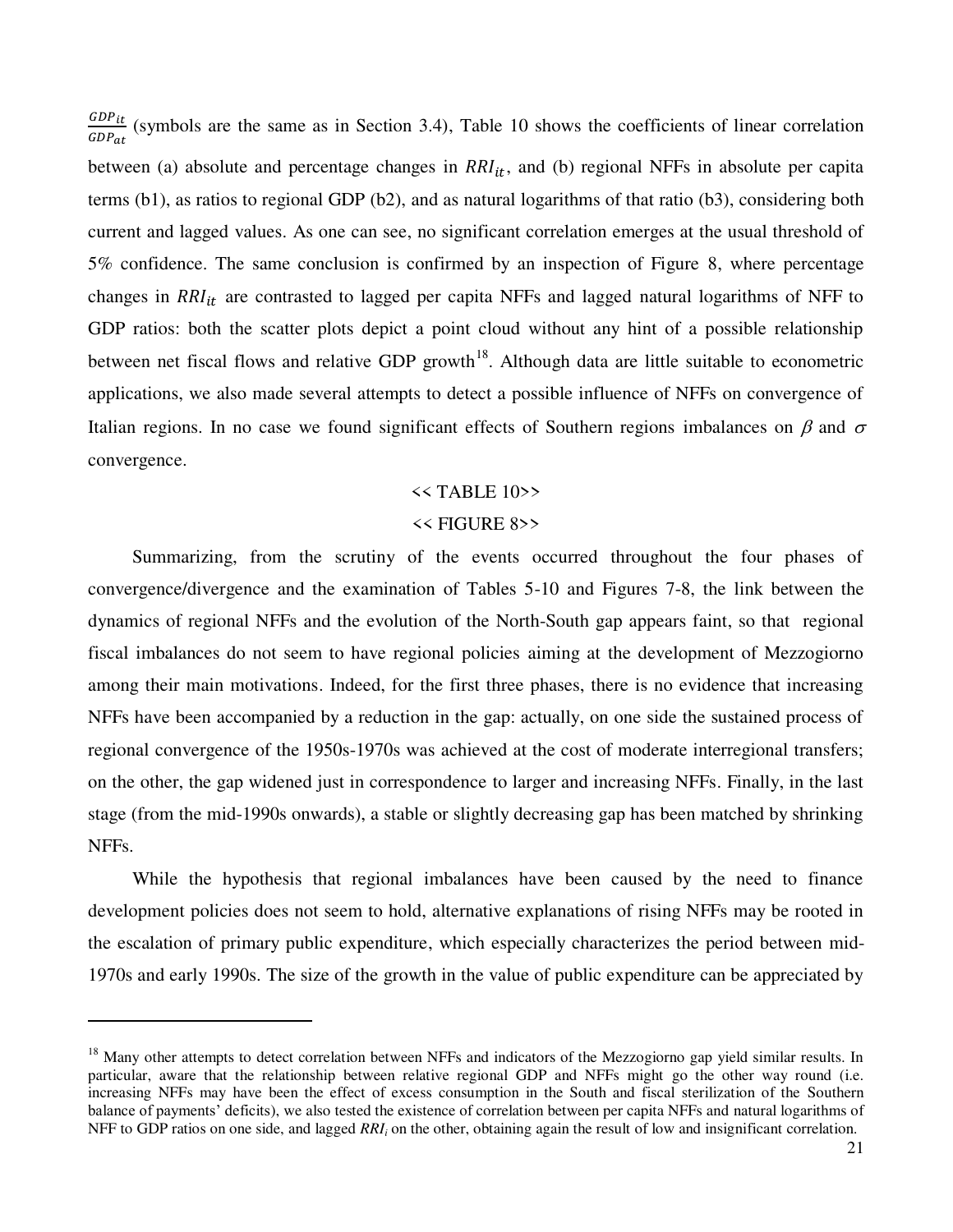$\frac{GDP_{it}}{GDP_{at}}$ (symbols are the same as in Section 3.4), Table 10 shows the coefficients of linear correlation between (a) absolute and percentage changes in $RRI_{it}$, and (b) regional NFFs in absolute per capita terms (b1), as ratios to regional GDP (b2), and as natural logarithms of that ratio (b3), considering both current and lagged values. As one can see, no significant correlation emerges at the usual threshold of 5% confidence. The same conclusion is confirmed by an inspection of Figure 8, where percentage changes in $RRI_{it}$ are contrasted to lagged per capita NFFs and lagged natural logarithms of NFF to GDP ratios: both the scatter plots depict a point cloud without any hint of a possible relationship between net fiscal flows and relative GDP growth[18]. Although data are little suitable to econometric applications, we also made several attempts to detect a possible influence of NFFs on convergence of Italian regions. In no case we found significant effects of Southern regions imbalances on $\beta$ and $\sigma$ convergence.

<< TABLE 10>>

<< FIGURE 8>>

Summarizing, from the scrutiny of the events occurred throughout the four phases of convergence/divergence and the examination of Tables 5-10 and Figures 7-8, the link between the dynamics of regional NFFs and the evolution of the North-South gap appears faint, so that regional fiscal imbalances do not seem to have regional policies aiming at the development of Mezzogiorno among their main motivations. Indeed, for the first three phases, there is no evidence that increasing NFFs have been accompanied by a reduction in the gap: actually, on one side the sustained process of regional convergence of the 1950s-1970s was achieved at the cost of moderate interregional transfers; on the other, the gap widened just in correspondence to larger and increasing NFFs. Finally, in the last stage (from the mid-1990s onwards), a stable or slightly decreasing gap has been matched by shrinking NFFs.

While the hypothesis that regional imbalances have been caused by the need to finance development policies does not seem to hold, alternative explanations of rising NFFs may be rooted in the escalation of primary public expenditure, which especially characterizes the period between mid-1970s and early 1990s. The size of the growth in the value of public expenditure can be appreciated by

[18] Many other attempts to detect correlation between NFFs and indicators of the Mezzogiorno gap yield similar results. In particular, aware that the relationship between relative regional GDP and NFFs might go the other way round (i.e. increasing NFFs may have been the effect of excess consumption in the South and fiscal sterilization of the Southern balance of payments' deficits), we also tested the existence of correlation between per capita NFFs and natural logarithms of NFF to GDP ratios on one side, and lagged $RRI_i$ on the other, obtaining again the result of low and insignificant correlation.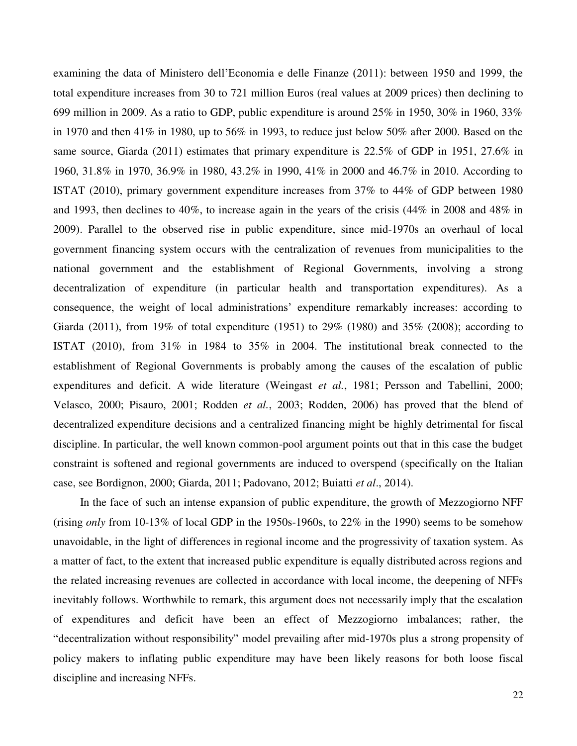examining the data of Ministero dell'Economia e delle Finanze (2011): between 1950 and 1999, the total expenditure increases from 30 to 721 million Euros (real values at 2009 prices) then declining to 699 million in 2009. As a ratio to GDP, public expenditure is around 25% in 1950, 30% in 1960, 33% in 1970 and then 41% in 1980, up to 56% in 1993, to reduce just below 50% after 2000. Based on the same source, Giarda (2011) estimates that primary expenditure is 22.5% of GDP in 1951, 27.6% in 1960, 31.8% in 1970, 36.9% in 1980, 43.2% in 1990, 41% in 2000 and 46.7% in 2010. According to ISTAT (2010), primary government expenditure increases from 37% to 44% of GDP between 1980 and 1993, then declines to 40%, to increase again in the years of the crisis (44% in 2008 and 48% in 2009). Parallel to the observed rise in public expenditure, since mid-1970s an overhaul of local government financing system occurs with the centralization of revenues from municipalities to the national government and the establishment of Regional Governments, involving a strong decentralization of expenditure (in particular health and transportation expenditures). As a consequence, the weight of local administrations' expenditure remarkably increases: according to Giarda (2011), from 19% of total expenditure (1951) to 29% (1980) and 35% (2008); according to ISTAT (2010), from 31% in 1984 to 35% in 2004. The institutional break connected to the establishment of Regional Governments is probably among the causes of the escalation of public expenditures and deficit. A wide literature (Weingast *et al.*, 1981; Persson and Tabellini, 2000; Velasco, 2000; Pisauro, 2001; Rodden *et al.*, 2003; Rodden, 2006) has proved that the blend of decentralized expenditure decisions and a centralized financing might be highly detrimental for fiscal discipline. In particular, the well known common-pool argument points out that in this case the budget constraint is softened and regional governments are induced to overspend (specifically on the Italian case, see Bordignon, 2000; Giarda, 2011; Padovano, 2012; Buiatti *et al*., 2014).

In the face of such an intense expansion of public expenditure, the growth of Mezzogiorno NFF (rising *only* from 10-13% of local GDP in the 1950s-1960s, to 22% in the 1990) seems to be somehow unavoidable, in the light of differences in regional income and the progressivity of taxation system. As a matter of fact, to the extent that increased public expenditure is equally distributed across regions and the related increasing revenues are collected in accordance with local income, the deepening of NFFs inevitably follows. Worthwhile to remark, this argument does not necessarily imply that the escalation of expenditures and deficit have been an effect of Mezzogiorno imbalances; rather, the "decentralization without responsibility" model prevailing after mid-1970s plus a strong propensity of policy makers to inflating public expenditure may have been likely reasons for both loose fiscal discipline and increasing NFFs.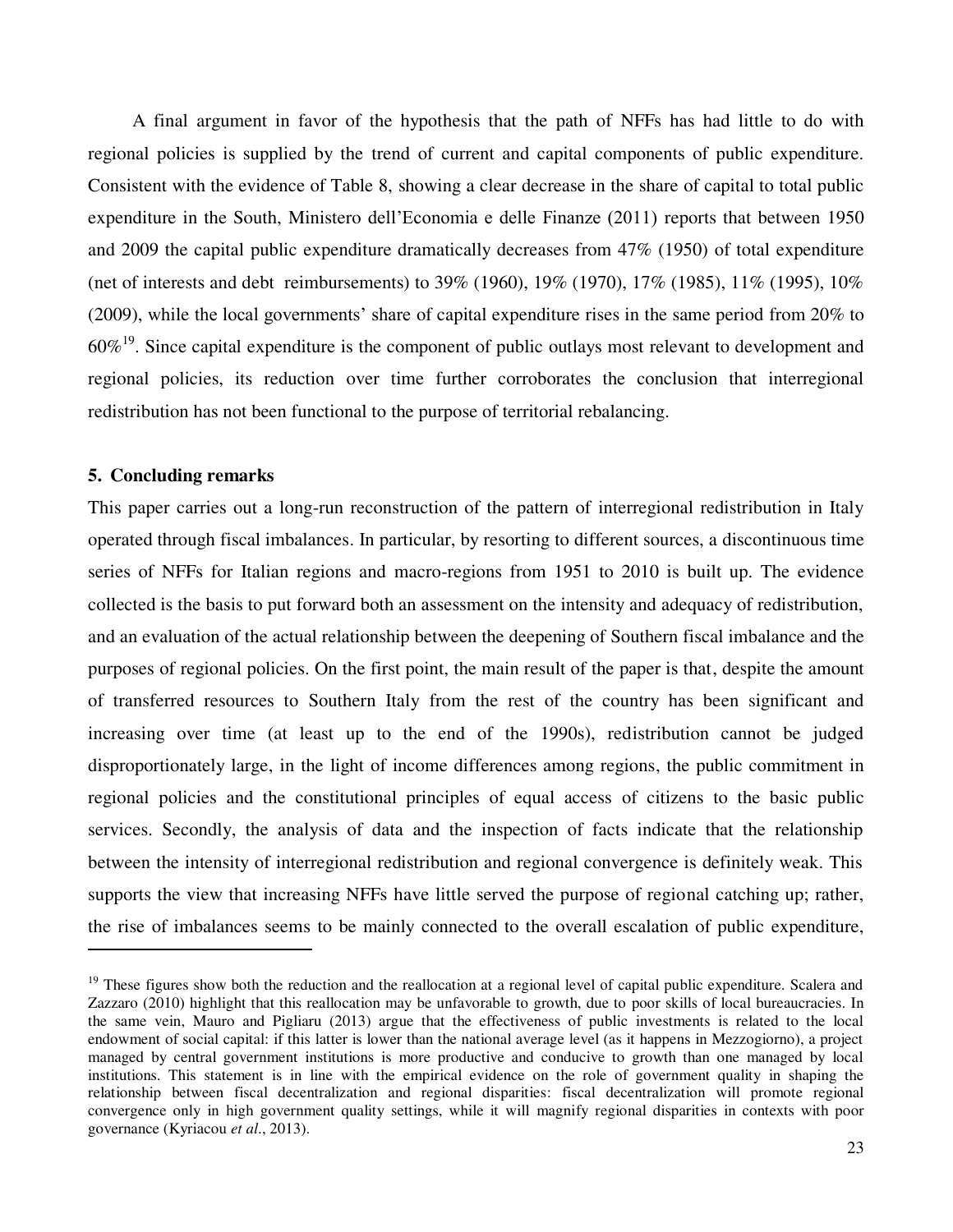A final argument in favor of the hypothesis that the path of NFFs has had little to do with regional policies is supplied by the trend of current and capital components of public expenditure. Consistent with the evidence of Table 8, showing a clear decrease in the share of capital to total public expenditure in the South, Ministero dell'Economia e delle Finanze (2011) reports that between 1950 and 2009 the capital public expenditure dramatically decreases from 47% (1950) of total expenditure (net of interests and debt reimbursements) to 39% (1960), 19% (1970), 17% (1985), 11% (1995), 10% (2009), while the local governments' share of capital expenditure rises in the same period from 20% to 60%[19]. Since capital expenditure is the component of public outlays most relevant to development and regional policies, its reduction over time further corroborates the conclusion that interregional redistribution has not been functional to the purpose of territorial rebalancing.

### 5. Concluding remarks

This paper carries out a long-run reconstruction of the pattern of interregional redistribution in Italy operated through fiscal imbalances. In particular, by resorting to different sources, a discontinuous time series of NFFs for Italian regions and macro-regions from 1951 to 2010 is built up. The evidence collected is the basis to put forward both an assessment on the intensity and adequacy of redistribution, and an evaluation of the actual relationship between the deepening of Southern fiscal imbalance and the purposes of regional policies. On the first point, the main result of the paper is that, despite the amount of transferred resources to Southern Italy from the rest of the country has been significant and increasing over time (at least up to the end of the 1990s), redistribution cannot be judged disproportionately large, in the light of income differences among regions, the public commitment in regional policies and the constitutional principles of equal access of citizens to the basic public services. Secondly, the analysis of data and the inspection of facts indicate that the relationship between the intensity of interregional redistribution and regional convergence is definitely weak. This supports the view that increasing NFFs have little served the purpose of regional catching up; rather, the rise of imbalances seems to be mainly connected to the overall escalation of public expenditure,

---

[19] These figures show both the reduction and the reallocation at a regional level of capital public expenditure. Scalera and Zazzaro (2010) highlight that this reallocation may be unfavorable to growth, due to poor skills of local bureaucracies. In the same vein, Mauro and Pigliaru (2013) argue that the effectiveness of public investments is related to the local endowment of social capital: if this latter is lower than the national average level (as it happens in Mezzogiorno), a project managed by central government institutions is more productive and conducive to growth than one managed by local institutions. This statement is in line with the empirical evidence on the role of government quality in shaping the relationship between fiscal decentralization and regional disparities: fiscal decentralization will promote regional convergence only in high government quality settings, while it will magnify regional disparities in contexts with poor governance (Kyriacou *et al*., 2013).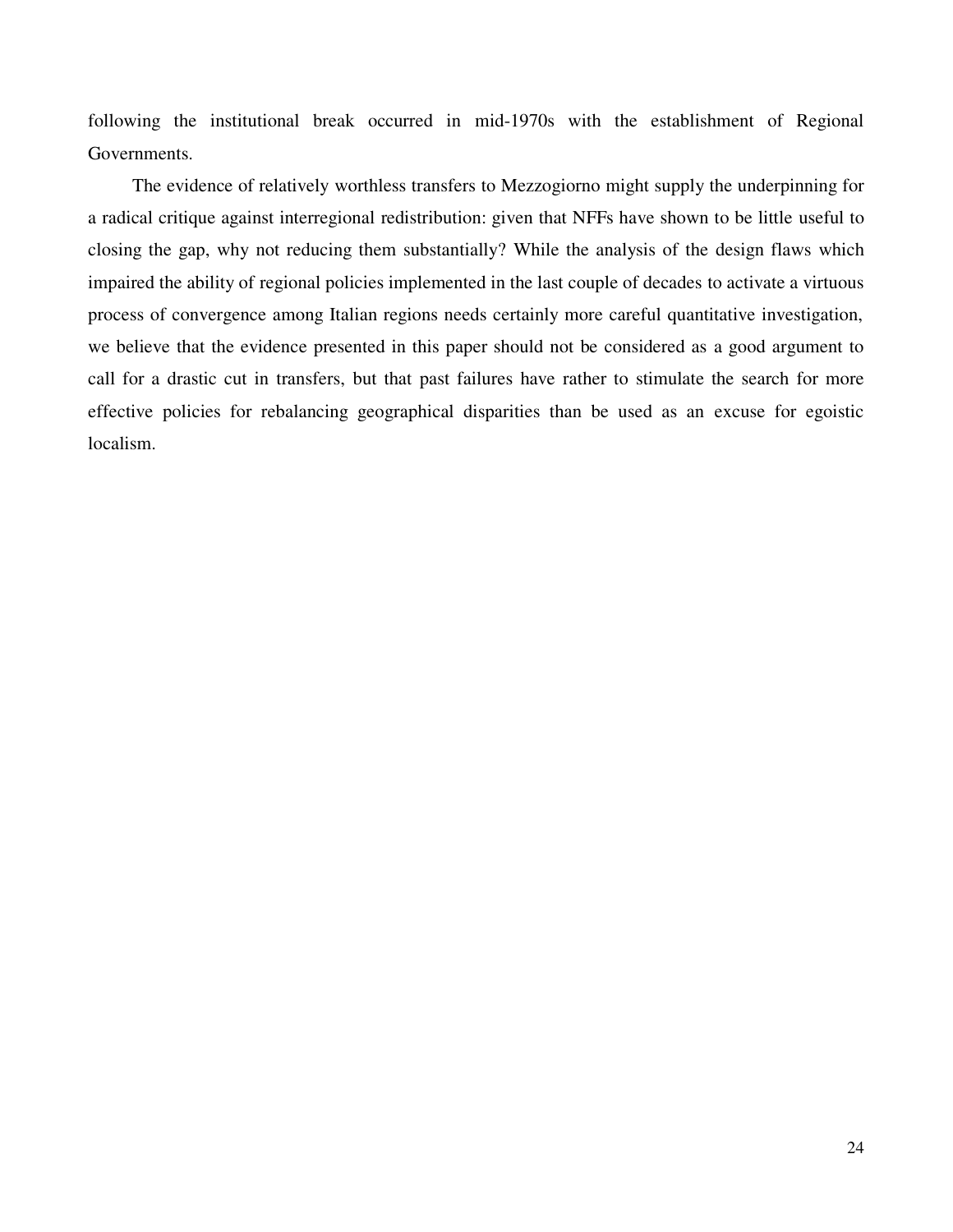following the institutional break occurred in mid-1970s with the establishment of Regional Governments.

The evidence of relatively worthless transfers to Mezzogiorno might supply the underpinning for a radical critique against interregional redistribution: given that NFFs have shown to be little useful to closing the gap, why not reducing them substantially? While the analysis of the design flaws which impaired the ability of regional policies implemented in the last couple of decades to activate a virtuous process of convergence among Italian regions needs certainly more careful quantitative investigation, we believe that the evidence presented in this paper should not be considered as a good argument to call for a drastic cut in transfers, but that past failures have rather to stimulate the search for more effective policies for rebalancing geographical disparities than be used as an excuse for egoistic localism.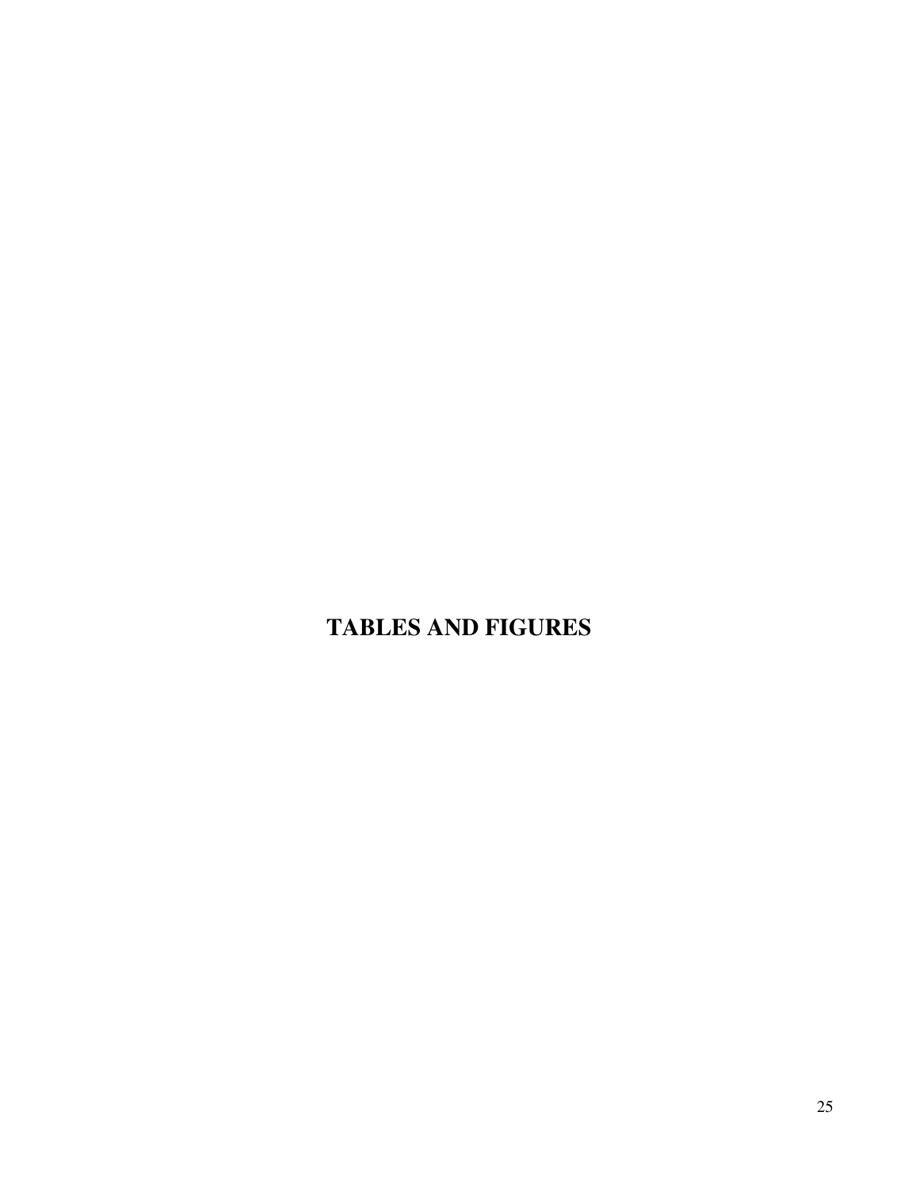# TABLES AND FIGURES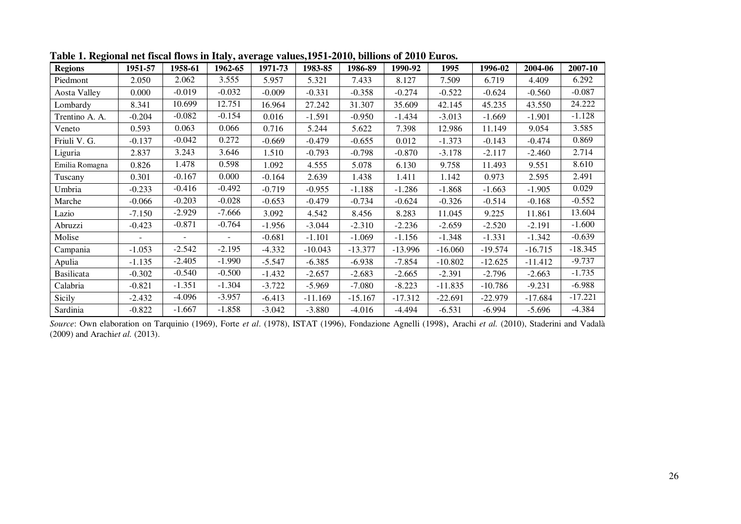**Table 1. Regional net fiscal flows in Italy, average values,1951-2010, billions of 2010 Euros.**

| Regions | 1951-57 | 1958-61 | 1962-65 | 1971-73 | 1983-85 | 1986-89 | 1990-92 | 1995 | 1996-02 | 2004-06 | 2007-10 |
|---|---|---|---|---|---|---|---|---|---|---|---|
| Piedmont | 2.050 | 2.062 | 3.555 | 5.957 | 5.321 | 7.433 | 8.127 | 7.509 | 6.719 | 4.409 | 6.292 |
| Aosta Valley | 0.000 | -0.019 | -0.032 | -0.009 | -0.331 | -0.358 | -0.274 | -0.522 | -0.624 | -0.560 | -0.087 |
| Lombardy | 8.341 | 10.699 | 12.751 | 16.964 | 27.242 | 31.307 | 35.609 | 42.145 | 45.235 | 43.550 | 24.222 |
| Trentino A. A. | -0.204 | -0.082 | -0.154 | 0.016 | -1.591 | -0.950 | -1.434 | -3.013 | -1.669 | -1.901 | -1.128 |
| Veneto | 0.593 | 0.063 | 0.066 | 0.716 | 5.244 | 5.622 | 7.398 | 12.986 | 11.149 | 9.054 | 3.585 |
| Friuli V. G. | -0.137 | -0.042 | 0.272 | -0.669 | -0.479 | -0.655 | 0.012 | -1.373 | -0.143 | -0.474 | 0.869 |
| Liguria | 2.837 | 3.243 | 3.646 | 1.510 | -0.793 | -0.798 | -0.870 | -3.178 | -2.117 | -2.460 | 2.714 |
| Emilia Romagna | 0.826 | 1.478 | 0.598 | 1.092 | 4.555 | 5.078 | 6.130 | 9.758 | 11.493 | 9.551 | 8.610 |
| Tuscany | 0.301 | -0.167 | 0.000 | -0.164 | 2.639 | 1.438 | 1.411 | 1.142 | 0.973 | 2.595 | 2.491 |
| Umbria | -0.233 | -0.416 | -0.492 | -0.719 | -0.955 | -1.188 | -1.286 | -1.868 | -1.663 | -1.905 | 0.029 |
| Marche | -0.066 | -0.203 | -0.028 | -0.653 | -0.479 | -0.734 | -0.624 | -0.326 | -0.514 | -0.168 | -0.552 |
| Lazio | -7.150 | -2.929 | -7.666 | 3.092 | 4.542 | 8.456 | 8.283 | 11.045 | 9.225 | 11.861 | 13.604 |
| Abruzzi | -0.423 | -0.871 | -0.764 | -1.956 | -3.044 | -2.310 | -2.236 | -2.659 | -2.520 | -2.191 | -1.600 |
| Molise | - | - | - | -0.681 | -1.101 | -1.069 | -1.156 | -1.348 | -1.331 | -1.342 | -0.639 |
| Campania | -1.053 | -2.542 | -2.195 | -4.332 | -10.043 | -13.377 | -13.996 | -16.060 | -19.574 | -16.715 | -18.345 |
| Apulia | -1.135 | -2.405 | -1.990 | -5.547 | -6.385 | -6.938 | -7.854 | -10.802 | -12.625 | -11.412 | -9.737 |
| Basilicata | -0.302 | -0.540 | -0.500 | -1.432 | -2.657 | -2.683 | -2.665 | -2.391 | -2.796 | -2.663 | -1.735 |
| Calabria | -0.821 | -1.351 | -1.304 | -3.722 | -5.969 | -7.080 | -8.223 | -11.835 | -10.786 | -9.231 | -6.988 |
| Sicily | -2.432 | -4.096 | -3.957 | -6.413 | -11.169 | -15.167 | -17.312 | -22.691 | -22.979 | -17.684 | -17.221 |
| Sardinia | -0.822 | -1.667 | -1.858 | -3.042 | -3.880 | -4.016 | -4.494 | -6.531 | -6.994 | -5.696 | -4.384 |

*Source*: Own elaboration on Tarquinio (1969), Forte *et al*. (1978), ISTAT (1996), Fondazione Agnelli (1998), Arachi *et al.* (2010), Staderini and Vadalà (2009) and Arachi*et al.* (2013).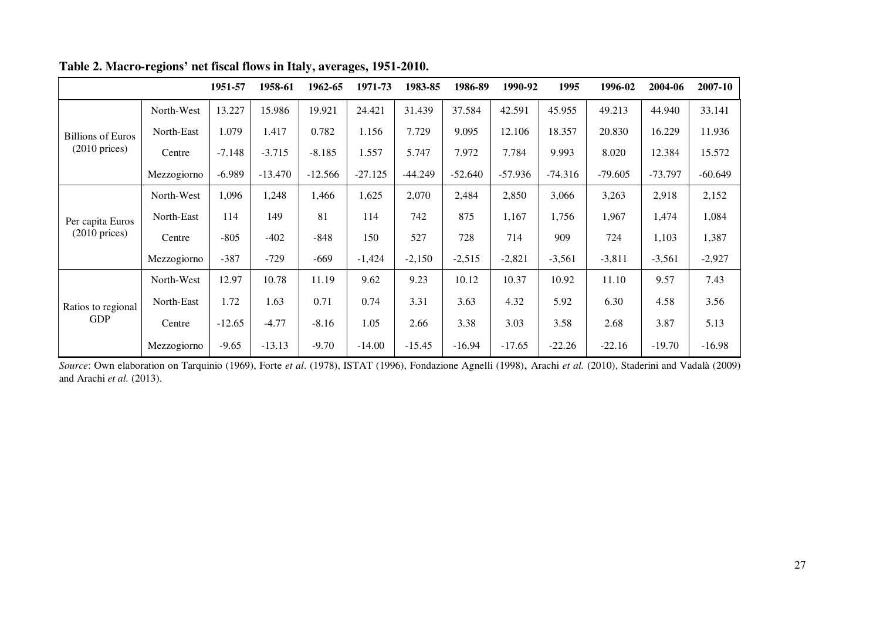**Table 2. Macro-regions' net fiscal flows in Italy, averages, 1951-2010.**

| | | 1951-57 | 1958-61 | 1962-65 | 1971-73 | 1983-85 | 1986-89 | 1990-92 | 1995 | 1996-02 | 2004-06 | 2007-10 |
|---|---|---|---|---|---|---|---|---|---|---|---|---|
| Billions of Euros (2010 prices) | North-West | 13.227 | 15.986 | 19.921 | 24.421 | 31.439 | 37.584 | 42.591 | 45.955 | 49.213 | 44.940 | 33.141 |
| | North-East | 1.079 | 1.417 | 0.782 | 1.156 | 7.729 | 9.095 | 12.106 | 18.357 | 20.830 | 16.229 | 11.936 |
| | Centre | -7.148 | -3.715 | -8.185 | 1.557 | 5.747 | 7.972 | 7.784 | 9.993 | 8.020 | 12.384 | 15.572 |
| | Mezzogiorno | -6.989 | -13.470 | -12.566 | -27.125 | -44.249 | -52.640 | -57.936 | -74.316 | -79.605 | -73.797 | -60.649 |
| Per capita Euros (2010 prices) | North-West | 1,096 | 1,248 | 1,466 | 1,625 | 2,070 | 2,484 | 2,850 | 3,066 | 3,263 | 2,918 | 2,152 |
| | North-East | 114 | 149 | 81 | 114 | 742 | 875 | 1,167 | 1,756 | 1,967 | 1,474 | 1,084 |
| | Centre | -805 | -402 | -848 | 150 | 527 | 728 | 714 | 909 | 724 | 1,103 | 1,387 |
| | Mezzogiorno | -387 | -729 | -669 | -1,424 | -2,150 | -2,515 | -2,821 | -3,561 | -3,811 | -3,561 | -2,927 |
| Ratios to regional GDP | North-West | 12.97 | 10.78 | 11.19 | 9.62 | 9.23 | 10.12 | 10.37 | 10.92 | 11.10 | 9.57 | 7.43 |
| | North-East | 1.72 | 1.63 | 0.71 | 0.74 | 3.31 | 3.63 | 4.32 | 5.92 | 6.30 | 4.58 | 3.56 |
| | Centre | -12.65 | -4.77 | -8.16 | 1.05 | 2.66 | 3.38 | 3.03 | 3.58 | 2.68 | 3.87 | 5.13 |
| | Mezzogiorno | -9.65 | -13.13 | -9.70 | -14.00 | -15.45 | -16.94 | -17.65 | -22.26 | -22.16 | -19.70 | -16.98 |

*Source*: Own elaboration on Tarquinio (1969), Forte *et al*. (1978), ISTAT (1996), Fondazione Agnelli (1998), Arachi *et al.* (2010), Staderini and Vadalà (2009) and Arachi *et al.* (2013).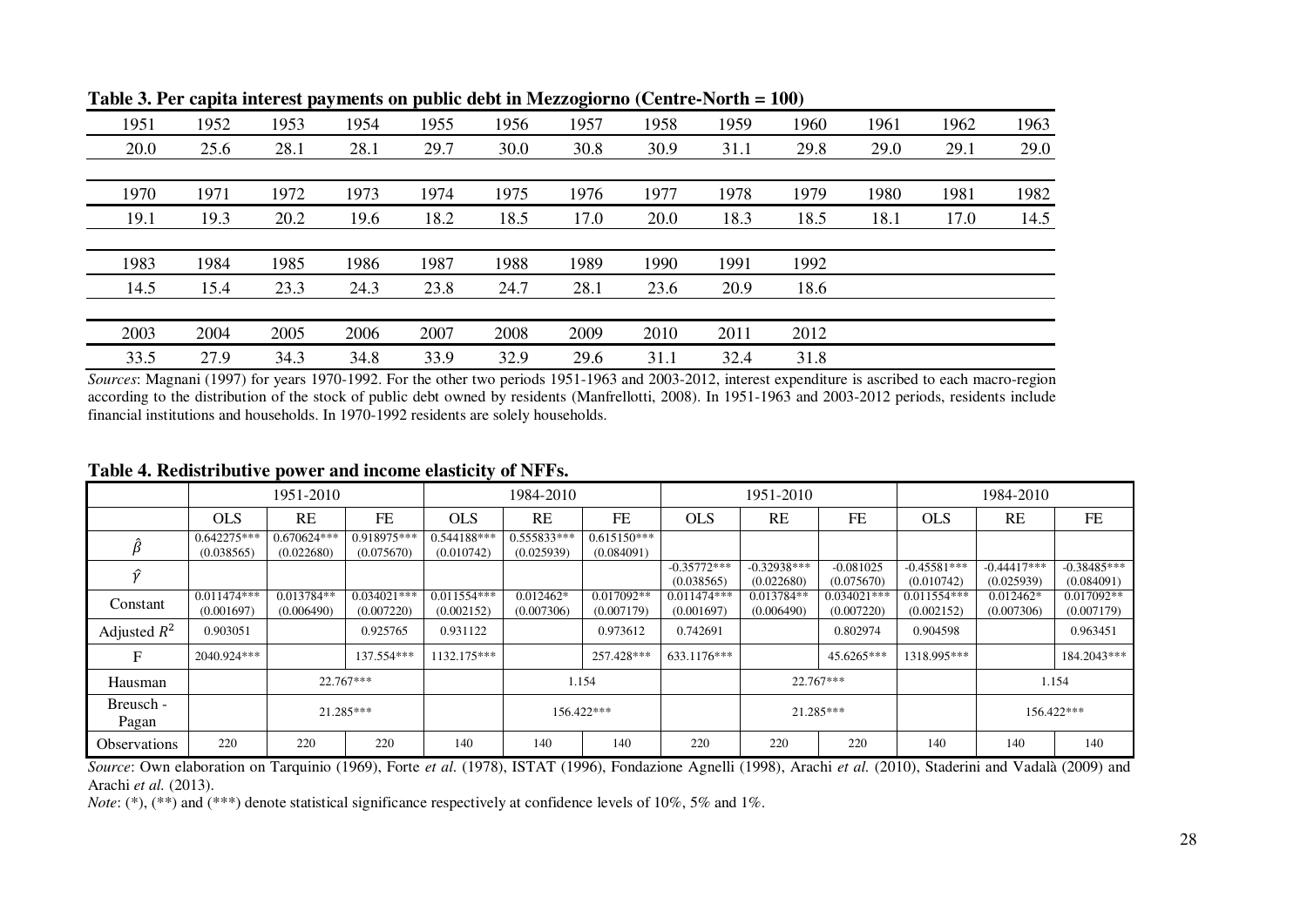**Table 3. Per capita interest payments on public debt in Mezzogiorno (Centre-North = 100)**

| 1951 | 1952 | 1953 | 1954 | 1955 | 1956 | 1957 | 1958 | 1959 | 1960 | 1961 | 1962 | 1963 |
|---|---|---|---|---|---|---|---|---|---|---|---|---|
| 20.0 | 25.6 | 28.1 | 28.1 | 29.7 | 30.0 | 30.8 | 30.9 | 31.1 | 29.8 | 29.0 | 29.1 | 29.0 |
| **1970** | **1971** | **1972** | **1973** | **1974** | **1975** | **1976** | **1977** | **1978** | **1979** | **1980** | **1981** | **1982** |
| 19.1 | 19.3 | 20.2 | 19.6 | 18.2 | 18.5 | 17.0 | 20.0 | 18.3 | 18.5 | 18.1 | 17.0 | 14.5 |
| **1983** | **1984** | **1985** | **1986** | **1987** | **1988** | **1989** | **1990** | **1991** | **1992** | | | |
| 14.5 | 15.4 | 23.3 | 24.3 | 23.8 | 24.7 | 28.1 | 23.6 | 20.9 | 18.6 | | | |
| **2003** | **2004** | **2005** | **2006** | **2007** | **2008** | **2009** | **2010** | **2011** | **2012** | | | |
| 33.5 | 27.9 | 34.3 | 34.8 | 33.9 | 32.9 | 29.6 | 31.1 | 32.4 | 31.8 | | | |

*Sources*: Magnani (1997) for years 1970-1992. For the other two periods 1951-1963 and 2003-2012, interest expenditure is ascribed to each macro-region according to the distribution of the stock of public debt owned by residents (Manfrellotti, 2008). In 1951-1963 and 2003-2012 periods, residents include financial institutions and households. In 1970-1992 residents are solely households.

**Table 4. Redistributive power and income elasticity of NFFs.**

| | 1951-2010 | | | 1984-2010 | | | 1951-2010 | | | 1984-2010 | | |
|---|---|---|---|---|---|---|---|---|---|---|---|---|
| | OLS | RE | FE | OLS | RE | FE | OLS | RE | FE | OLS | RE | FE |
| $\hat{\beta}$ | 0.642275*** (0.038565) | 0.670624*** (0.022680) | 0.918975*** (0.075670) | 0.544188*** (0.010742) | 0.555833*** (0.025939) | 0.615150*** (0.084091) | | | | | | |
| $\hat{\gamma}$ | | | | | | | -0.35772*** (0.038565) | -0.32938*** (0.022680) | -0.081025 (0.075670) | -0.45581*** (0.010742) | -0.44417*** (0.025939) | -0.38485*** (0.084091) |
| Constant | 0.011474*** (0.001697) | 0.013784** (0.006490) | 0.034021*** (0.007220) | 0.011554*** (0.002152) | 0.012462* (0.007306) | 0.017092** (0.007179) | 0.011474*** (0.001697) | 0.013784** (0.006490) | 0.034021*** (0.007220) | 0.011554*** (0.002152) | 0.012462* (0.007306) | 0.017092** (0.007179) |
| Adjusted $R^2$ | 0.903051 | | 0.925765 | 0.931122 | | 0.973612 | 0.742691 | | 0.802974 | 0.904598 | | 0.963451 |
| F | 2040.924*** | | 137.554*** | 1132.175*** | | 257.428*** | 633.1176*** | | 45.6265*** | 1318.995*** | | 184.2043*** |
| Hausman | | 22.767*** | | | 1.154 | | | 22.767*** | | | 1.154 | |
| Breusch - Pagan | | 21.285*** | | | 156.422*** | | | 21.285*** | | | 156.422*** | |
| Observations | 220 | 220 | 220 | 140 | 140 | 140 | 220 | 220 | 220 | 140 | 140 | 140 |

*Source*: Own elaboration on Tarquinio (1969), Forte *et al.* (1978), ISTAT (1996), Fondazione Agnelli (1998), Arachi *et al.* (2010), Staderini and Vadalà (2009) and Arachi *et al.* (2013).

*Note*: (*), (**) and (***) denote statistical significance respectively at confidence levels of 10%, 5% and 1%.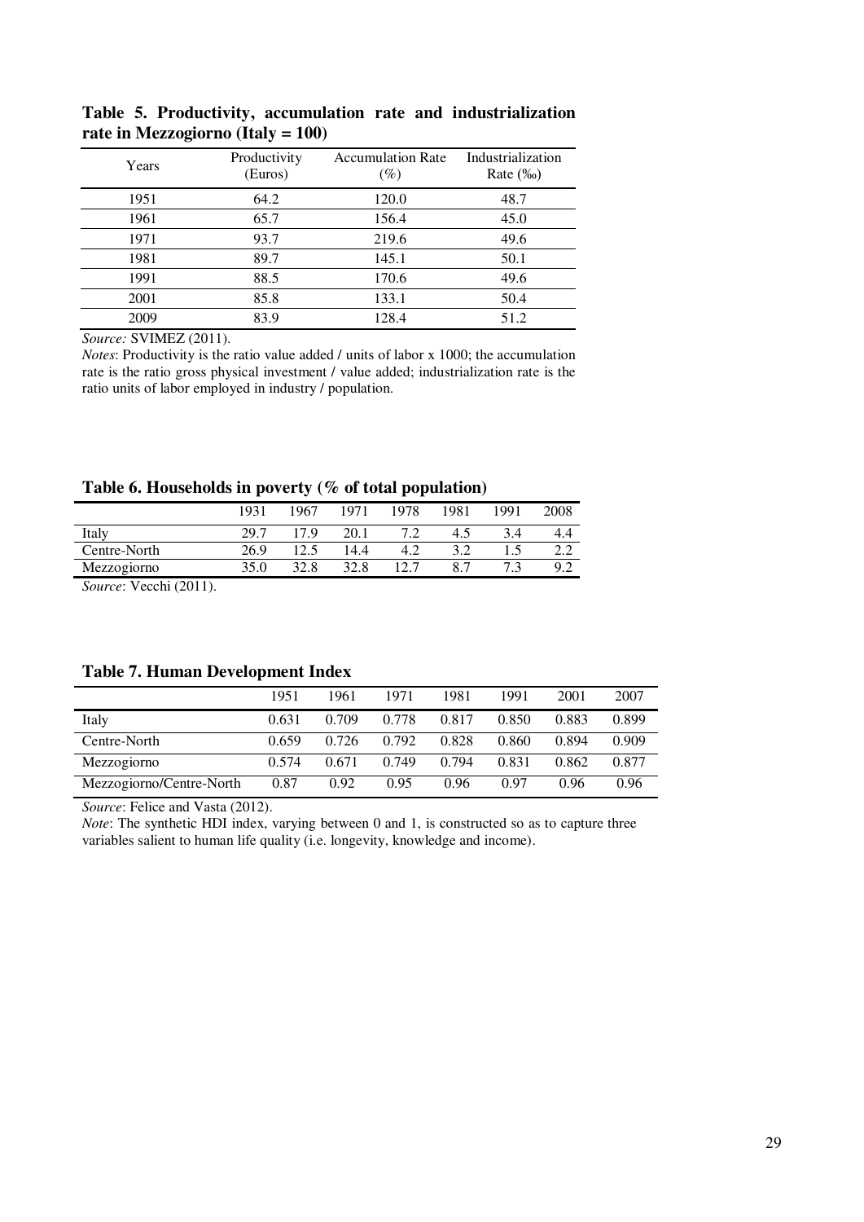**Table 5. Productivity, accumulation rate and industrialization rate in Mezzogiorno (Italy = 100)**

| Years | Productivity (Euros) | Accumulation Rate (%) | Industrialization Rate (‰) |
|---|---|---|---|
| 1951 | 64.2 | 120.0 | 48.7 |
| 1961 | 65.7 | 156.4 | 45.0 |
| 1971 | 93.7 | 219.6 | 49.6 |
| 1981 | 89.7 | 145.1 | 50.1 |
| 1991 | 88.5 | 170.6 | 49.6 |
| 2001 | 85.8 | 133.1 | 50.4 |
| 2009 | 83.9 | 128.4 | 51.2 |

*Source:* SVIMEZ (2011).

*Notes*: Productivity is the ratio value added / units of labor x 1000; the accumulation rate is the ratio gross physical investment / value added; industrialization rate is the ratio units of labor employed in industry / population.

**Table 6. Households in poverty (% of total population)**

| | 1931 | 1967 | 1971 | 1978 | 1981 | 1991 | 2008 |
|---|---|---|---|---|---|---|---|
| Italy | 29.7 | 17.9 | 20.1 | 7.2 | 4.5 | 3.4 | 4.4 |
| Centre-North | 26.9 | 12.5 | 14.4 | 4.2 | 3.2 | 1.5 | 2.2 |
| Mezzogiorno | 35.0 | 32.8 | 32.8 | 12.7 | 8.7 | 7.3 | 9.2 |

*Source*: Vecchi (2011).

**Table 7. Human Development Index**

| | 1951 | 1961 | 1971 | 1981 | 1991 | 2001 | 2007 |
|---|---|---|---|---|---|---|---|
| Italy | 0.631 | 0.709 | 0.778 | 0.817 | 0.850 | 0.883 | 0.899 |
| Centre-North | 0.659 | 0.726 | 0.792 | 0.828 | 0.860 | 0.894 | 0.909 |
| Mezzogiorno | 0.574 | 0.671 | 0.749 | 0.794 | 0.831 | 0.862 | 0.877 |
| Mezzogiorno/Centre-North | 0.87 | 0.92 | 0.95 | 0.96 | 0.97 | 0.96 | 0.96 |

*Source*: Felice and Vasta (2012).

*Note*: The synthetic HDI index, varying between 0 and 1, is constructed so as to capture three variables salient to human life quality (i.e. longevity, knowledge and income).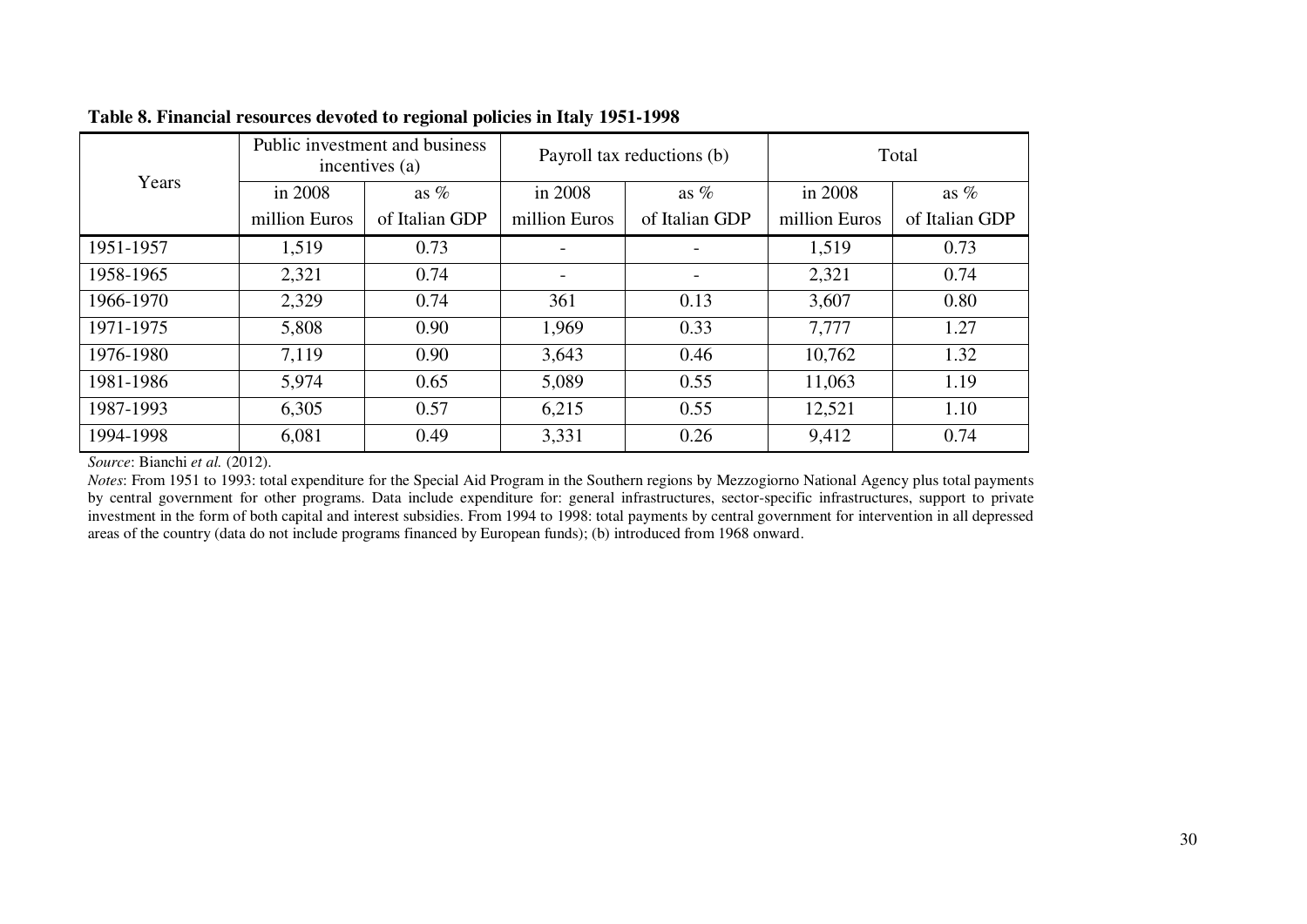**Table 8. Financial resources devoted to regional policies in Italy 1951-1998**

| Years | Public investment and business incentives (a) | | Payroll tax reductions (b) | | Total | |
|---|---|---|---|---|---|---|
| | in 2008 million Euros | as % of Italian GDP | in 2008 million Euros | as % of Italian GDP | in 2008 million Euros | as % of Italian GDP |
| 1951-1957 | 1,519 | 0.73 | - | - | 1,519 | 0.73 |
| 1958-1965 | 2,321 | 0.74 | - | - | 2,321 | 0.74 |
| 1966-1970 | 2,329 | 0.74 | 361 | 0.13 | 3,607 | 0.80 |
| 1971-1975 | 5,808 | 0.90 | 1,969 | 0.33 | 7,777 | 1.27 |
| 1976-1980 | 7,119 | 0.90 | 3,643 | 0.46 | 10,762 | 1.32 |
| 1981-1986 | 5,974 | 0.65 | 5,089 | 0.55 | 11,063 | 1.19 |
| 1987-1993 | 6,305 | 0.57 | 6,215 | 0.55 | 12,521 | 1.10 |
| 1994-1998 | 6,081 | 0.49 | 3,331 | 0.26 | 9,412 | 0.74 |

*Source*: Bianchi *et al.* (2012).

*Notes*: From 1951 to 1993: total expenditure for the Special Aid Program in the Southern regions by Mezzogiorno National Agency plus total payments by central government for other programs. Data include expenditure for: general infrastructures, sector-specific infrastructures, support to private investment in the form of both capital and interest subsidies. From 1994 to 1998: total payments by central government for intervention in all depressed areas of the country (data do not include programs financed by European funds); (b) introduced from 1968 onward.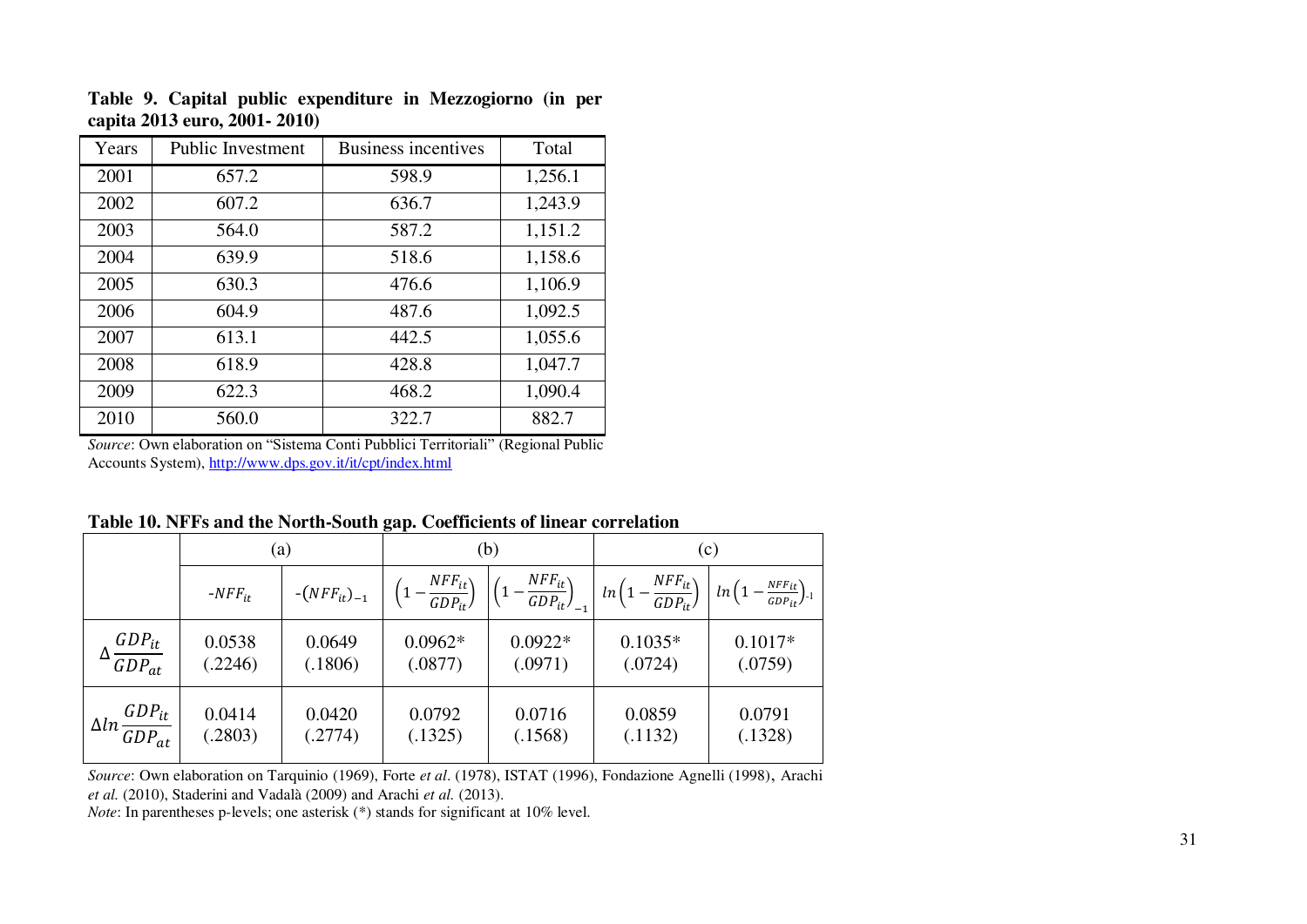**Table 9. Capital public expenditure in Mezzogiorno (in per capita 2013 euro, 2001- 2010)**

| Years | Public Investment | Business incentives | Total |
|---|---|---|---|
| 2001 | 657.2 | 598.9 | 1,256.1 |
| 2002 | 607.2 | 636.7 | 1,243.9 |
| 2003 | 564.0 | 587.2 | 1,151.2 |
| 2004 | 639.9 | 518.6 | 1,158.6 |
| 2005 | 630.3 | 476.6 | 1,106.9 |
| 2006 | 604.9 | 487.6 | 1,092.5 |
| 2007 | 613.1 | 442.5 | 1,055.6 |
| 2008 | 618.9 | 428.8 | 1,047.7 |
| 2009 | 622.3 | 468.2 | 1,090.4 |
| 2010 | 560.0 | 322.7 | 882.7 |

*Source*: Own elaboration on "Sistema Conti Pubblici Territoriali" (Regional Public Accounts System), http://www.dps.gov.it/it/cpt/index.html

**Table 10. NFFs and the North-South gap. Coefficients of linear correlation**

| | (a) | | (b) | | (c) | |
|---|---|---|---|---|---|---|
| | $-NFF_{it}$ | $-(NFF_{it})_{-1}$ | $\left(1-\frac{NFF_{it}}{GDP_{it}}\right)$ | $\left(1-\frac{NFF_{it}}{GDP_{it}}\right)_{-1}$ | $ln\left(1-\frac{NFF_{it}}{GDP_{it}}\right)$ | $ln\left(1-\frac{NFF_{it}}{GDP_{it}}\right)_{-1}$ |
| $\Delta\frac{GDP_{it}}{GDP_{at}}$ | 0.0538 (.2246) | 0.0649 (.1806) | 0.0962* (.0877) | 0.0922* (.0971) | 0.1035* (.0724) | 0.1017* (.0759) |
| $\Delta ln\frac{GDP_{it}}{GDP_{at}}$ | 0.0414 (.2803) | 0.0420 (.2774) | 0.0792 (.1325) | 0.0716 (.1568) | 0.0859 (.1132) | 0.0791 (.1328) |

*Source*: Own elaboration on Tarquinio (1969), Forte *et al*. (1978), ISTAT (1996), Fondazione Agnelli (1998), Arachi *et al.* (2010), Staderini and Vadalà (2009) and Arachi *et al.* (2013).
*Note*: In parentheses p-levels; one asterisk (*) stands for significant at 10% level.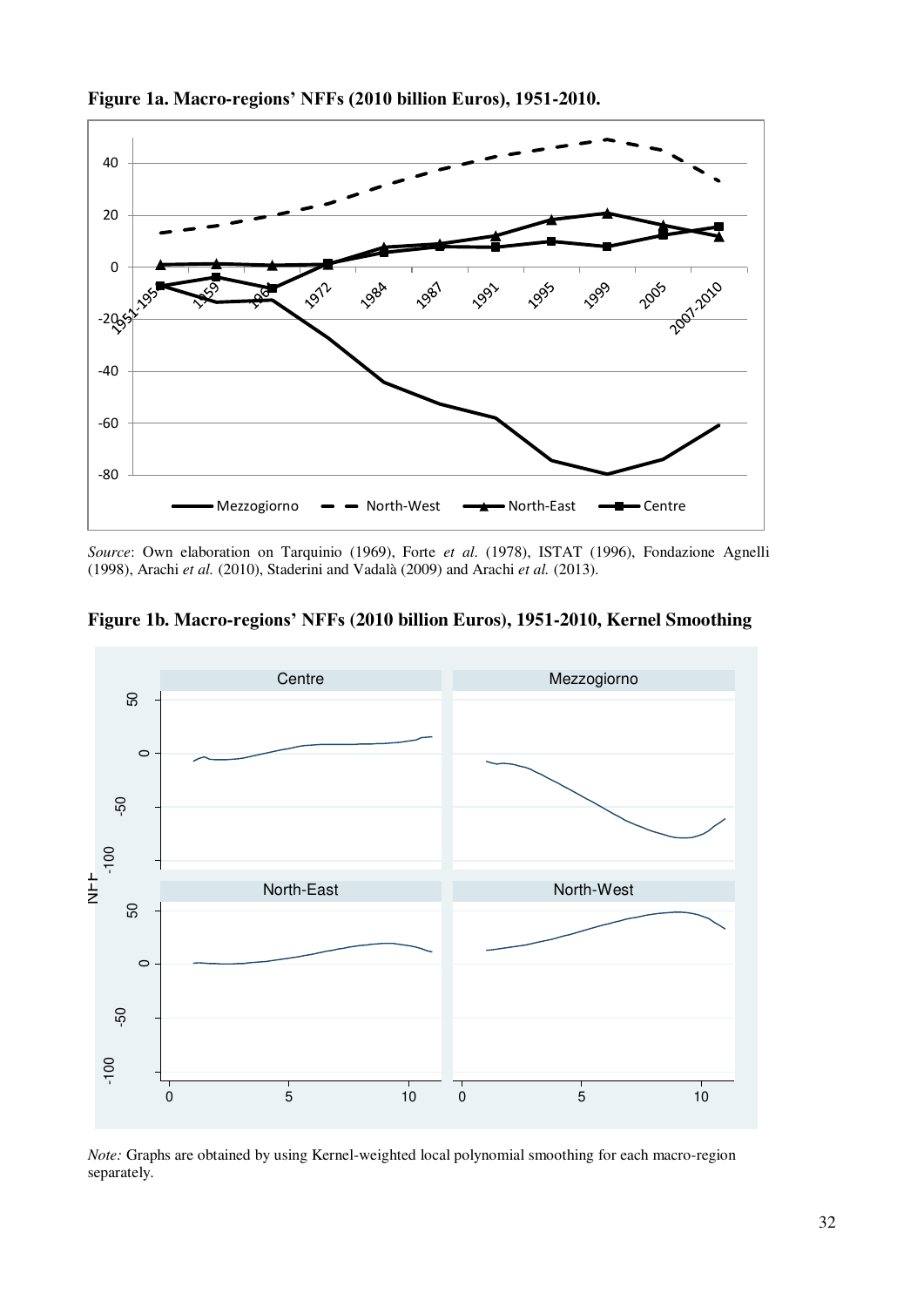**Figure 1a. Macro-regions' NFFs (2010 billion Euros), 1951-2010.**

*Source*: Own elaboration on Tarquinio (1969), Forte *et al*. (1978), ISTAT (1996), Fondazione Agnelli (1998), Arachi *et al.* (2010), Staderini and Vadalà (2009) and Arachi *et al.* (2013).

**Figure 1b. Macro-regions' NFFs (2010 billion Euros), 1951-2010, Kernel Smoothing**

*Note:* Graphs are obtained by using Kernel-weighted local polynomial smoothing for each macro-region separately.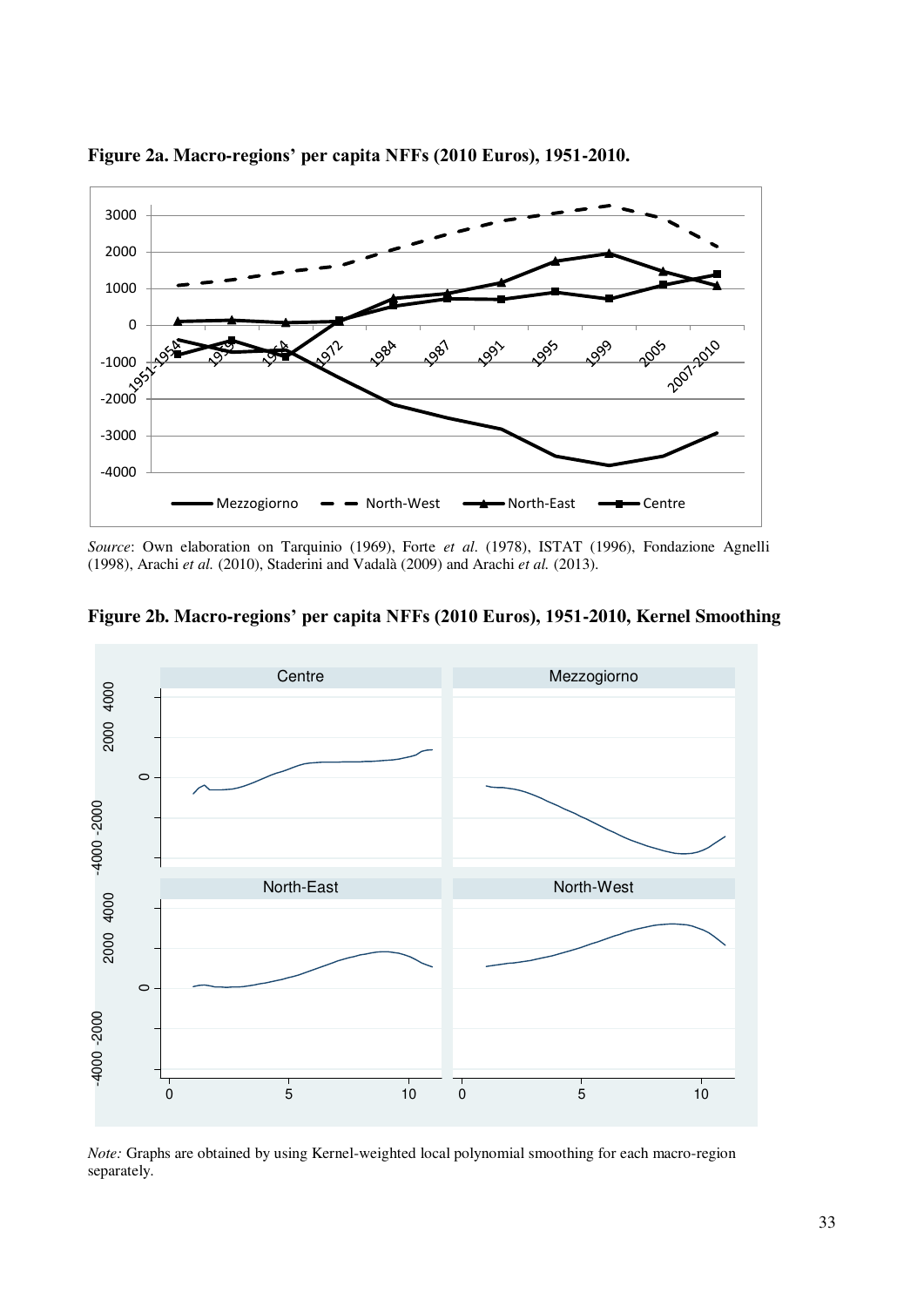**Figure 2a. Macro-regions' per capita NFFs (2010 Euros), 1951-2010.**

*Source*: Own elaboration on Tarquinio (1969), Forte *et al*. (1978), ISTAT (1996), Fondazione Agnelli (1998), Arachi *et al.* (2010), Staderini and Vadalà (2009) and Arachi *et al.* (2013).

**Figure 2b. Macro-regions' per capita NFFs (2010 Euros), 1951-2010, Kernel Smoothing**

*Note:* Graphs are obtained by using Kernel-weighted local polynomial smoothing for each macro-region separately.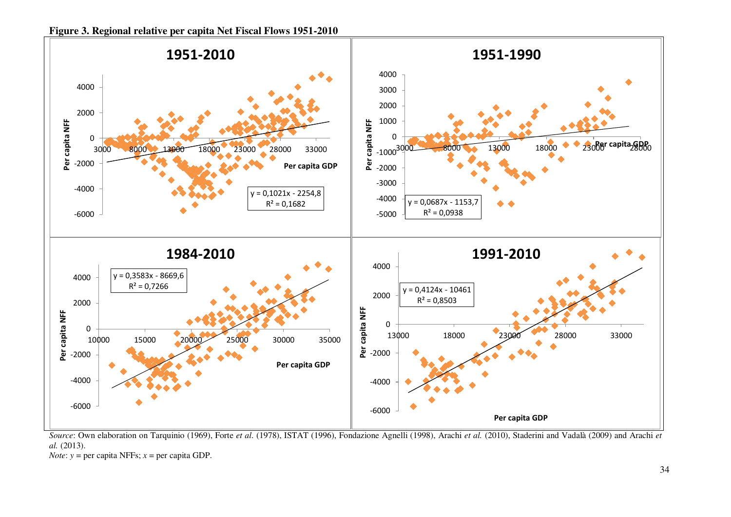**Figure 3. Regional relative per capita Net Fiscal Flows 1951-2010**

*Source*: Own elaboration on Tarquinio (1969), Forte *et al*. (1978), ISTAT (1996), Fondazione Agnelli (1998), Arachi *et al.* (2010), Staderini and Vadalà (2009) and Arachi *et al.* (2013).

*Note*: $y$ = per capita NFFs; $x$ = per capita GDP.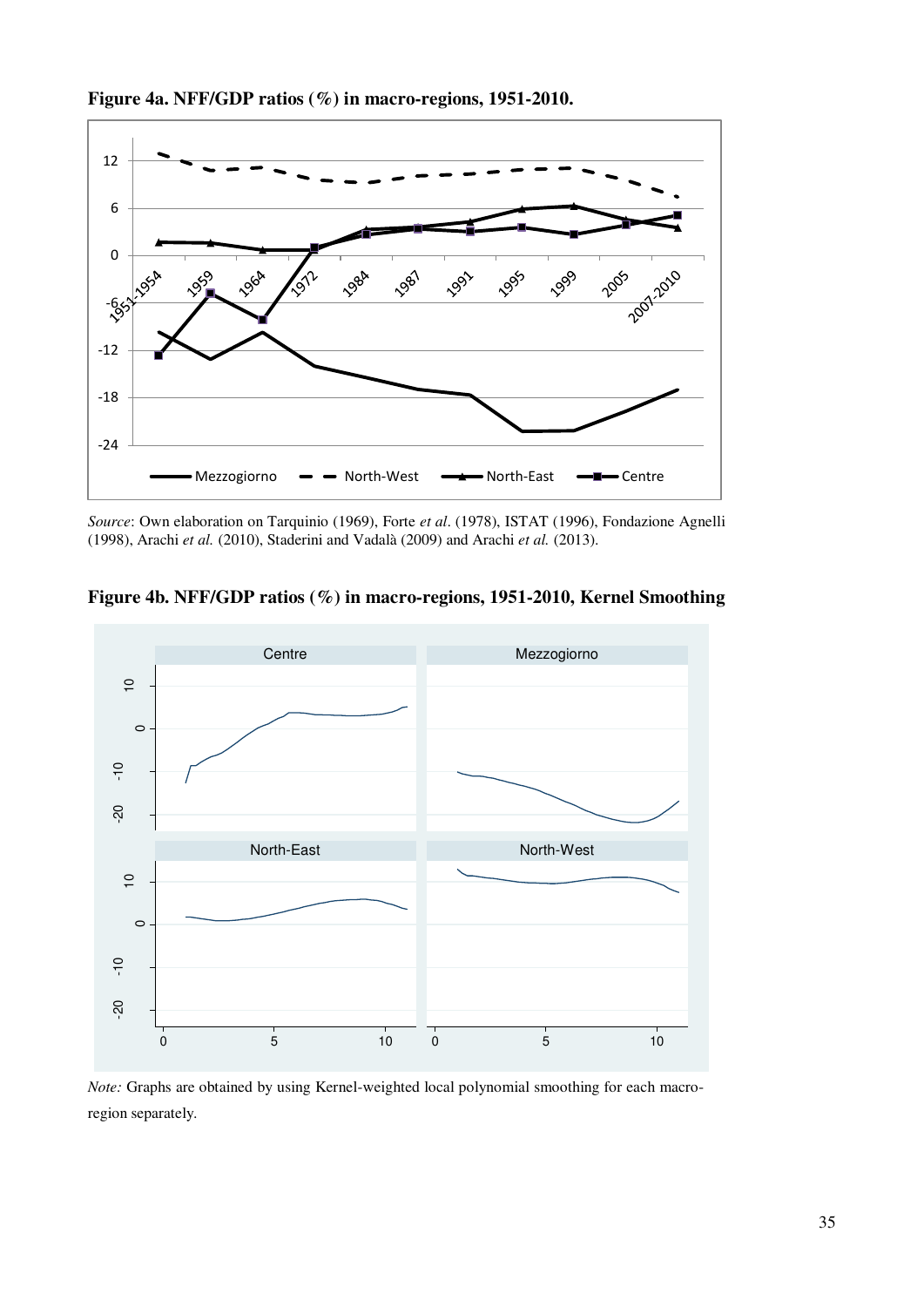**Figure 4a. NFF/GDP ratios (%) in macro-regions, 1951-2010.**

*Source*: Own elaboration on Tarquinio (1969), Forte *et al*. (1978), ISTAT (1996), Fondazione Agnelli (1998), Arachi *et al.* (2010), Staderini and Vadalà (2009) and Arachi *et al.* (2013).

**Figure 4b. NFF/GDP ratios (%) in macro-regions, 1951-2010, Kernel Smoothing**

*Note:* Graphs are obtained by using Kernel-weighted local polynomial smoothing for each macro-region separately.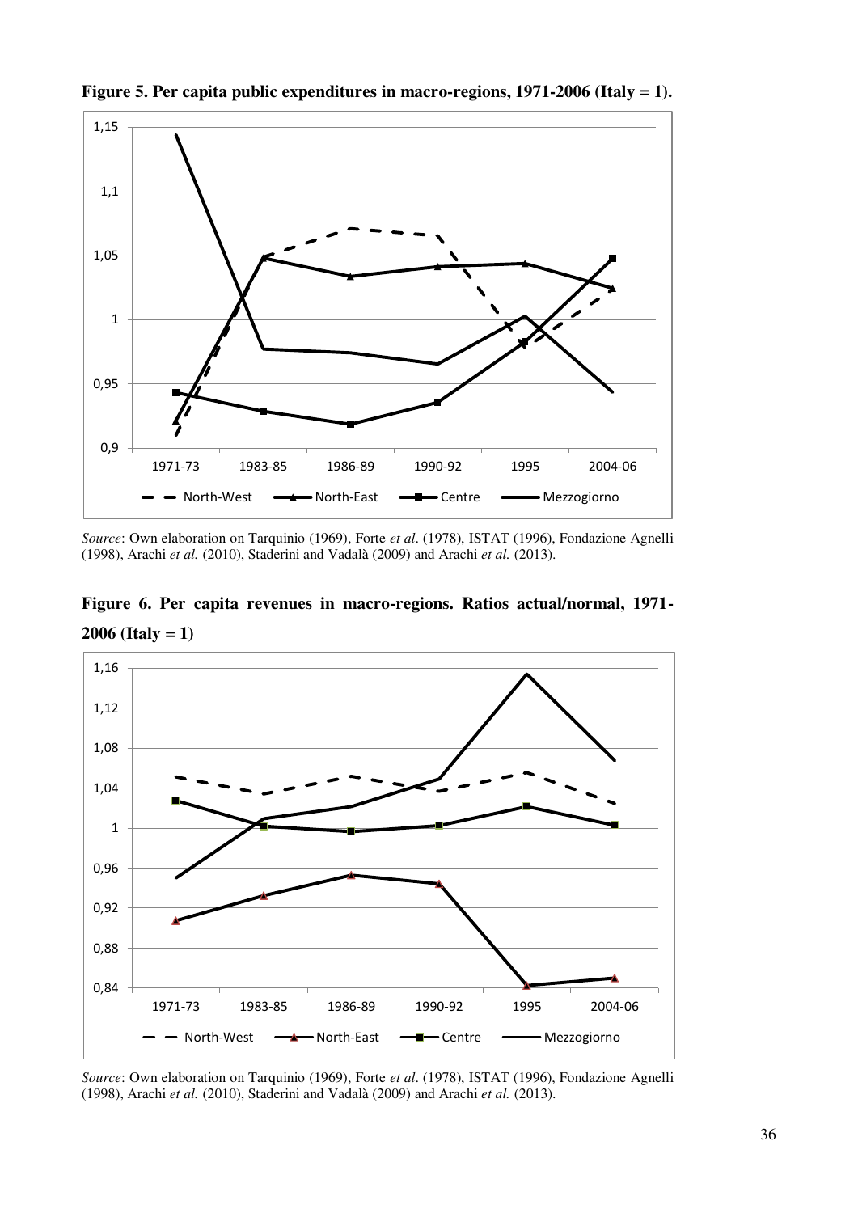**Figure 5. Per capita public expenditures in macro-regions, 1971-2006 (Italy = 1).**

*Source*: Own elaboration on Tarquinio (1969), Forte *et al*. (1978), ISTAT (1996), Fondazione Agnelli (1998), Arachi *et al.* (2010), Staderini and Vadalà (2009) and Arachi *et al.* (2013).

**Figure 6. Per capita revenues in macro-regions. Ratios actual/normal, 1971-2006 (Italy = 1)**

*Source*: Own elaboration on Tarquinio (1969), Forte *et al*. (1978), ISTAT (1996), Fondazione Agnelli (1998), Arachi *et al.* (2010), Staderini and Vadalà (2009) and Arachi *et al.* (2013).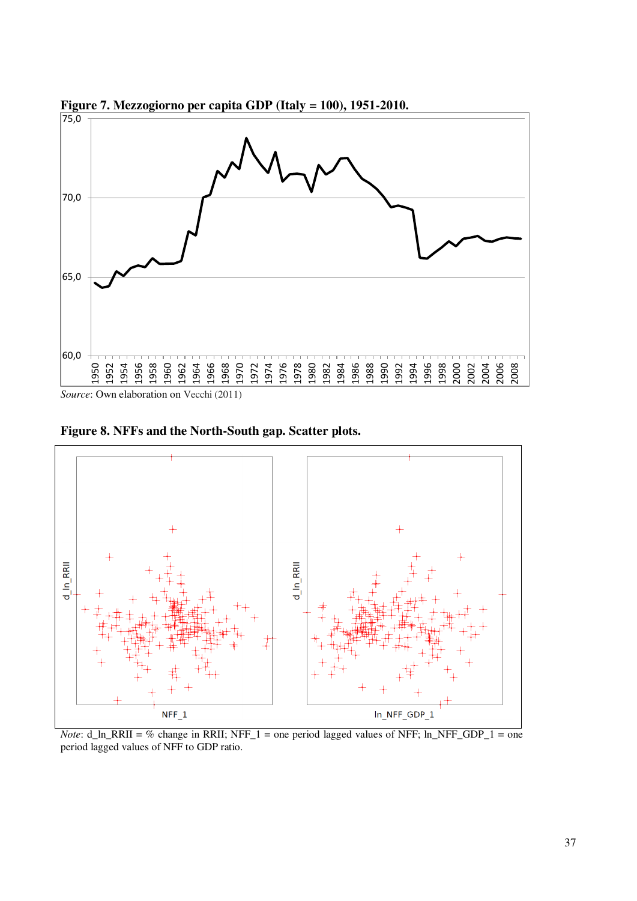**Figure 7. Mezzogiorno per capita GDP (Italy = 100), 1951-2010.**

*Source*: Own elaboration on Vecchi (2011)

**Figure 8. NFFs and the North-South gap. Scatter plots.**

*Note*: d_ln_RRII = % change in RRII; NFF_1 = one period lagged values of NFF; ln_NFF_GDP_1 = one period lagged values of NFF to GDP ratio.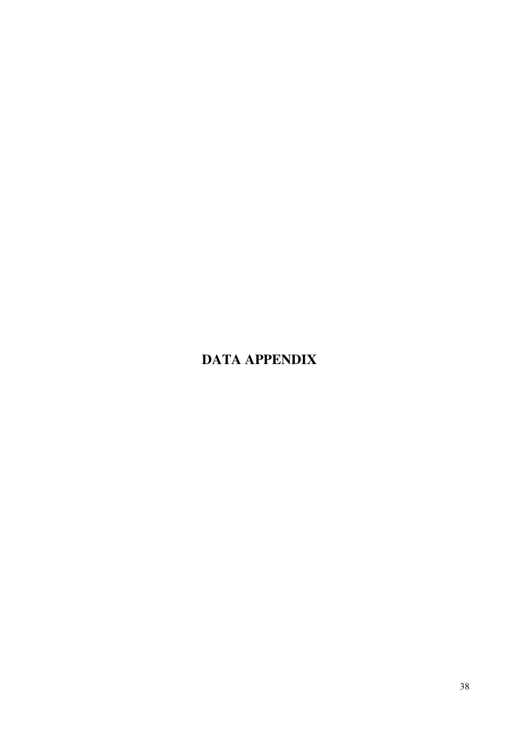# DATA APPENDIX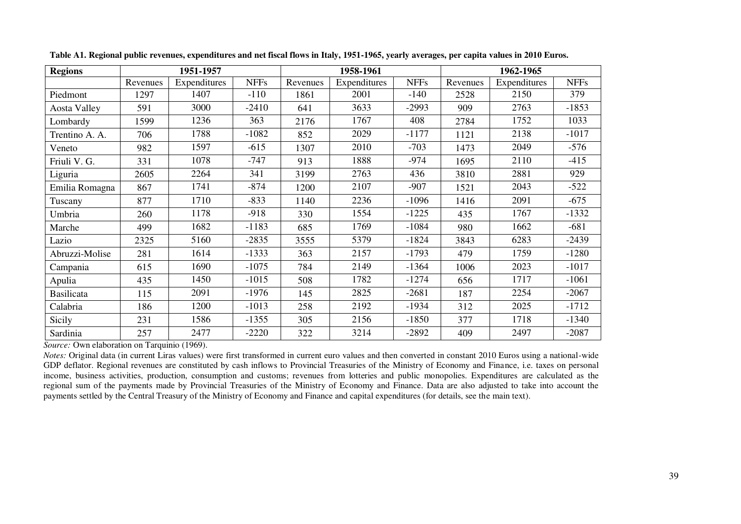**Table A1. Regional public revenues, expenditures and net fiscal flows in Italy, 1951-1965, yearly averages, per capita values in 2010 Euros.**

| Regions | 1951-1957 | | | 1958-1961 | | | 1962-1965 | | |
|---|---|---|---|---|---|---|---|---|---|
| | Revenues | Expenditures | NFFs | Revenues | Expenditures | NFFs | Revenues | Expenditures | NFFs |
| Piedmont | 1297 | 1407 | -110 | 1861 | 2001 | -140 | 2528 | 2150 | 379 |
| Aosta Valley | 591 | 3000 | -2410 | 641 | 3633 | -2993 | 909 | 2763 | -1853 |
| Lombardy | 1599 | 1236 | 363 | 2176 | 1767 | 408 | 2784 | 1752 | 1033 |
| Trentino A. A. | 706 | 1788 | -1082 | 852 | 2029 | -1177 | 1121 | 2138 | -1017 |
| Veneto | 982 | 1597 | -615 | 1307 | 2010 | -703 | 1473 | 2049 | -576 |
| Friuli V. G. | 331 | 1078 | -747 | 913 | 1888 | -974 | 1695 | 2110 | -415 |
| Liguria | 2605 | 2264 | 341 | 3199 | 2763 | 436 | 3810 | 2881 | 929 |
| Emilia Romagna | 867 | 1741 | -874 | 1200 | 2107 | -907 | 1521 | 2043 | -522 |
| Tuscany | 877 | 1710 | -833 | 1140 | 2236 | -1096 | 1416 | 2091 | -675 |
| Umbria | 260 | 1178 | -918 | 330 | 1554 | -1225 | 435 | 1767 | -1332 |
| Marche | 499 | 1682 | -1183 | 685 | 1769 | -1084 | 980 | 1662 | -681 |
| Lazio | 2325 | 5160 | -2835 | 3555 | 5379 | -1824 | 3843 | 6283 | -2439 |
| Abruzzi-Molise | 281 | 1614 | -1333 | 363 | 2157 | -1793 | 479 | 1759 | -1280 |
| Campania | 615 | 1690 | -1075 | 784 | 2149 | -1364 | 1006 | 2023 | -1017 |
| Apulia | 435 | 1450 | -1015 | 508 | 1782 | -1274 | 656 | 1717 | -1061 |
| Basilicata | 115 | 2091 | -1976 | 145 | 2825 | -2681 | 187 | 2254 | -2067 |
| Calabria | 186 | 1200 | -1013 | 258 | 2192 | -1934 | 312 | 2025 | -1712 |
| Sicily | 231 | 1586 | -1355 | 305 | 2156 | -1850 | 377 | 1718 | -1340 |
| Sardinia | 257 | 2477 | -2220 | 322 | 3214 | -2892 | 409 | 2497 | -2087 |

*Source:* Own elaboration on Tarquinio (1969).

*Notes:* Original data (in current Liras values) were first transformed in current euro values and then converted in constant 2010 Euros using a national-wide GDP deflator. Regional revenues are constituted by cash inflows to Provincial Treasuries of the Ministry of Economy and Finance, i.e. taxes on personal income, business activities, production, consumption and customs; revenues from lotteries and public monopolies. Expenditures are calculated as the regional sum of the payments made by Provincial Treasuries of the Ministry of Economy and Finance. Data are also adjusted to take into account the payments settled by the Central Treasury of the Ministry of Economy and Finance and capital expenditures (for details, see the main text).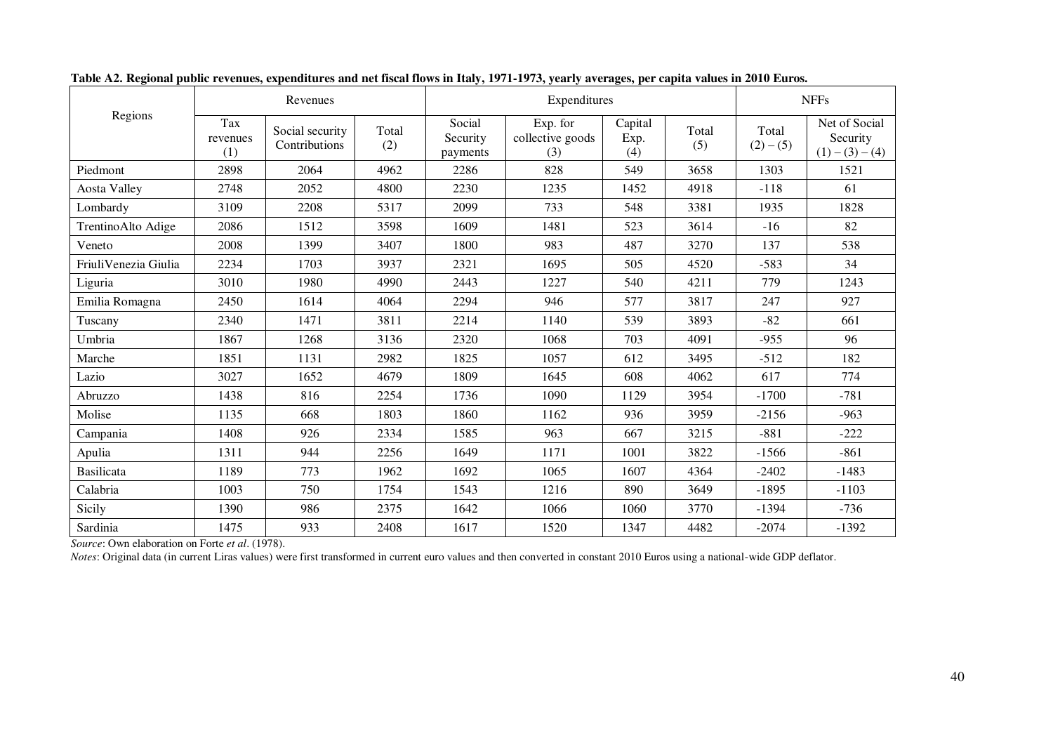**Table A2. Regional public revenues, expenditures and net fiscal flows in Italy, 1971-1973, yearly averages, per capita values in 2010 Euros.**

| Regions | Revenues | | | Expenditures | | | | NFFs | |
|---|---|---|---|---|---|---|---|---|---|
| | Tax revenues (1) | Social security Contributions | Total (2) | Social Security payments | Exp. for collective goods (3) | Capital Exp. (4) | Total (5) | Total (2) – (5) | Net of Social Security (1) – (3) – (4) |
| Piedmont | 2898 | 2064 | 4962 | 2286 | 828 | 549 | 3658 | 1303 | 1521 |
| Aosta Valley | 2748 | 2052 | 4800 | 2230 | 1235 | 1452 | 4918 | -118 | 61 |
| Lombardy | 3109 | 2208 | 5317 | 2099 | 733 | 548 | 3381 | 1935 | 1828 |
| TrentinoAlto Adige | 2086 | 1512 | 3598 | 1609 | 1481 | 523 | 3614 | -16 | 82 |
| Veneto | 2008 | 1399 | 3407 | 1800 | 983 | 487 | 3270 | 137 | 538 |
| FriuliVenezia Giulia | 2234 | 1703 | 3937 | 2321 | 1695 | 505 | 4520 | -583 | 34 |
| Liguria | 3010 | 1980 | 4990 | 2443 | 1227 | 540 | 4211 | 779 | 1243 |
| Emilia Romagna | 2450 | 1614 | 4064 | 2294 | 946 | 577 | 3817 | 247 | 927 |
| Tuscany | 2340 | 1471 | 3811 | 2214 | 1140 | 539 | 3893 | -82 | 661 |
| Umbria | 1867 | 1268 | 3136 | 2320 | 1068 | 703 | 4091 | -955 | 96 |
| Marche | 1851 | 1131 | 2982 | 1825 | 1057 | 612 | 3495 | -512 | 182 |
| Lazio | 3027 | 1652 | 4679 | 1809 | 1645 | 608 | 4062 | 617 | 774 |
| Abruzzo | 1438 | 816 | 2254 | 1736 | 1090 | 1129 | 3954 | -1700 | -781 |
| Molise | 1135 | 668 | 1803 | 1860 | 1162 | 936 | 3959 | -2156 | -963 |
| Campania | 1408 | 926 | 2334 | 1585 | 963 | 667 | 3215 | -881 | -222 |
| Apulia | 1311 | 944 | 2256 | 1649 | 1171 | 1001 | 3822 | -1566 | -861 |
| Basilicata | 1189 | 773 | 1962 | 1692 | 1065 | 1607 | 4364 | -2402 | -1483 |
| Calabria | 1003 | 750 | 1754 | 1543 | 1216 | 890 | 3649 | -1895 | -1103 |
| Sicily | 1390 | 986 | 2375 | 1642 | 1066 | 1060 | 3770 | -1394 | -736 |
| Sardinia | 1475 | 933 | 2408 | 1617 | 1520 | 1347 | 4482 | -2074 | -1392 |

*Source*: Own elaboration on Forte *et al*. (1978).

*Notes*: Original data (in current Liras values) were first transformed in current euro values and then converted in constant 2010 Euros using a national-wide GDP deflator.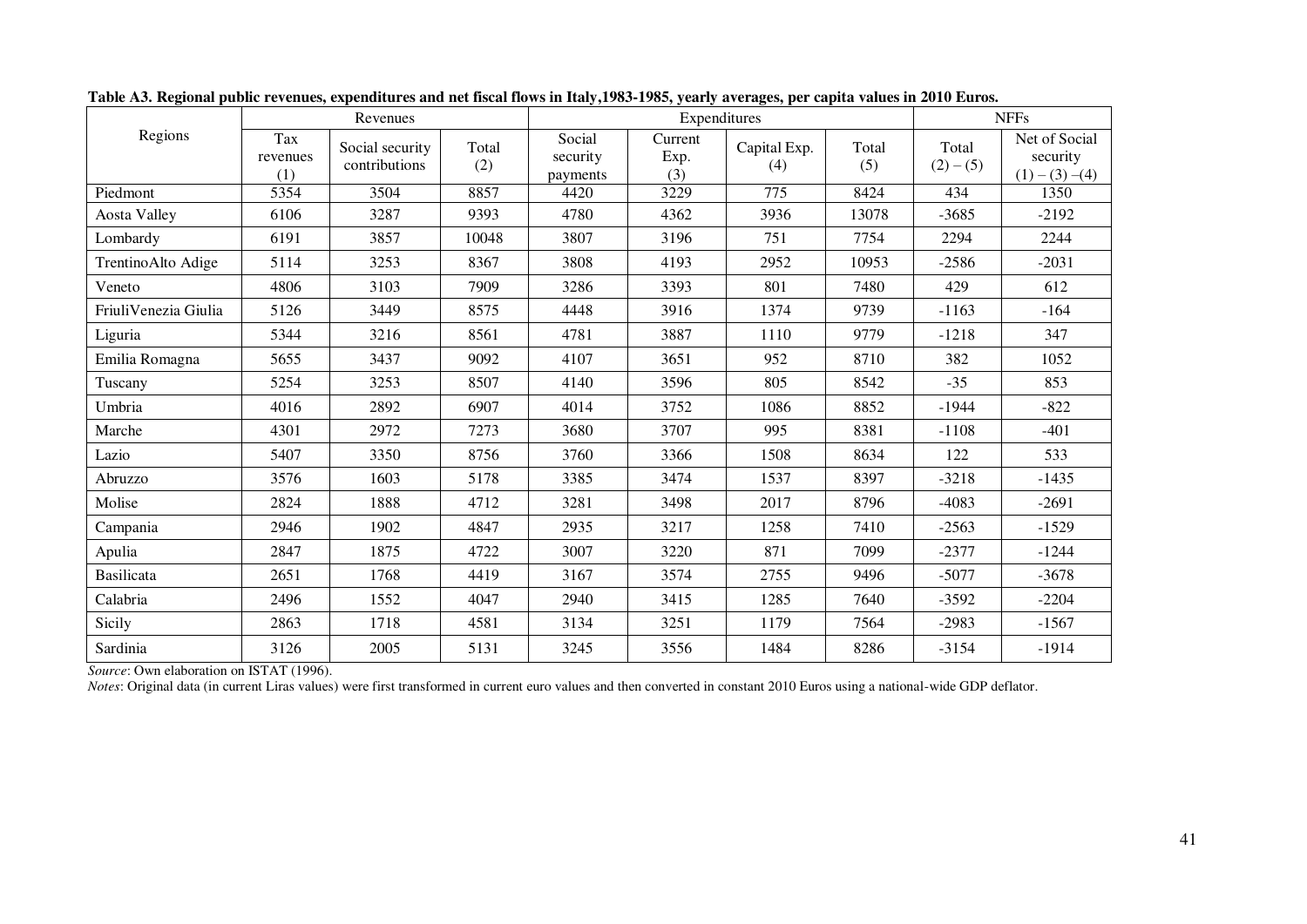**Table A3. Regional public revenues, expenditures and net fiscal flows in Italy,1983-1985, yearly averages, per capita values in 2010 Euros.**

| Regions | Revenues | | | Expenditures | | | | NFFs | |
|---|---|---|---|---|---|---|---|---|---|
| | Tax revenues (1) | Social security contributions | Total (2) | Social security payments | Current Exp. (3) | Capital Exp. (4) | Total (5) | Total (2) – (5) | Net of Social security (1) – (3) –(4) |
| Piedmont | 5354 | 3504 | 8857 | 4420 | 3229 | 775 | 8424 | 434 | 1350 |
| Aosta Valley | 6106 | 3287 | 9393 | 4780 | 4362 | 3936 | 13078 | -3685 | -2192 |
| Lombardy | 6191 | 3857 | 10048 | 3807 | 3196 | 751 | 7754 | 2294 | 2244 |
| TrentinoAlto Adige | 5114 | 3253 | 8367 | 3808 | 4193 | 2952 | 10953 | -2586 | -2031 |
| Veneto | 4806 | 3103 | 7909 | 3286 | 3393 | 801 | 7480 | 429 | 612 |
| FriuliVenezia Giulia | 5126 | 3449 | 8575 | 4448 | 3916 | 1374 | 9739 | -1163 | -164 |
| Liguria | 5344 | 3216 | 8561 | 4781 | 3887 | 1110 | 9779 | -1218 | 347 |
| Emilia Romagna | 5655 | 3437 | 9092 | 4107 | 3651 | 952 | 8710 | 382 | 1052 |
| Tuscany | 5254 | 3253 | 8507 | 4140 | 3596 | 805 | 8542 | -35 | 853 |
| Umbria | 4016 | 2892 | 6907 | 4014 | 3752 | 1086 | 8852 | -1944 | -822 |
| Marche | 4301 | 2972 | 7273 | 3680 | 3707 | 995 | 8381 | -1108 | -401 |
| Lazio | 5407 | 3350 | 8756 | 3760 | 3366 | 1508 | 8634 | 122 | 533 |
| Abruzzo | 3576 | 1603 | 5178 | 3385 | 3474 | 1537 | 8397 | -3218 | -1435 |
| Molise | 2824 | 1888 | 4712 | 3281 | 3498 | 2017 | 8796 | -4083 | -2691 |
| Campania | 2946 | 1902 | 4847 | 2935 | 3217 | 1258 | 7410 | -2563 | -1529 |
| Apulia | 2847 | 1875 | 4722 | 3007 | 3220 | 871 | 7099 | -2377 | -1244 |
| Basilicata | 2651 | 1768 | 4419 | 3167 | 3574 | 2755 | 9496 | -5077 | -3678 |
| Calabria | 2496 | 1552 | 4047 | 2940 | 3415 | 1285 | 7640 | -3592 | -2204 |
| Sicily | 2863 | 1718 | 4581 | 3134 | 3251 | 1179 | 7564 | -2983 | -1567 |
| Sardinia | 3126 | 2005 | 5131 | 3245 | 3556 | 1484 | 8286 | -3154 | -1914 |

*Source*: Own elaboration on ISTAT (1996).
*Notes*: Original data (in current Liras values) were first transformed in current euro values and then converted in constant 2010 Euros using a national-wide GDP deflator.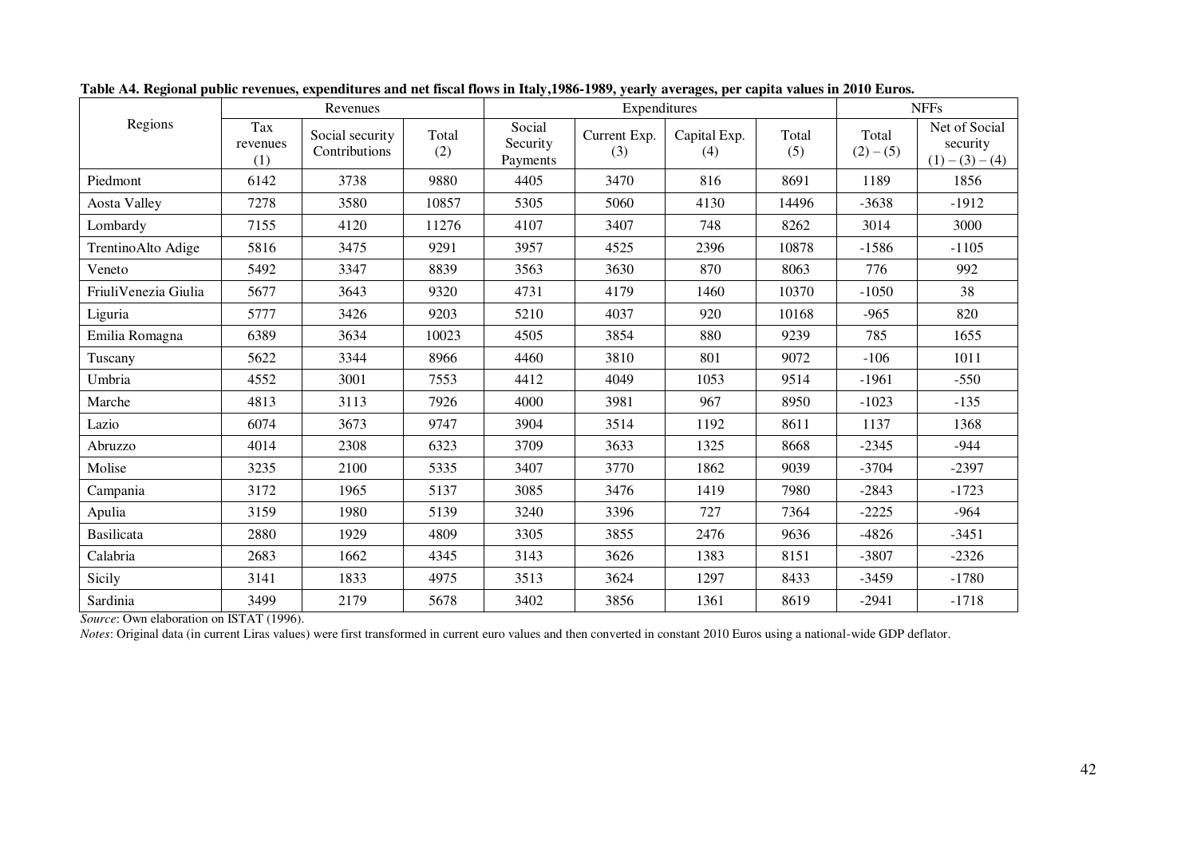**Table A4. Regional public revenues, expenditures and net fiscal flows in Italy,1986-1989, yearly averages, per capita values in 2010 Euros.**

| Regions | Revenues | | | Expenditures | | | | NFFs | |
|---|---|---|---|---|---|---|---|---|---|
| | Tax revenues (1) | Social security Contributions | Total (2) | Social Security Payments | Current Exp. (3) | Capital Exp. (4) | Total (5) | Total (2) – (5) | Net of Social security (1) – (3) – (4) |
| Piedmont | 6142 | 3738 | 9880 | 4405 | 3470 | 816 | 8691 | 1189 | 1856 |
| Aosta Valley | 7278 | 3580 | 10857 | 5305 | 5060 | 4130 | 14496 | -3638 | -1912 |
| Lombardy | 7155 | 4120 | 11276 | 4107 | 3407 | 748 | 8262 | 3014 | 3000 |
| TrentinoAlto Adige | 5816 | 3475 | 9291 | 3957 | 4525 | 2396 | 10878 | -1586 | -1105 |
| Veneto | 5492 | 3347 | 8839 | 3563 | 3630 | 870 | 8063 | 776 | 992 |
| FriuliVenezia Giulia | 5677 | 3643 | 9320 | 4731 | 4179 | 1460 | 10370 | -1050 | 38 |
| Liguria | 5777 | 3426 | 9203 | 5210 | 4037 | 920 | 10168 | -965 | 820 |
| Emilia Romagna | 6389 | 3634 | 10023 | 4505 | 3854 | 880 | 9239 | 785 | 1655 |
| Tuscany | 5622 | 3344 | 8966 | 4460 | 3810 | 801 | 9072 | -106 | 1011 |
| Umbria | 4552 | 3001 | 7553 | 4412 | 4049 | 1053 | 9514 | -1961 | -550 |
| Marche | 4813 | 3113 | 7926 | 4000 | 3981 | 967 | 8950 | -1023 | -135 |
| Lazio | 6074 | 3673 | 9747 | 3904 | 3514 | 1192 | 8611 | 1137 | 1368 |
| Abruzzo | 4014 | 2308 | 6323 | 3709 | 3633 | 1325 | 8668 | -2345 | -944 |
| Molise | 3235 | 2100 | 5335 | 3407 | 3770 | 1862 | 9039 | -3704 | -2397 |
| Campania | 3172 | 1965 | 5137 | 3085 | 3476 | 1419 | 7980 | -2843 | -1723 |
| Apulia | 3159 | 1980 | 5139 | 3240 | 3396 | 727 | 7364 | -2225 | -964 |
| Basilicata | 2880 | 1929 | 4809 | 3305 | 3855 | 2476 | 9636 | -4826 | -3451 |
| Calabria | 2683 | 1662 | 4345 | 3143 | 3626 | 1383 | 8151 | -3807 | -2326 |
| Sicily | 3141 | 1833 | 4975 | 3513 | 3624 | 1297 | 8433 | -3459 | -1780 |
| Sardinia | 3499 | 2179 | 5678 | 3402 | 3856 | 1361 | 8619 | -2941 | -1718 |

*Source*: Own elaboration on ISTAT (1996).

*Notes*: Original data (in current Liras values) were first transformed in current euro values and then converted in constant 2010 Euros using a national-wide GDP deflator.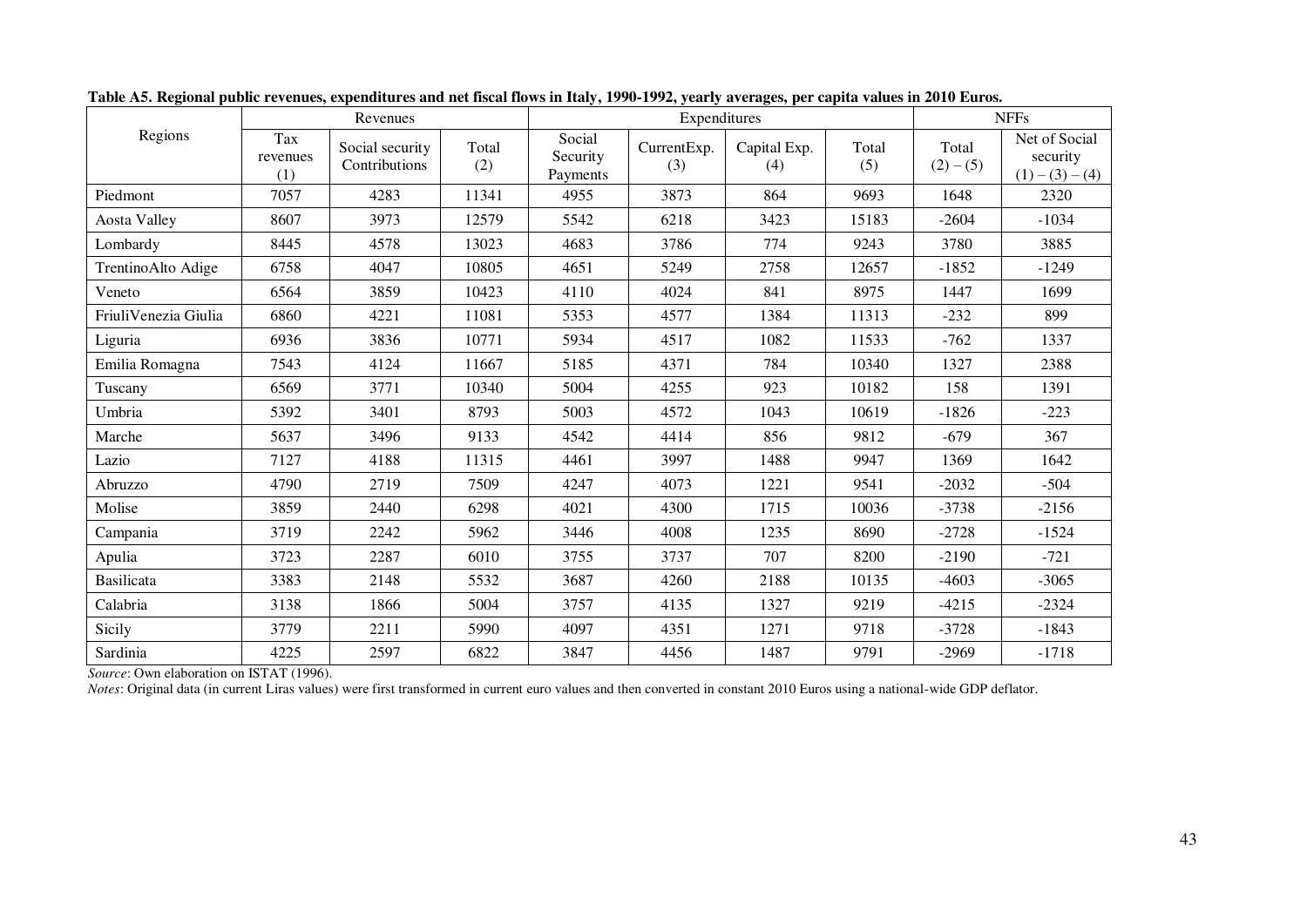**Table A5. Regional public revenues, expenditures and net fiscal flows in Italy, 1990-1992, yearly averages, per capita values in 2010 Euros.**

| Regions | Revenues | | | Expenditures | | | | NFFs | |
|---|---|---|---|---|---|---|---|---|---|
| | Tax revenues (1) | Social security Contributions | Total (2) | Social Security Payments | CurrentExp. (3) | Capital Exp. (4) | Total (5) | Total (2) – (5) | Net of Social security (1) – (3) – (4) |
| Piedmont | 7057 | 4283 | 11341 | 4955 | 3873 | 864 | 9693 | 1648 | 2320 |
| Aosta Valley | 8607 | 3973 | 12579 | 5542 | 6218 | 3423 | 15183 | -2604 | -1034 |
| Lombardy | 8445 | 4578 | 13023 | 4683 | 3786 | 774 | 9243 | 3780 | 3885 |
| TrentinoAlto Adige | 6758 | 4047 | 10805 | 4651 | 5249 | 2758 | 12657 | -1852 | -1249 |
| Veneto | 6564 | 3859 | 10423 | 4110 | 4024 | 841 | 8975 | 1447 | 1699 |
| FriuliVenezia Giulia | 6860 | 4221 | 11081 | 5353 | 4577 | 1384 | 11313 | -232 | 899 |
| Liguria | 6936 | 3836 | 10771 | 5934 | 4517 | 1082 | 11533 | -762 | 1337 |
| Emilia Romagna | 7543 | 4124 | 11667 | 5185 | 4371 | 784 | 10340 | 1327 | 2388 |
| Tuscany | 6569 | 3771 | 10340 | 5004 | 4255 | 923 | 10182 | 158 | 1391 |
| Umbria | 5392 | 3401 | 8793 | 5003 | 4572 | 1043 | 10619 | -1826 | -223 |
| Marche | 5637 | 3496 | 9133 | 4542 | 4414 | 856 | 9812 | -679 | 367 |
| Lazio | 7127 | 4188 | 11315 | 4461 | 3997 | 1488 | 9947 | 1369 | 1642 |
| Abruzzo | 4790 | 2719 | 7509 | 4247 | 4073 | 1221 | 9541 | -2032 | -504 |
| Molise | 3859 | 2440 | 6298 | 4021 | 4300 | 1715 | 10036 | -3738 | -2156 |
| Campania | 3719 | 2242 | 5962 | 3446 | 4008 | 1235 | 8690 | -2728 | -1524 |
| Apulia | 3723 | 2287 | 6010 | 3755 | 3737 | 707 | 8200 | -2190 | -721 |
| Basilicata | 3383 | 2148 | 5532 | 3687 | 4260 | 2188 | 10135 | -4603 | -3065 |
| Calabria | 3138 | 1866 | 5004 | 3757 | 4135 | 1327 | 9219 | -4215 | -2324 |
| Sicily | 3779 | 2211 | 5990 | 4097 | 4351 | 1271 | 9718 | -3728 | -1843 |
| Sardinia | 4225 | 2597 | 6822 | 3847 | 4456 | 1487 | 9791 | -2969 | -1718 |

*Source*: Own elaboration on ISTAT (1996).

*Notes*: Original data (in current Liras values) were first transformed in current euro values and then converted in constant 2010 Euros using a national-wide GDP deflator.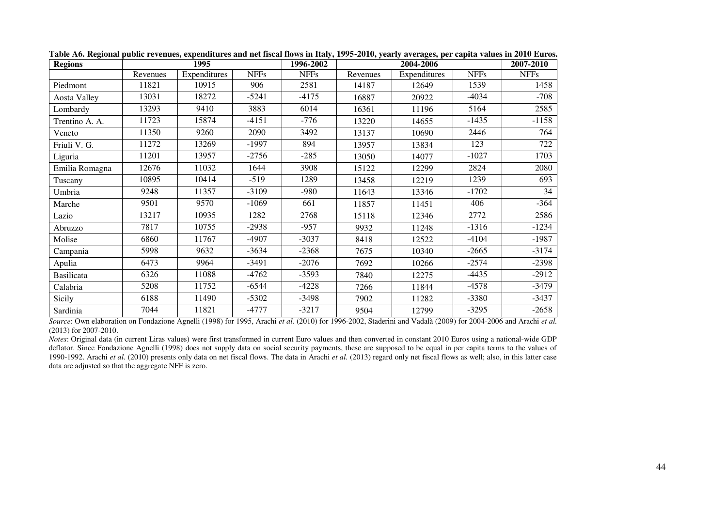**Table A6. Regional public revenues, expenditures and net fiscal flows in Italy, 1995-2010, yearly averages, per capita values in 2010 Euros.**

| Regions | 1995 | | | 1996-2002 | 2004-2006 | | | 2007-2010 |
|---|---|---|---|---|---|---|---|---|
| | Revenues | Expenditures | NFFs | NFFs | Revenues | Expenditures | NFFs | NFFs |
| Piedmont | 11821 | 10915 | 906 | 2581 | 14187 | 12649 | 1539 | 1458 |
| Aosta Valley | 13031 | 18272 | -5241 | -4175 | 16887 | 20922 | -4034 | -708 |
| Lombardy | 13293 | 9410 | 3883 | 6014 | 16361 | 11196 | 5164 | 2585 |
| Trentino A. A. | 11723 | 15874 | -4151 | -776 | 13220 | 14655 | -1435 | -1158 |
| Veneto | 11350 | 9260 | 2090 | 3492 | 13137 | 10690 | 2446 | 764 |
| Friuli V. G. | 11272 | 13269 | -1997 | 894 | 13957 | 13834 | 123 | 722 |
| Liguria | 11201 | 13957 | -2756 | -285 | 13050 | 14077 | -1027 | 1703 |
| Emilia Romagna | 12676 | 11032 | 1644 | 3908 | 15122 | 12299 | 2824 | 2080 |
| Tuscany | 10895 | 10414 | -519 | 1289 | 13458 | 12219 | 1239 | 693 |
| Umbria | 9248 | 11357 | -3109 | -980 | 11643 | 13346 | -1702 | 34 |
| Marche | 9501 | 9570 | -1069 | 661 | 11857 | 11451 | 406 | -364 |
| Lazio | 13217 | 10935 | 1282 | 2768 | 15118 | 12346 | 2772 | 2586 |
| Abruzzo | 7817 | 10755 | -2938 | -957 | 9932 | 11248 | -1316 | -1234 |
| Molise | 6860 | 11767 | -4907 | -3037 | 8418 | 12522 | -4104 | -1987 |
| Campania | 5998 | 9632 | -3634 | -2368 | 7675 | 10340 | -2665 | -3174 |
| Apulia | 6473 | 9964 | -3491 | -2076 | 7692 | 10266 | -2574 | -2398 |
| Basilicata | 6326 | 11088 | -4762 | -3593 | 7840 | 12275 | -4435 | -2912 |
| Calabria | 5208 | 11752 | -6544 | -4228 | 7266 | 11844 | -4578 | -3479 |
| Sicily | 6188 | 11490 | -5302 | -3498 | 7902 | 11282 | -3380 | -3437 |
| Sardinia | 7044 | 11821 | -4777 | -3217 | 9504 | 12799 | -3295 | -2658 |

*Source*: Own elaboration on Fondazione Agnelli (1998) for 1995, Arachi *et al.* (2010) for 1996-2002, Staderini and Vadalà (2009) for 2004-2006 and Arachi *et al.* (2013) for 2007-2010.

*Notes*: Original data (in current Liras values) were first transformed in current Euro values and then converted in constant 2010 Euros using a national-wide GDP deflator. Since Fondazione Agnelli (1998) does not supply data on social security payments, these are supposed to be equal in per capita terms to the values of 1990-1992. Arachi *et al.* (2010) presents only data on net fiscal flows. The data in Arachi *et al.* (2013) regard only net fiscal flows as well; also, in this latter case data are adjusted so that the aggregate NFF is zero.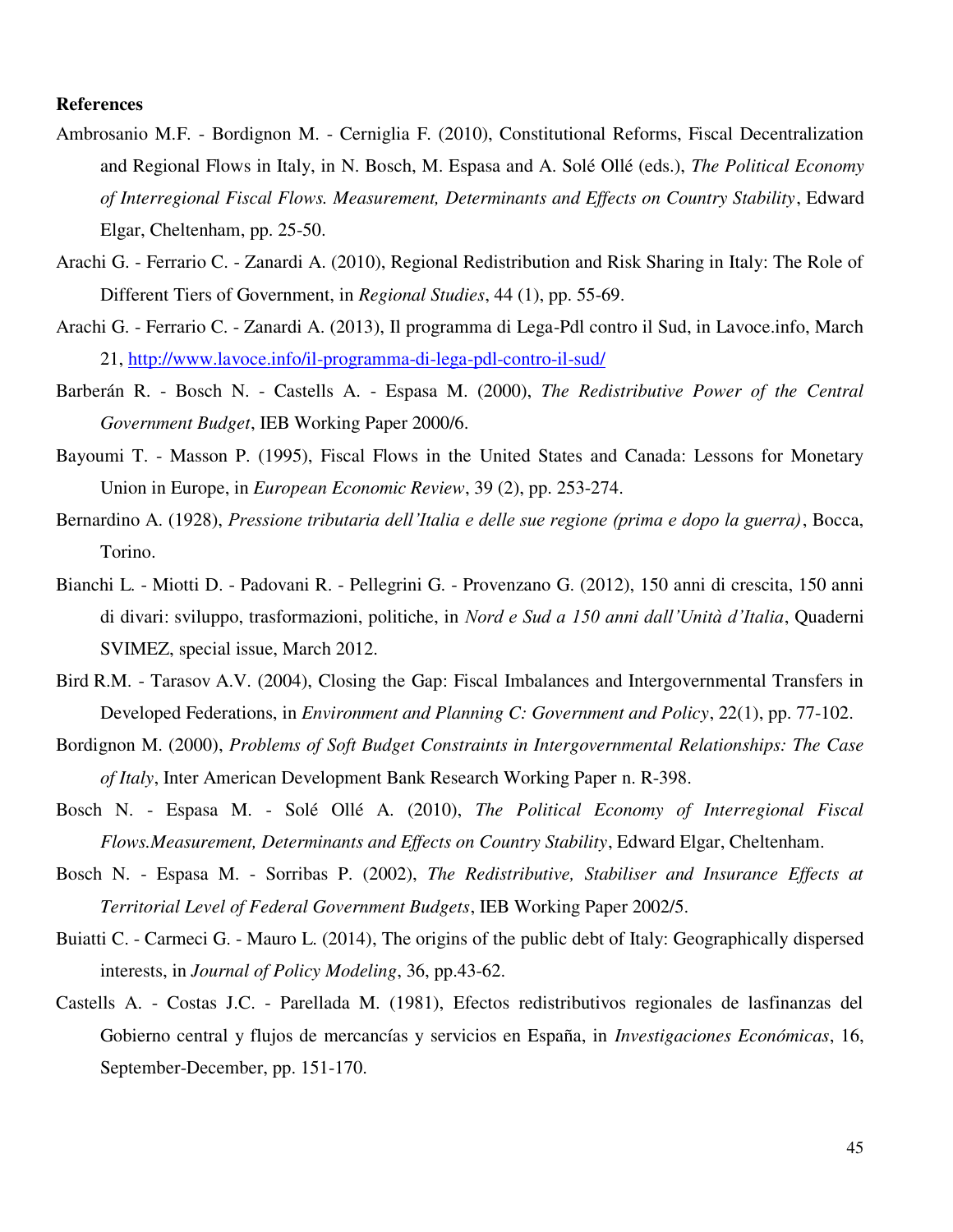**References**

Ambrosanio M.F. - Bordignon M. - Cerniglia F. (2010), Constitutional Reforms, Fiscal Decentralization and Regional Flows in Italy, in N. Bosch, M. Espasa and A. Solé Ollé (eds.), *The Political Economy of Interregional Fiscal Flows. Measurement, Determinants and Effects on Country Stability*, Edward Elgar, Cheltenham, pp. 25-50.

Arachi G. - Ferrario C. - Zanardi A. (2010), Regional Redistribution and Risk Sharing in Italy: The Role of Different Tiers of Government, in *Regional Studies*, 44 (1), pp. 55-69.

Arachi G. - Ferrario C. - Zanardi A. (2013), Il programma di Lega-Pdl contro il Sud, in Lavoce.info, March 21, http://www.lavoce.info/il-programma-di-lega-pdl-contro-il-sud/

Barberán R. - Bosch N. - Castells A. - Espasa M. (2000), *The Redistributive Power of the Central Government Budget*, IEB Working Paper 2000/6.

Bayoumi T. - Masson P. (1995), Fiscal Flows in the United States and Canada: Lessons for Monetary Union in Europe, in *European Economic Review*, 39 (2), pp. 253-274.

Bernardino A. (1928), *Pressione tributaria dell'Italia e delle sue regione (prima e dopo la guerra)*, Bocca, Torino.

Bianchi L. - Miotti D. - Padovani R. - Pellegrini G. - Provenzano G. (2012), 150 anni di crescita, 150 anni di divari: sviluppo, trasformazioni, politiche, in *Nord e Sud a 150 anni dall'Unità d'Italia*, Quaderni SVIMEZ, special issue, March 2012.

Bird R.M. - Tarasov A.V. (2004), Closing the Gap: Fiscal Imbalances and Intergovernmental Transfers in Developed Federations, in *Environment and Planning C: Government and Policy*, 22(1), pp. 77-102.

Bordignon M. (2000), *Problems of Soft Budget Constraints in Intergovernmental Relationships: The Case of Italy*, Inter American Development Bank Research Working Paper n. R-398.

Bosch N. - Espasa M. - Solé Ollé A. (2010), *The Political Economy of Interregional Fiscal Flows.Measurement, Determinants and Effects on Country Stability*, Edward Elgar, Cheltenham.

Bosch N. - Espasa M. - Sorribas P. (2002), *The Redistributive, Stabiliser and Insurance Effects at Territorial Level of Federal Government Budgets*, IEB Working Paper 2002/5.

Buiatti C. - Carmeci G. - Mauro L. (2014), The origins of the public debt of Italy: Geographically dispersed interests, in *Journal of Policy Modeling*, 36, pp.43-62.

Castells A. - Costas J.C. - Parellada M. (1981), Efectos redistributivos regionales de lasfinanzas del Gobierno central y flujos de mercancías y servicios en España, in *Investigaciones Económicas*, 16, September-December, pp. 151-170.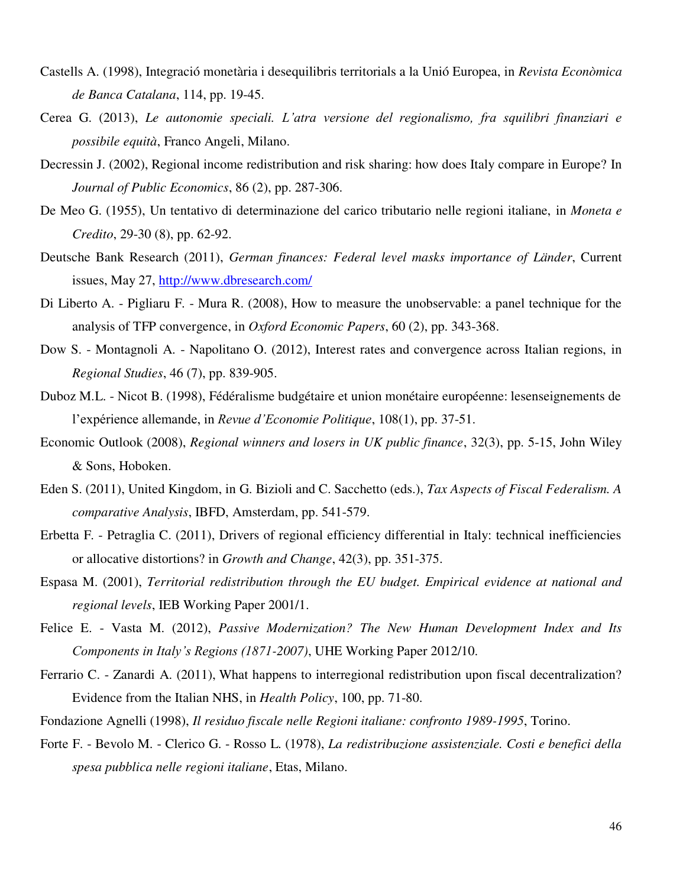Castells A. (1998), Integració monetària i desequilibris territorials a la Unió Europea, in *Revista Econòmica de Banca Catalana*, 114, pp. 19-45.

Cerea G. (2013), *Le autonomie speciali. L'atra versione del regionalismo, fra squilibri finanziari e possibile equità*, Franco Angeli, Milano.

Decressin J. (2002), Regional income redistribution and risk sharing: how does Italy compare in Europe? In *Journal of Public Economics*, 86 (2), pp. 287-306.

De Meo G. (1955), Un tentativo di determinazione del carico tributario nelle regioni italiane, in *Moneta e Credito*, 29-30 (8), pp. 62-92.

Deutsche Bank Research (2011), *German finances: Federal level masks importance of Länder*, Current issues, May 27, http://www.dbresearch.com/

Di Liberto A. - Pigliaru F. - Mura R. (2008), How to measure the unobservable: a panel technique for the analysis of TFP convergence, in *Oxford Economic Papers*, 60 (2), pp. 343-368.

Dow S. - Montagnoli A. - Napolitano O. (2012), Interest rates and convergence across Italian regions, in *Regional Studies*, 46 (7), pp. 839-905.

Duboz M.L. - Nicot B. (1998), Fédéralisme budgétaire et union monétaire européenne: lesenseignements de l'expérience allemande, in *Revue d'Economie Politique*, 108(1), pp. 37-51.

Economic Outlook (2008), *Regional winners and losers in UK public finance*, 32(3), pp. 5-15, John Wiley & Sons, Hoboken.

Eden S. (2011), United Kingdom, in G. Bizioli and C. Sacchetto (eds.), *Tax Aspects of Fiscal Federalism. A comparative Analysis*, IBFD, Amsterdam, pp. 541-579.

Erbetta F. - Petraglia C. (2011), Drivers of regional efficiency differential in Italy: technical inefficiencies or allocative distortions? in *Growth and Change*, 42(3), pp. 351-375.

Espasa M. (2001), *Territorial redistribution through the EU budget. Empirical evidence at national and regional levels*, IEB Working Paper 2001/1.

Felice E. - Vasta M. (2012), *Passive Modernization? The New Human Development Index and Its Components in Italy's Regions (1871-2007)*, UHE Working Paper 2012/10.

Ferrario C. - Zanardi A. (2011), What happens to interregional redistribution upon fiscal decentralization? Evidence from the Italian NHS, in *Health Policy*, 100, pp. 71-80.

Fondazione Agnelli (1998), *Il residuo fiscale nelle Regioni italiane: confronto 1989-1995*, Torino.

Forte F. - Bevolo M. - Clerico G. - Rosso L. (1978), *La redistribuzione assistenziale. Costi e benefici della spesa pubblica nelle regioni italiane*, Etas, Milano.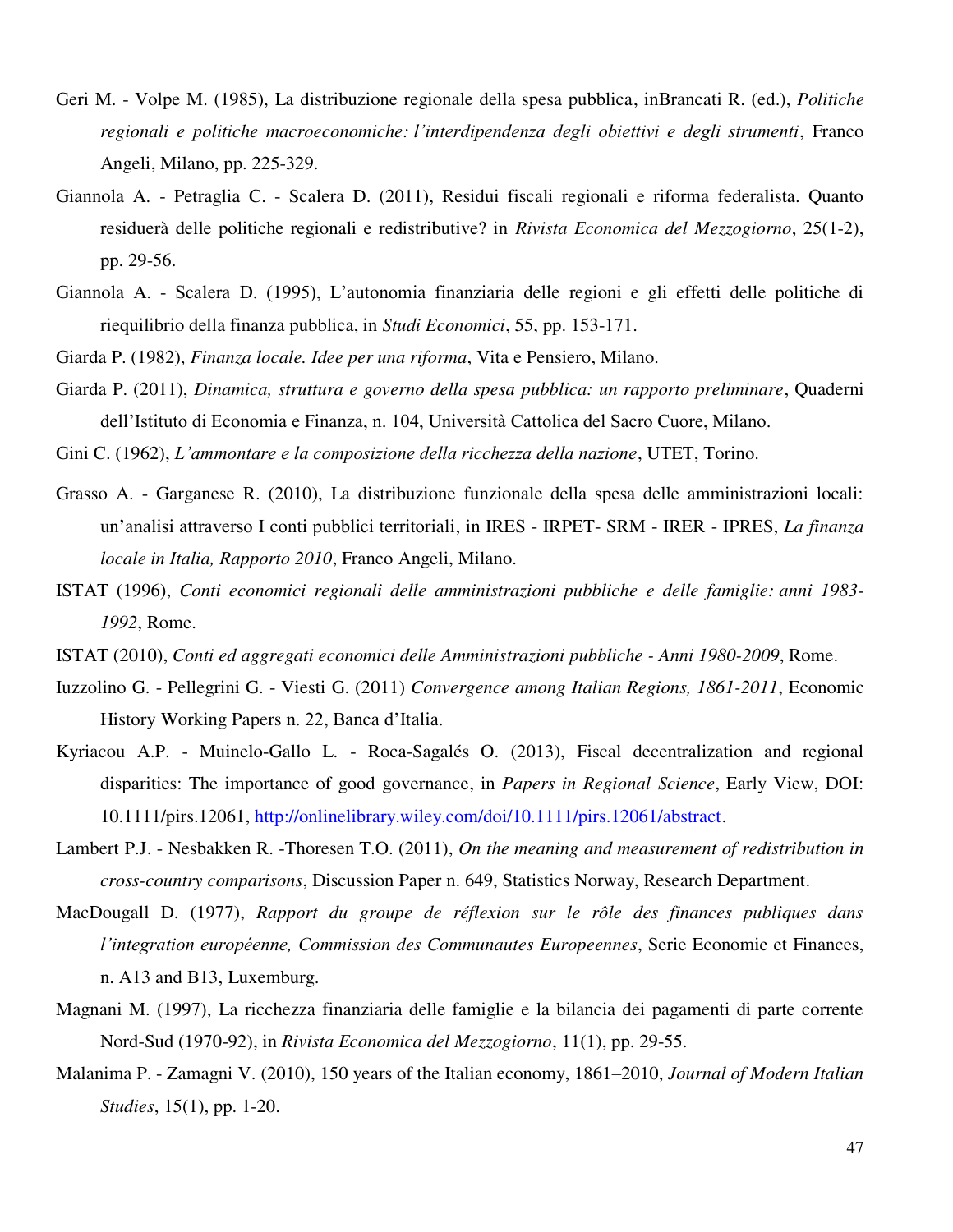Geri M. - Volpe M. (1985), La distribuzione regionale della spesa pubblica, inBrancati R. (ed.), *Politiche regionali e politiche macroeconomiche: l'interdipendenza degli obiettivi e degli strumenti*, Franco Angeli, Milano, pp. 225-329.

Giannola A. - Petraglia C. - Scalera D. (2011), Residui fiscali regionali e riforma federalista. Quanto residuerà delle politiche regionali e redistributive? in *Rivista Economica del Mezzogiorno*, 25(1-2), pp. 29-56.

Giannola A. - Scalera D. (1995), L'autonomia finanziaria delle regioni e gli effetti delle politiche di riequilibrio della finanza pubblica, in *Studi Economici*, 55, pp. 153-171.

Giarda P. (1982), *Finanza locale. Idee per una riforma*, Vita e Pensiero, Milano.

Giarda P. (2011), *Dinamica, struttura e governo della spesa pubblica: un rapporto preliminare*, Quaderni dell'Istituto di Economia e Finanza, n. 104, Università Cattolica del Sacro Cuore, Milano.

Gini C. (1962), *L'ammontare e la composizione della ricchezza della nazione*, UTET, Torino.

Grasso A. - Garganese R. (2010), La distribuzione funzionale della spesa delle amministrazioni locali: un'analisi attraverso I conti pubblici territoriali, in IRES - IRPET- SRM - IRER - IPRES, *La finanza locale in Italia, Rapporto 2010*, Franco Angeli, Milano.

ISTAT (1996), *Conti economici regionali delle amministrazioni pubbliche e delle famiglie: anni 1983-1992*, Rome.

ISTAT (2010), *Conti ed aggregati economici delle Amministrazioni pubbliche - Anni 1980-2009*, Rome.

Iuzzolino G. - Pellegrini G. - Viesti G. (2011) *Convergence among Italian Regions, 1861-2011*, Economic History Working Papers n. 22, Banca d'Italia.

Kyriacou A.P. - Muinelo-Gallo L. - Roca-Sagalés O. (2013), Fiscal decentralization and regional disparities: The importance of good governance, in *Papers in Regional Science*, Early View, DOI: 10.1111/pirs.12061, http://onlinelibrary.wiley.com/doi/10.1111/pirs.12061/abstract.

Lambert P.J. - Nesbakken R. -Thoresen T.O. (2011), *On the meaning and measurement of redistribution in cross-country comparisons*, Discussion Paper n. 649, Statistics Norway, Research Department.

MacDougall D. (1977), *Rapport du groupe de réflexion sur le rôle des finances publiques dans l'integration europénne, Commission des Communautes Europeennes*, Serie Economie et Finances, n. A13 and B13, Luxemburg.

Magnani M. (1997), La ricchezza finanziaria delle famiglie e la bilancia dei pagamenti di parte corrente Nord-Sud (1970-92), in *Rivista Economica del Mezzogiorno*, 11(1), pp. 29-55.

Malanima P. - Zamagni V. (2010), 150 years of the Italian economy, 1861–2010, *Journal of Modern Italian Studies*, 15(1), pp. 1-20.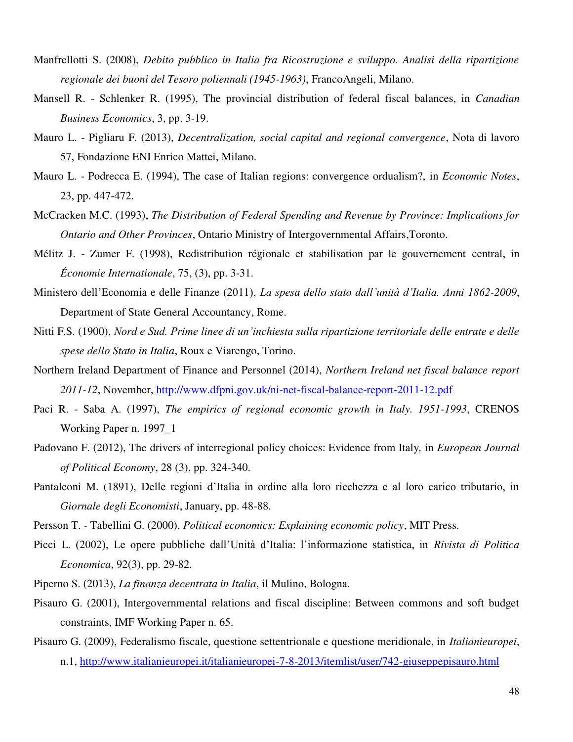Manfrellotti S. (2008), *Debito pubblico in Italia fra Ricostruzione e sviluppo. Analisi della ripartizione regionale dei buoni del Tesoro poliennali (1945-1963)*, FrancoAngeli, Milano.

Mansell R. - Schlenker R. (1995), The provincial distribution of federal fiscal balances, in *Canadian Business Economics*, 3, pp. 3-19.

Mauro L. - Pigliaru F. (2013), *Decentralization, social capital and regional convergence*, Nota di lavoro 57, Fondazione ENI Enrico Mattei, Milano.

Mauro L. - Podrecca E. (1994), The case of Italian regions: convergence ordualism?, in *Economic Notes*, 23, pp. 447-472.

McCracken M.C. (1993), *The Distribution of Federal Spending and Revenue by Province: Implications for Ontario and Other Provinces*, Ontario Ministry of Intergovernmental Affairs,Toronto.

Mélitz J. - Zumer F. (1998), Redistribution régionale et stabilisation par le gouvernement central, in *Économie Internationale*, 75, (3), pp. 3-31.

Ministero dell'Economia e delle Finanze (2011), *La spesa dello stato dall'unità d'Italia. Anni 1862-2009*, Department of State General Accountancy, Rome.

Nitti F.S. (1900), *Nord e Sud. Prime linee di un'inchiesta sulla ripartizione territoriale delle entrate e delle spese dello Stato in Italia*, Roux e Viarengo, Torino.

Northern Ireland Department of Finance and Personnel (2014), *Northern Ireland net fiscal balance report 2011-12*, November, http://www.dfpni.gov.uk/ni-net-fiscal-balance-report-2011-12.pdf

Paci R. - Saba A. (1997), *The empirics of regional economic growth in Italy. 1951-1993*, CRENOS Working Paper n. 1997_1

Padovano F. (2012), The drivers of interregional policy choices: Evidence from Italy, in *European Journal of Political Economy*, 28 (3), pp. 324-340.

Pantaleoni M. (1891), Delle regioni d'Italia in ordine alla loro ricchezza e al loro carico tributario, in *Giornale degli Economisti*, January, pp. 48-88.

Persson T. - Tabellini G. (2000), *Political economics: Explaining economic policy*, MIT Press.

Picci L. (2002), Le opere pubbliche dall'Unità d'Italia: l'informazione statistica, in *Rivista di Politica Economica*, 92(3), pp. 29-82.

Piperno S. (2013), *La finanza decentrata in Italia*, il Mulino, Bologna.

Pisauro G. (2001), Intergovernmental relations and fiscal discipline: Between commons and soft budget constraints, IMF Working Paper n. 65.

Pisauro G. (2009), Federalismo fiscale, questione settentrionale e questione meridionale, in *Italianieuropei*, n.1, http://www.italianieuropei.it/italianieuropei-7-8-2013/itemlist/user/742-giuseppepisauro.html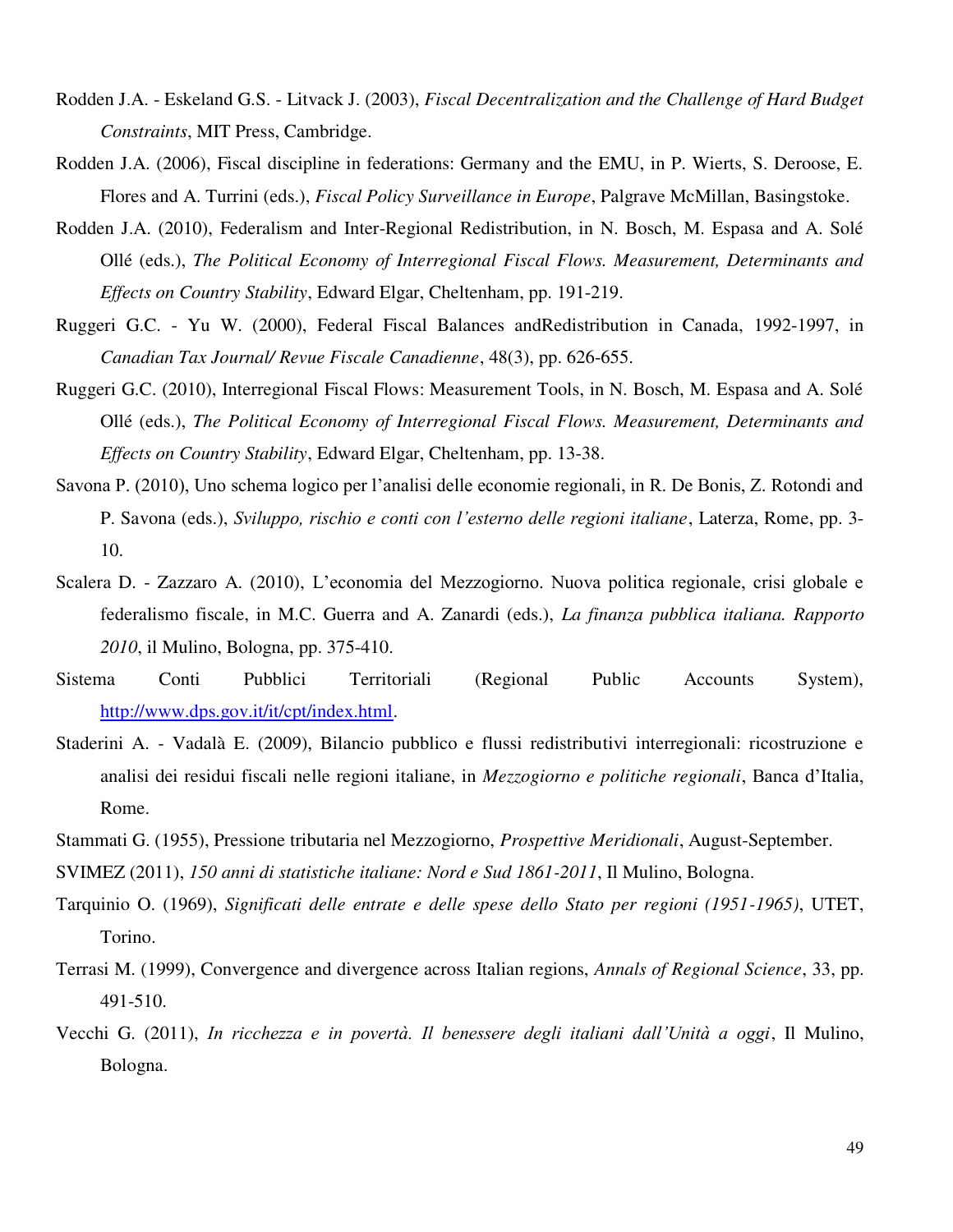Rodden J.A. - Eskeland G.S. - Litvack J. (2003), *Fiscal Decentralization and the Challenge of Hard Budget Constraints*, MIT Press, Cambridge.

Rodden J.A. (2006), Fiscal discipline in federations: Germany and the EMU, in P. Wierts, S. Deroose, E. Flores and A. Turrini (eds.), *Fiscal Policy Surveillance in Europe*, Palgrave McMillan, Basingstoke.

Rodden J.A. (2010), Federalism and Inter-Regional Redistribution, in N. Bosch, M. Espasa and A. Solé Ollé (eds.), *The Political Economy of Interregional Fiscal Flows. Measurement, Determinants and Effects on Country Stability*, Edward Elgar, Cheltenham, pp. 191-219.

Ruggeri G.C. - Yu W. (2000), Federal Fiscal Balances andRedistribution in Canada, 1992-1997, in *Canadian Tax Journal/ Revue Fiscale Canadienne*, 48(3), pp. 626-655.

Ruggeri G.C. (2010), Interregional Fiscal Flows: Measurement Tools, in N. Bosch, M. Espasa and A. Solé Ollé (eds.), *The Political Economy of Interregional Fiscal Flows. Measurement, Determinants and Effects on Country Stability*, Edward Elgar, Cheltenham, pp. 13-38.

Savona P. (2010), Uno schema logico per l'analisi delle economie regionali, in R. De Bonis, Z. Rotondi and P. Savona (eds.), *Sviluppo, rischio e conti con l'esterno delle regioni italiane*, Laterza, Rome, pp. 3-10.

Scalera D. - Zazzaro A. (2010), L'economia del Mezzogiorno. Nuova politica regionale, crisi globale e federalismo fiscale, in M.C. Guerra and A. Zanardi (eds.), *La finanza pubblica italiana. Rapporto 2010*, il Mulino, Bologna, pp. 375-410.

Sistema Conti Pubblici Territoriali (Regional Public Accounts System), http://www.dps.gov.it/it/cpt/index.html.

Staderini A. - Vadalà E. (2009), Bilancio pubblico e flussi redistributivi interregionali: ricostruzione e analisi dei residui fiscali nelle regioni italiane, in *Mezzogiorno e politiche regionali*, Banca d'Italia, Rome.

Stammati G. (1955), Pressione tributaria nel Mezzogiorno, *Prospettive Meridionali*, August-September.

SVIMEZ (2011), *150 anni di statistiche italiane: Nord e Sud 1861-2011*, Il Mulino, Bologna.

Tarquinio O. (1969), *Significati delle entrate e delle spese dello Stato per regioni (1951-1965)*, UTET, Torino.

Terrasi M. (1999), Convergence and divergence across Italian regions, *Annals of Regional Science*, 33, pp. 491-510.

Vecchi G. (2011), *In ricchezza e in povertà. Il benessere degli italiani dall'Unità a oggi*, Il Mulino, Bologna.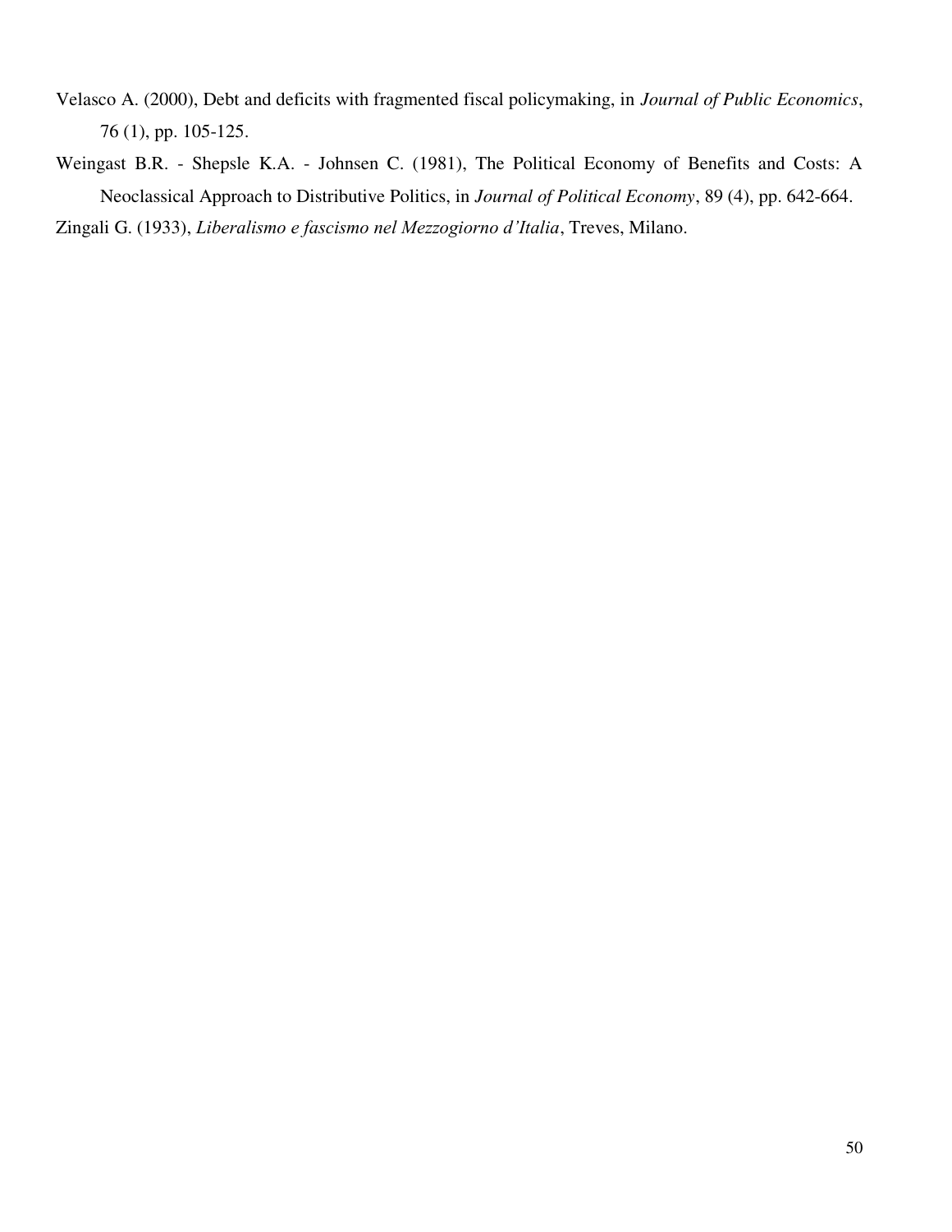Velasco A. (2000), Debt and deficits with fragmented fiscal policymaking, in *Journal of Public Economics*, 76 (1), pp. 105-125.

Weingast B.R. - Shepsle K.A. - Johnsen C. (1981), The Political Economy of Benefits and Costs: A Neoclassical Approach to Distributive Politics, in *Journal of Political Economy*, 89 (4), pp. 642-664.

Zingali G. (1933), *Liberalismo e fascismo nel Mezzogiorno d'Italia*, Treves, Milano.